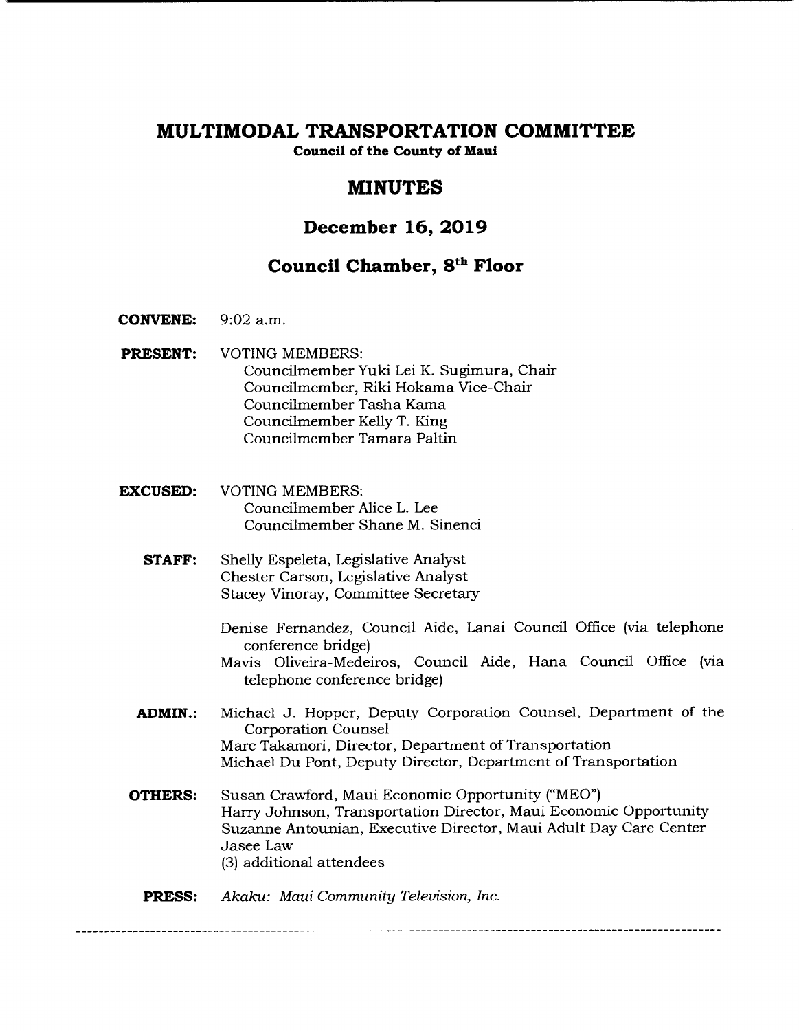# MULTIMODAL TRANSPORTATION COMMITTEE

**Council of the County of Maui**

## MINUTES

## December 16, 2019

## Council Chamber, 8th Floor

**CONVENE:** 9:02 a.m.

**PRESENT:** VOTING MEMBERS:
Councilmember Yuki Lei K. Sugimura, Chair
Councilmember, Riki Hokama Vice-Chair
Councilmember Tasha Kama
Councilmember Kelly T. King
Councilmember Tamara Paltin

**EXCUSED:** VOTING MEMBERS:
Councilmember Alice L. Lee
Councilmember Shane M. Sinenci

**STAFF:** Shelly Espeleta, Legislative Analyst
Chester Carson, Legislative Analyst
Stacey Vinoray, Committee Secretary

Denise Fernandez, Council Aide, Lanai Council Office (via telephone conference bridge)
Mavis Oliveira-Medeiros, Council Aide, Hana Council Office (via telephone conference bridge)

**ADMIN.:** Michael J. Hopper, Deputy Corporation Counsel, Department of the Corporation Counsel
Marc Takamori, Director, Department of Transportation
Michael Du Pont, Deputy Director, Department of Transportation

**OTHERS:** Susan Crawford, Maui Economic Opportunity ("MEO")
Harry Johnson, Transportation Director, Maui Economic Opportunity
Suzanne Antounian, Executive Director, Maui Adult Day Care Center
Jasee Law
(3) additional attendees

**PRESS:** *Akaku: Maui Community Television, Inc.*

---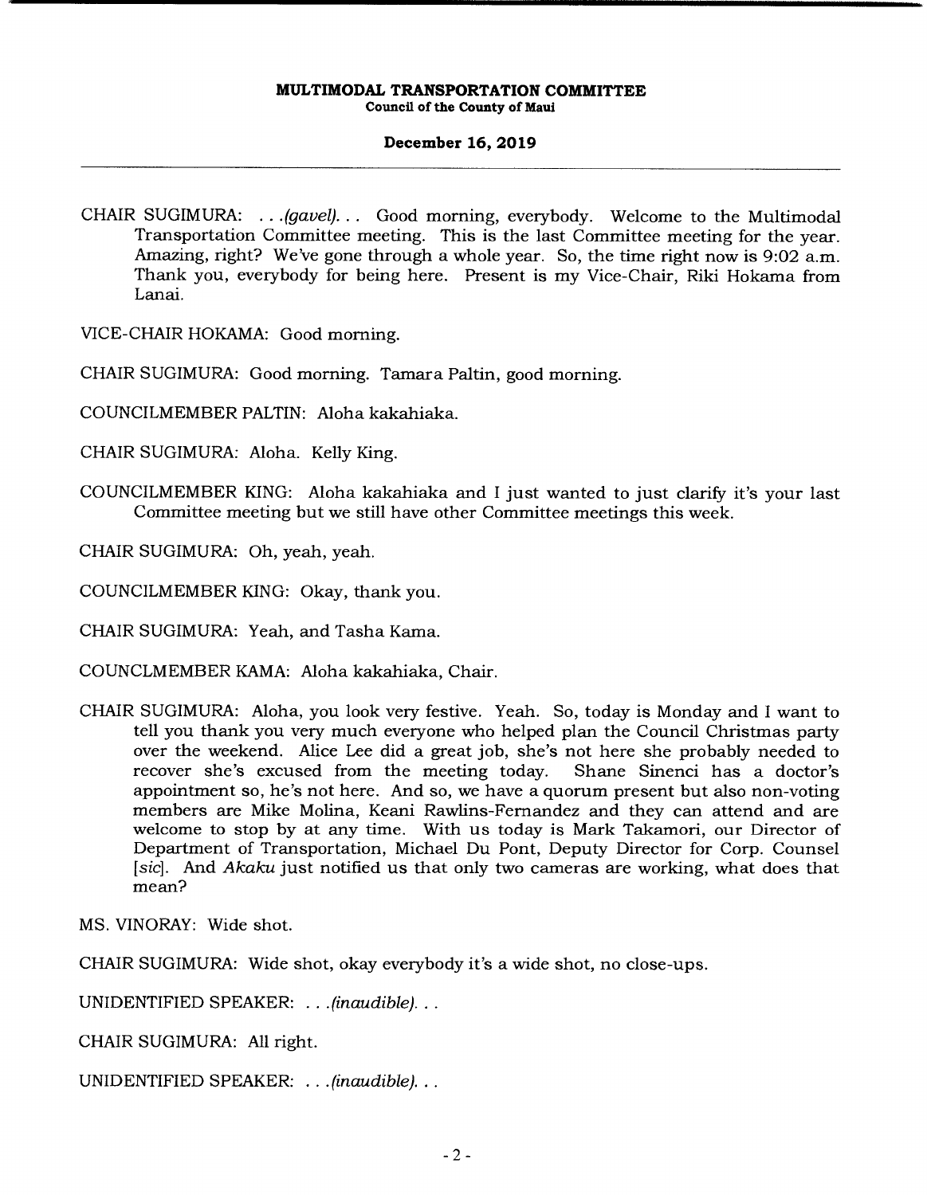CHAIR SUGIMURA: . . .*(gavel)*. . . Good morning, everybody. Welcome to the Multimodal Transportation Committee meeting. This is the last Committee meeting for the year. Amazing, right? We've gone through a whole year. So, the time right now is 9:02 a.m. Thank you, everybody for being here. Present is my Vice-Chair, Riki Hokama from Lanai.

VICE-CHAIR HOKAMA: Good morning.

CHAIR SUGIMURA: Good morning. Tamara Paltin, good morning.

COUNCILMEMBER PALTIN: Aloha kakahiaka.

CHAIR SUGIMURA: Aloha. Kelly King.

COUNCILMEMBER KING: Aloha kakahiaka and I just wanted to just clarify it's your last Committee meeting but we still have other Committee meetings this week.

CHAIR SUGIMURA: Oh, yeah, yeah.

COUNCILMEMBER KING: Okay, thank you.

CHAIR SUGIMURA: Yeah, and Tasha Kama.

COUNCLMEMBER KAMA: Aloha kakahiaka, Chair.

CHAIR SUGIMURA: Aloha, you look very festive. Yeah. So, today is Monday and I want to tell you thank you very much everyone who helped plan the Council Christmas party over the weekend. Alice Lee did a great job, she's not here she probably needed to recover she's excused from the meeting today. Shane Sinenci has a doctor's appointment so, he's not here. And so, we have a quorum present but also non-voting members are Mike Molina, Keani Rawlins-Fernandez and they can attend and are welcome to stop by at any time. With us today is Mark Takamori, our Director of Department of Transportation, Michael Du Pont, Deputy Director for Corp. Counsel [*sic*]. And *Akaku* just notified us that only two cameras are working, what does that mean?

MS. VINORAY: Wide shot.

CHAIR SUGIMURA: Wide shot, okay everybody it's a wide shot, no close-ups.

UNIDENTIFIED SPEAKER: . . .*(inaudible)*. . .

CHAIR SUGIMURA: All right.

UNIDENTIFIED SPEAKER: . . .*(inaudible)*. . .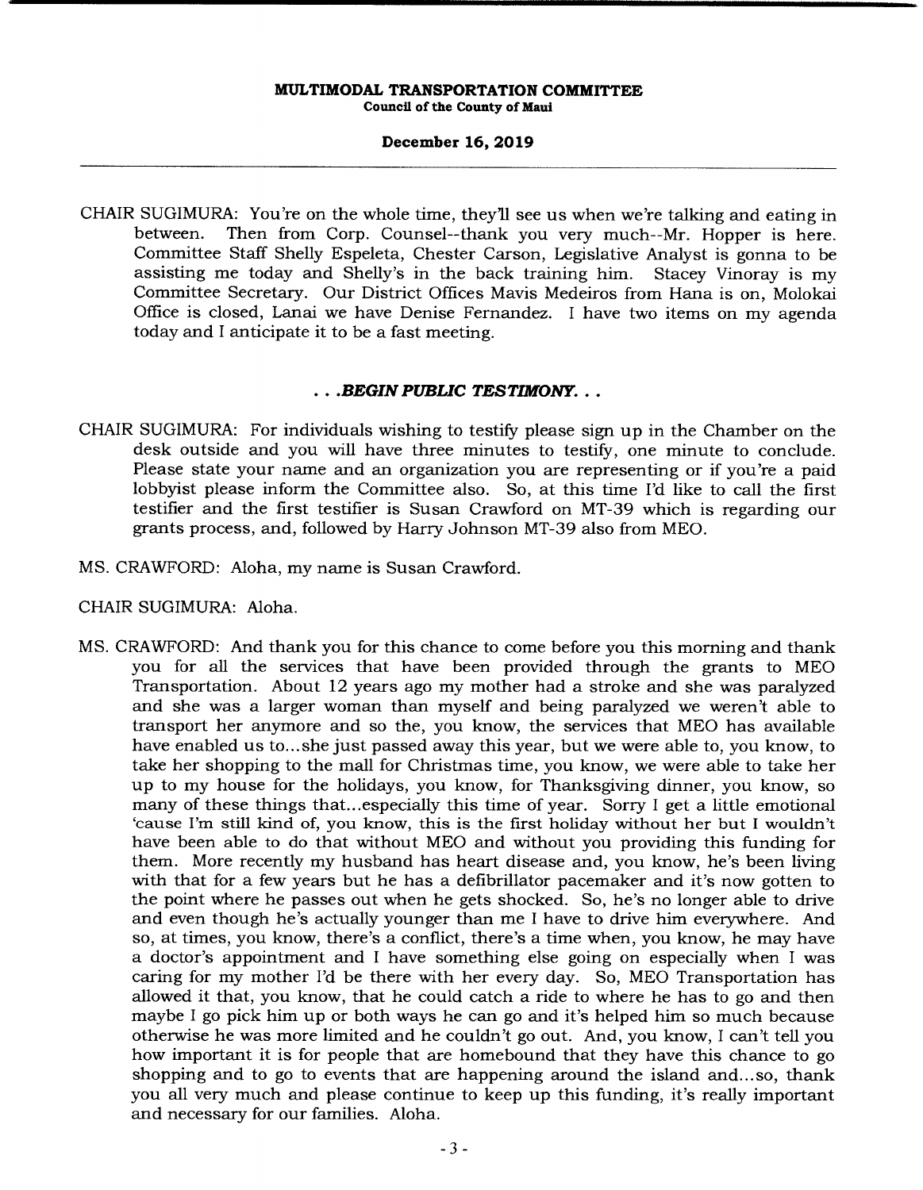CHAIR SUGIMURA: You're on the whole time, they'll see us when we're talking and eating in between. Then from Corp. Counsel--thank you very much--Mr. Hopper is here. Committee Staff Shelly Espeleta, Chester Carson, Legislative Analyst is gonna to be assisting me today and Shelly's in the back training him. Stacey Vinoray is my Committee Secretary. Our District Offices Mavis Medeiros from Hana is on, Molokai Office is closed, Lanai we have Denise Fernandez. I have two items on my agenda today and I anticipate it to be a fast meeting.

***. . .BEGIN PUBLIC TESTIMONY. . .***

CHAIR SUGIMURA: For individuals wishing to testify please sign up in the Chamber on the desk outside and you will have three minutes to testify, one minute to conclude. Please state your name and an organization you are representing or if you're a paid lobbyist please inform the Committee also. So, at this time I'd like to call the first testifier and the first testifier is Susan Crawford on MT-39 which is regarding our grants process, and, followed by Harry Johnson MT-39 also from MEO.

MS. CRAWFORD: Aloha, my name is Susan Crawford.

CHAIR SUGIMURA: Aloha.

MS. CRAWFORD: And thank you for this chance to come before you this morning and thank you for all the services that have been provided through the grants to MEO Transportation. About 12 years ago my mother had a stroke and she was paralyzed and she was a larger woman than myself and being paralyzed we weren't able to transport her anymore and so the, you know, the services that MEO has available have enabled us to...she just passed away this year, but we were able to, you know, to take her shopping to the mall for Christmas time, you know, we were able to take her up to my house for the holidays, you know, for Thanksgiving dinner, you know, so many of these things that...especially this time of year. Sorry I get a little emotional 'cause I'm still kind of, you know, this is the first holiday without her but I wouldn't have been able to do that without MEO and without you providing this funding for them. More recently my husband has heart disease and, you know, he's been living with that for a few years but he has a defibrillator pacemaker and it's now gotten to the point where he passes out when he gets shocked. So, he's no longer able to drive and even though he's actually younger than me I have to drive him everywhere. And so, at times, you know, there's a conflict, there's a time when, you know, he may have a doctor's appointment and I have something else going on especially when I was caring for my mother I'd be there with her every day. So, MEO Transportation has allowed it that, you know, that he could catch a ride to where he has to go and then maybe I go pick him up or both ways he can go and it's helped him so much because otherwise he was more limited and he couldn't go out. And, you know, I can't tell you how important it is for people that are homebound that they have this chance to go shopping and to go to events that are happening around the island and...so, thank you all very much and please continue to keep up this funding, it's really important and necessary for our families. Aloha.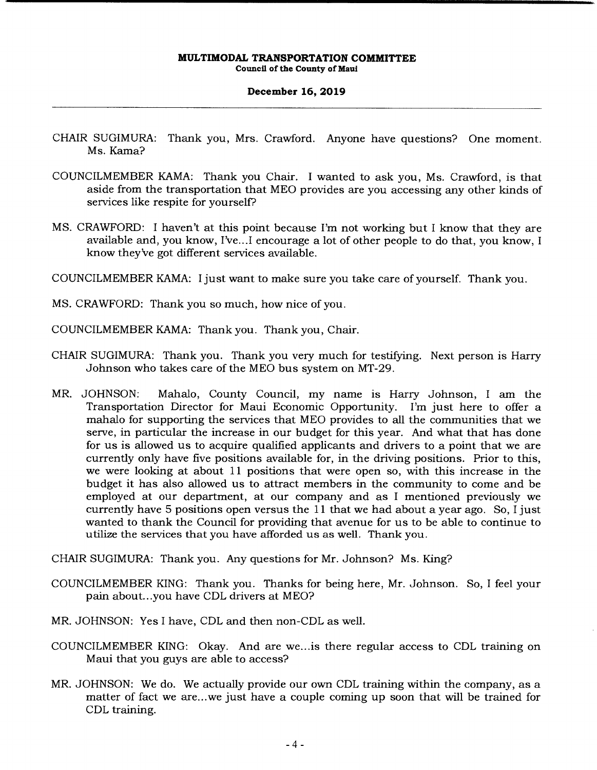CHAIR SUGIMURA: Thank you, Mrs. Crawford. Anyone have questions? One moment. Ms. Kama?

COUNCILMEMBER KAMA: Thank you Chair. I wanted to ask you, Ms. Crawford, is that aside from the transportation that MEO provides are you accessing any other kinds of services like respite for yourself?

MS. CRAWFORD: I haven't at this point because I'm not working but I know that they are available and, you know, I've...I encourage a lot of other people to do that, you know, I know they've got different services available.

COUNCILMEMBER KAMA: I just want to make sure you take care of yourself. Thank you.

MS. CRAWFORD: Thank you so much, how nice of you.

COUNCILMEMBER KAMA: Thank you. Thank you, Chair.

CHAIR SUGIMURA: Thank you. Thank you very much for testifying. Next person is Harry Johnson who takes care of the MEO bus system on MT-29.

MR. JOHNSON: Mahalo, County Council, my name is Harry Johnson, I am the Transportation Director for Maui Economic Opportunity. I'm just here to offer a mahalo for supporting the services that MEO provides to all the communities that we serve, in particular the increase in our budget for this year. And what that has done for us is allowed us to acquire qualified applicants and drivers to a point that we are currently only have five positions available for, in the driving positions. Prior to this, we were looking at about 11 positions that were open so, with this increase in the budget it has also allowed us to attract members in the community to come and be employed at our department, at our company and as I mentioned previously we currently have 5 positions open versus the 11 that we had about a year ago. So, I just wanted to thank the Council for providing that avenue for us to be able to continue to utilize the services that you have afforded us as well. Thank you.

CHAIR SUGIMURA: Thank you. Any questions for Mr. Johnson? Ms. King?

COUNCILMEMBER KING: Thank you. Thanks for being here, Mr. Johnson. So, I feel your pain about...you have CDL drivers at MEO?

MR. JOHNSON: Yes I have, CDL and then non-CDL as well.

COUNCILMEMBER KING: Okay. And are we...is there regular access to CDL training on Maui that you guys are able to access?

MR. JOHNSON: We do. We actually provide our own CDL training within the company, as a matter of fact we are...we just have a couple coming up soon that will be trained for CDL training.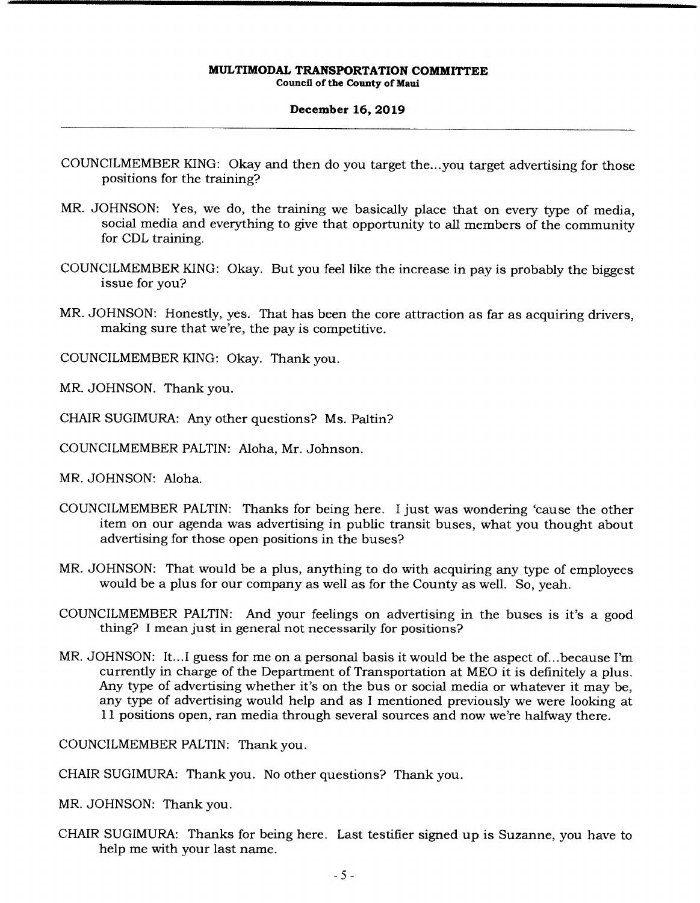COUNCILMEMBER KING: Okay and then do you target the...you target advertising for those positions for the training?

MR. JOHNSON: Yes, we do, the training we basically place that on every type of media, social media and everything to give that opportunity to all members of the community for CDL training.

COUNCILMEMBER KING: Okay. But you feel like the increase in pay is probably the biggest issue for you?

MR. JOHNSON: Honestly, yes. That has been the core attraction as far as acquiring drivers, making sure that we're, the pay is competitive.

COUNCILMEMBER KING: Okay. Thank you.

MR. JOHNSON. Thank you.

CHAIR SUGIMURA: Any other questions? Ms. Paltin?

COUNCILMEMBER PALTIN: Aloha, Mr. Johnson.

MR. JOHNSON: Aloha.

COUNCILMEMBER PALTIN: Thanks for being here. I just was wondering 'cause the other item on our agenda was advertising in public transit buses, what you thought about advertising for those open positions in the buses?

MR. JOHNSON: That would be a plus, anything to do with acquiring any type of employees would be a plus for our company as well as for the County as well. So, yeah.

COUNCILMEMBER PALTIN: And your feelings on advertising in the buses is it's a good thing? I mean just in general not necessarily for positions?

MR. JOHNSON: It...I guess for me on a personal basis it would be the aspect of...because I'm currently in charge of the Department of Transportation at MEO it is definitely a plus. Any type of advertising whether it's on the bus or social media or whatever it may be, any type of advertising would help and as I mentioned previously we were looking at 11 positions open, ran media through several sources and now we're halfway there.

COUNCILMEMBER PALTIN: Thank you.

CHAIR SUGIMURA: Thank you. No other questions? Thank you.

MR. JOHNSON: Thank you.

CHAIR SUGIMURA: Thanks for being here. Last testifier signed up is Suzanne, you have to help me with your last name.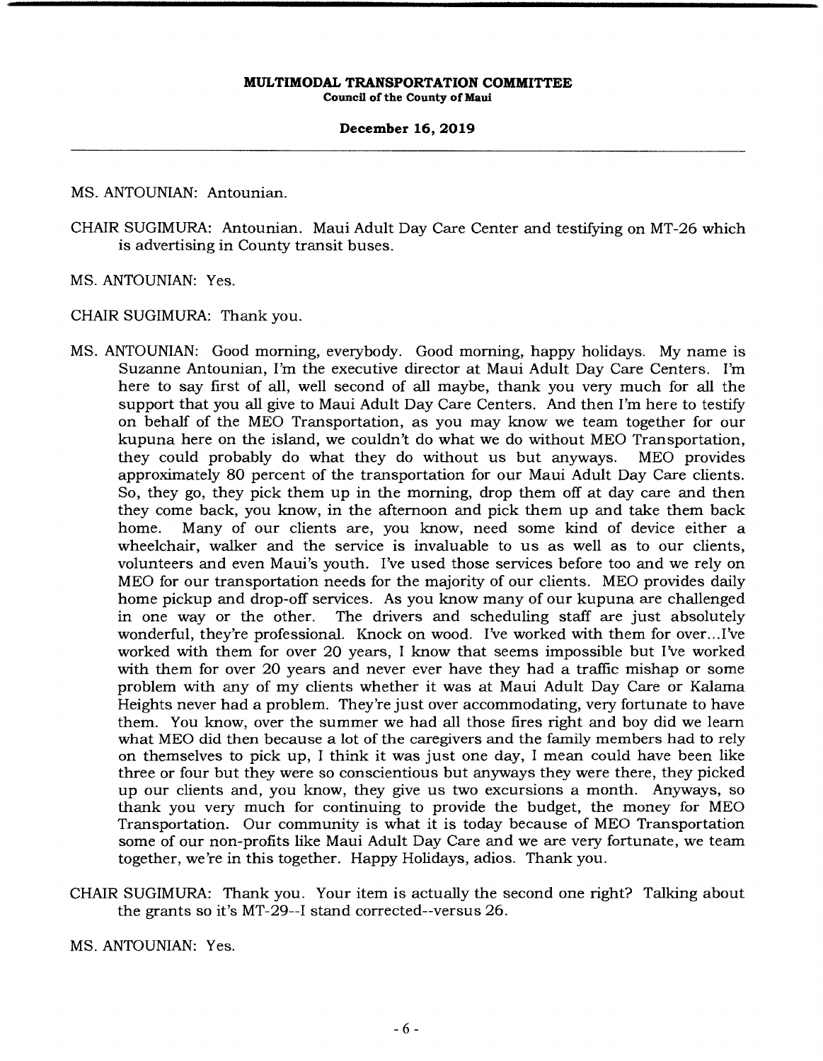MS. ANTOUNIAN: Antounian.

CHAIR SUGIMURA: Antounian. Maui Adult Day Care Center and testifying on MT-26 which is advertising in County transit buses.

MS. ANTOUNIAN: Yes.

CHAIR SUGIMURA: Thank you.

MS. ANTOUNIAN: Good morning, everybody. Good morning, happy holidays. My name is Suzanne Antounian, I'm the executive director at Maui Adult Day Care Centers. I'm here to say first of all, well second of all maybe, thank you very much for all the support that you all give to Maui Adult Day Care Centers. And then I'm here to testify on behalf of the MEO Transportation, as you may know we team together for our kupuna here on the island, we couldn't do what we do without MEO Transportation, they could probably do what they do without us but anyways. MEO provides approximately 80 percent of the transportation for our Maui Adult Day Care clients. So, they go, they pick them up in the morning, drop them off at day care and then they come back, you know, in the afternoon and pick them up and take them back home. Many of our clients are, you know, need some kind of device either a wheelchair, walker and the service is invaluable to us as well as to our clients, volunteers and even Maui's youth. I've used those services before too and we rely on MEO for our transportation needs for the majority of our clients. MEO provides daily home pickup and drop-off services. As you know many of our kupuna are challenged in one way or the other. The drivers and scheduling staff are just absolutely wonderful, they're professional. Knock on wood. I've worked with them for over...I've worked with them for over 20 years, I know that seems impossible but I've worked with them for over 20 years and never ever have they had a traffic mishap or some problem with any of my clients whether it was at Maui Adult Day Care or Kalama Heights never had a problem. They're just over accommodating, very fortunate to have them. You know, over the summer we had all those fires right and boy did we learn what MEO did then because a lot of the caregivers and the family members had to rely on themselves to pick up, I think it was just one day, I mean could have been like three or four but they were so conscientious but anyways they were there, they picked up our clients and, you know, they give us two excursions a month. Anyways, so thank you very much for continuing to provide the budget, the money for MEO Transportation. Our community is what it is today because of MEO Transportation some of our non-profits like Maui Adult Day Care and we are very fortunate, we team together, we're in this together. Happy Holidays, adios. Thank you.

CHAIR SUGIMURA: Thank you. Your item is actually the second one right? Talking about the grants so it's MT-29--I stand corrected--versus 26.

MS. ANTOUNIAN: Yes.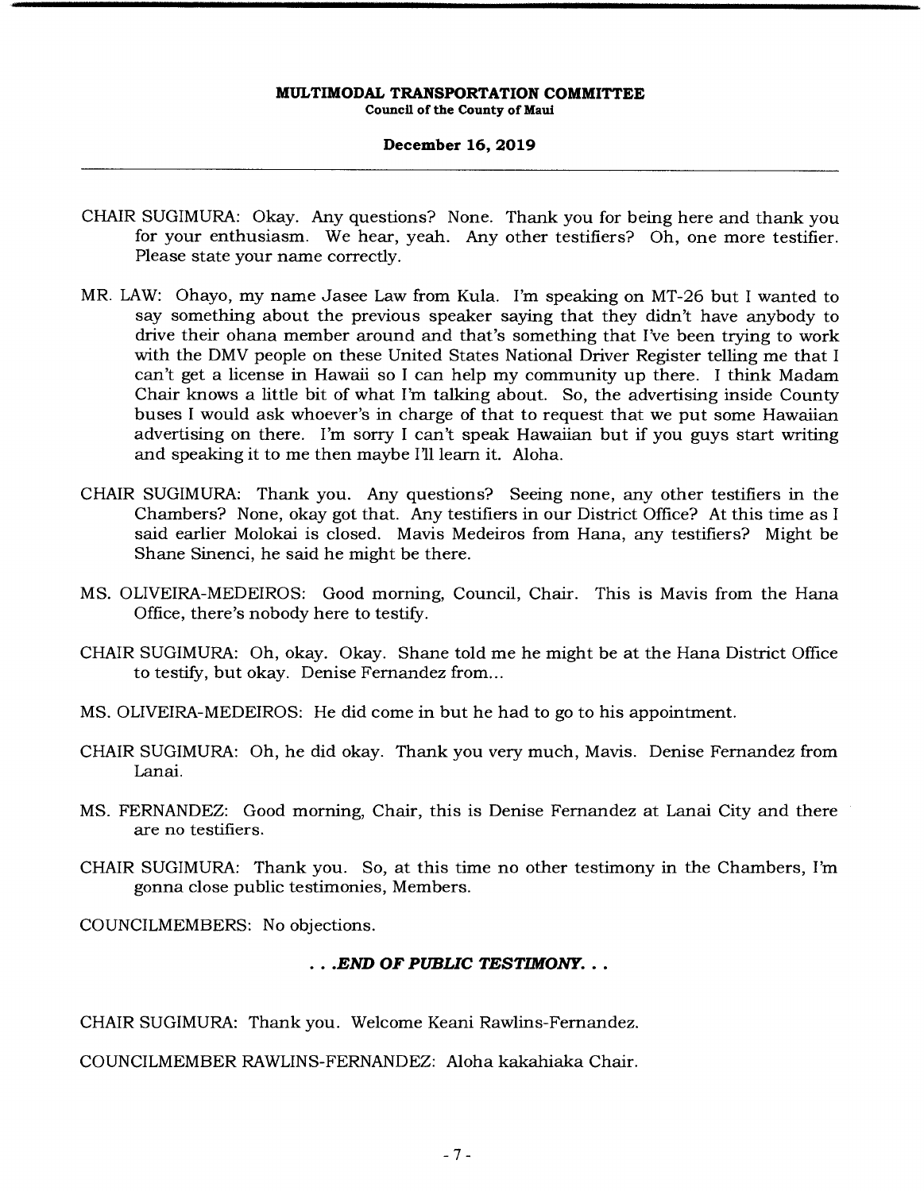CHAIR SUGIMURA: Okay. Any questions? None. Thank you for being here and thank you for your enthusiasm. We hear, yeah. Any other testifiers? Oh, one more testifier. Please state your name correctly.

MR. LAW: Ohayo, my name Jasee Law from Kula. I'm speaking on MT-26 but I wanted to say something about the previous speaker saying that they didn't have anybody to drive their ohana member around and that's something that I've been trying to work with the DMV people on these United States National Driver Register telling me that I can't get a license in Hawaii so I can help my community up there. I think Madam Chair knows a little bit of what I'm talking about. So, the advertising inside County buses I would ask whoever's in charge of that to request that we put some Hawaiian advertising on there. I'm sorry I can't speak Hawaiian but if you guys start writing and speaking it to me then maybe I'll learn it. Aloha.

CHAIR SUGIMURA: Thank you. Any questions? Seeing none, any other testifiers in the Chambers? None, okay got that. Any testifiers in our District Office? At this time as I said earlier Molokai is closed. Mavis Medeiros from Hana, any testifiers? Might be Shane Sinenci, he said he might be there.

MS. OLIVEIRA-MEDEIROS: Good morning, Council, Chair. This is Mavis from the Hana Office, there's nobody here to testify.

CHAIR SUGIMURA: Oh, okay. Okay. Shane told me he might be at the Hana District Office to testify, but okay. Denise Fernandez from...

MS. OLIVEIRA-MEDEIROS: He did come in but he had to go to his appointment.

CHAIR SUGIMURA: Oh, he did okay. Thank you very much, Mavis. Denise Fernandez from Lanai.

MS. FERNANDEZ: Good morning, Chair, this is Denise Fernandez at Lanai City and there are no testifiers.

CHAIR SUGIMURA: Thank you. So, at this time no other testimony in the Chambers, I'm gonna close public testimonies, Members.

COUNCILMEMBERS: No objections.

***. . .END OF PUBLIC TESTIMONY. . .***

CHAIR SUGIMURA: Thank you. Welcome Keani Rawlins-Fernandez.

COUNCILMEMBER RAWLINS-FERNANDEZ: Aloha kakahiaka Chair.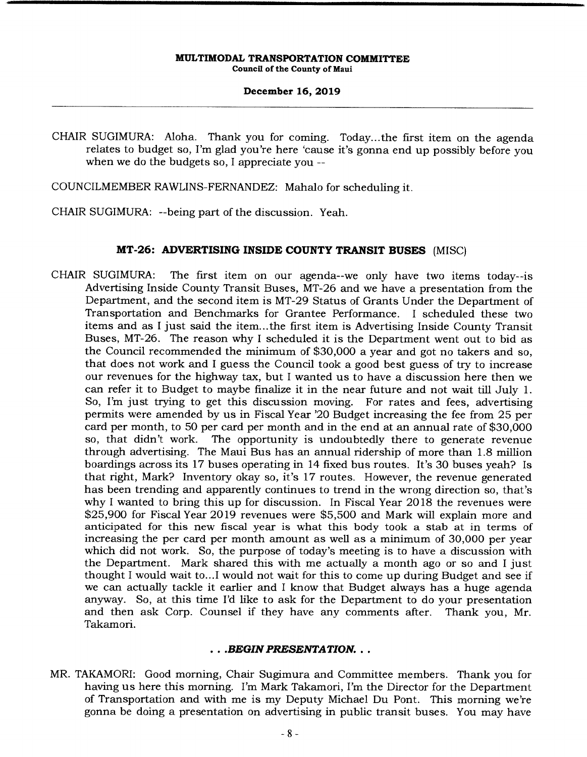CHAIR SUGIMURA: Aloha. Thank you for coming. Today...the first item on the agenda relates to budget so, I'm glad you're here 'cause it's gonna end up possibly before you when we do the budgets so, I appreciate you --

COUNCILMEMBER RAWLINS-FERNANDEZ: Mahalo for scheduling it.

CHAIR SUGIMURA: --being part of the discussion. Yeah.

## MT-26: ADVERTISING INSIDE COUNTY TRANSIT BUSES (MISC)

CHAIR SUGIMURA: The first item on our agenda--we only have two items today--is Advertising Inside County Transit Buses, MT-26 and we have a presentation from the Department, and the second item is MT-29 Status of Grants Under the Department of Transportation and Benchmarks for Grantee Performance. I scheduled these two items and as I just said the item...the first item is Advertising Inside County Transit Buses, MT-26. The reason why I scheduled it is the Department went out to bid as the Council recommended the minimum of $30,000 a year and got no takers and so, that does not work and I guess the Council took a good best guess of try to increase our revenues for the highway tax, but I wanted us to have a discussion here then we can refer it to Budget to maybe finalize it in the near future and not wait till July 1. So, I'm just trying to get this discussion moving. For rates and fees, advertising permits were amended by us in Fiscal Year '20 Budget increasing the fee from 25 per card per month, to 50 per card per month and in the end at an annual rate of $30,000 so, that didn't work. The opportunity is undoubtedly there to generate revenue through advertising. The Maui Bus has an annual ridership of more than 1.8 million boardings across its 17 buses operating in 14 fixed bus routes. It's 30 buses yeah? Is that right, Mark? Inventory okay so, it's 17 routes. However, the revenue generated has been trending and apparently continues to trend in the wrong direction so, that's why I wanted to bring this up for discussion. In Fiscal Year 2018 the revenues were $25,900 for Fiscal Year 2019 revenues were $5,500 and Mark will explain more and anticipated for this new fiscal year is what this body took a stab at in terms of increasing the per card per month amount as well as a minimum of 30,000 per year which did not work. So, the purpose of today's meeting is to have a discussion with the Department. Mark shared this with me actually a month ago or so and I just thought I would wait to...I would not wait for this to come up during Budget and see if we can actually tackle it earlier and I know that Budget always has a huge agenda anyway. So, at this time I'd like to ask for the Department to do your presentation and then ask Corp. Counsel if they have any comments after. Thank you, Mr. Takamori.

*. . .BEGIN PRESENTATION. . .*

MR. TAKAMORI: Good morning, Chair Sugimura and Committee members. Thank you for having us here this morning. I'm Mark Takamori, I'm the Director for the Department of Transportation and with me is my Deputy Michael Du Pont. This morning we're gonna be doing a presentation on advertising in public transit buses. You may have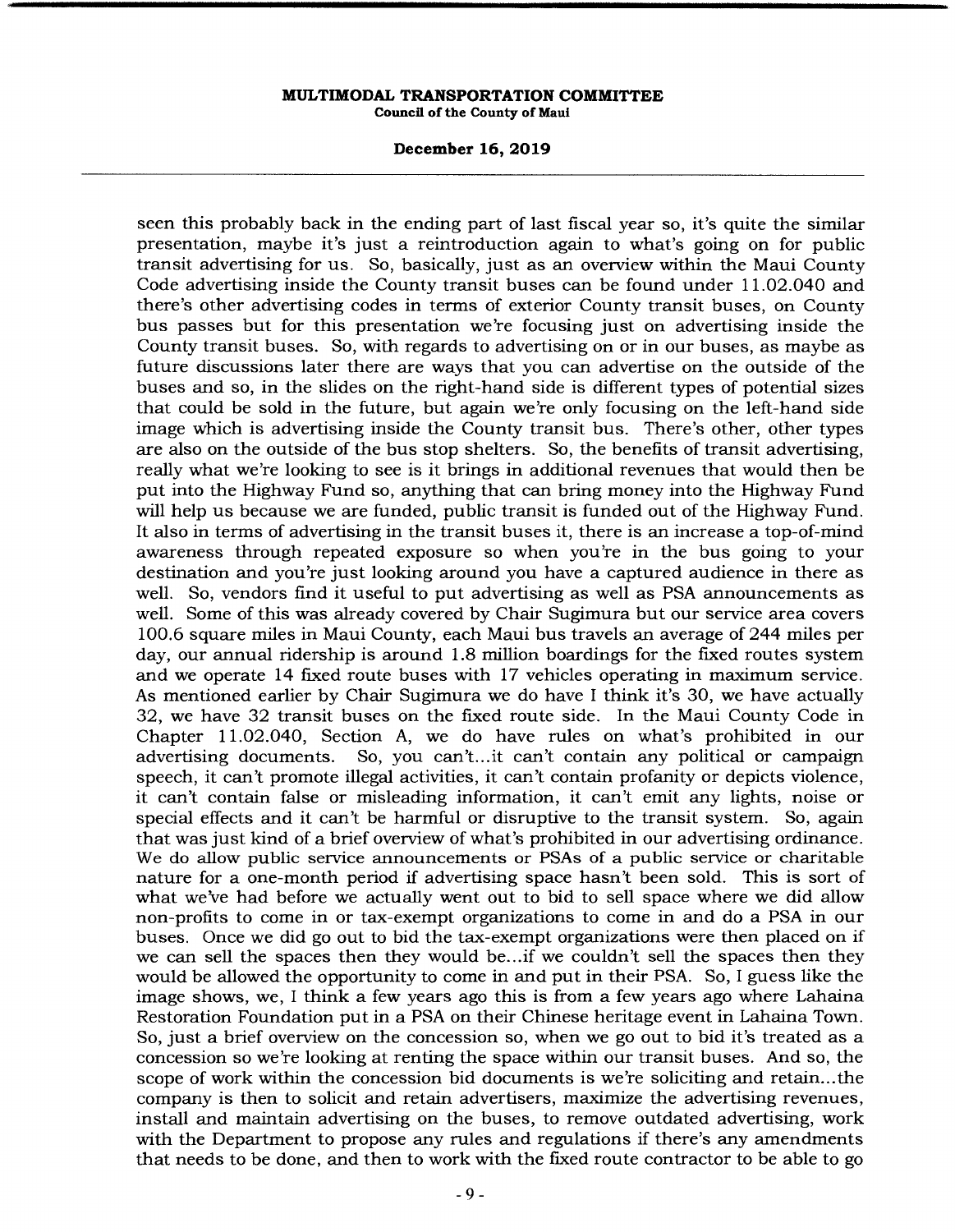seen this probably back in the ending part of last fiscal year so, it's quite the similar presentation, maybe it's just a reintroduction again to what's going on for public transit advertising for us. So, basically, just as an overview within the Maui County Code advertising inside the County transit buses can be found under 11.02.040 and there's other advertising codes in terms of exterior County transit buses, on County bus passes but for this presentation we're focusing just on advertising inside the County transit buses. So, with regards to advertising on or in our buses, as maybe as future discussions later there are ways that you can advertise on the outside of the buses and so, in the slides on the right-hand side is different types of potential sizes that could be sold in the future, but again we're only focusing on the left-hand side image which is advertising inside the County transit bus. There's other, other types are also on the outside of the bus stop shelters. So, the benefits of transit advertising, really what we're looking to see is it brings in additional revenues that would then be put into the Highway Fund so, anything that can bring money into the Highway Fund will help us because we are funded, public transit is funded out of the Highway Fund. It also in terms of advertising in the transit buses it, there is an increase a top-of-mind awareness through repeated exposure so when you're in the bus going to your destination and you're just looking around you have a captured audience in there as well. So, vendors find it useful to put advertising as well as PSA announcements as well. Some of this was already covered by Chair Sugimura but our service area covers 100.6 square miles in Maui County, each Maui bus travels an average of 244 miles per day, our annual ridership is around 1.8 million boardings for the fixed routes system and we operate 14 fixed route buses with 17 vehicles operating in maximum service. As mentioned earlier by Chair Sugimura we do have I think it's 30, we have actually 32, we have 32 transit buses on the fixed route side. In the Maui County Code in Chapter 11.02.040, Section A, we do have rules on what's prohibited in our advertising documents. So, you can't...it can't contain any political or campaign speech, it can't promote illegal activities, it can't contain profanity or depicts violence, it can't contain false or misleading information, it can't emit any lights, noise or special effects and it can't be harmful or disruptive to the transit system. So, again that was just kind of a brief overview of what's prohibited in our advertising ordinance. We do allow public service announcements or PSAs of a public service or charitable nature for a one-month period if advertising space hasn't been sold. This is sort of what we've had before we actually went out to bid to sell space where we did allow non-profits to come in or tax-exempt organizations to come in and do a PSA in our buses. Once we did go out to bid the tax-exempt organizations were then placed on if we can sell the spaces then they would be...if we couldn't sell the spaces then they would be allowed the opportunity to come in and put in their PSA. So, I guess like the image shows, we, I think a few years ago this is from a few years ago where Lahaina Restoration Foundation put in a PSA on their Chinese heritage event in Lahaina Town. So, just a brief overview on the concession so, when we go out to bid it's treated as a concession so we're looking at renting the space within our transit buses. And so, the scope of work within the concession bid documents is we're soliciting and retain...the company is then to solicit and retain advertisers, maximize the advertising revenues, install and maintain advertising on the buses, to remove outdated advertising, work with the Department to propose any rules and regulations if there's any amendments that needs to be done, and then to work with the fixed route contractor to be able to go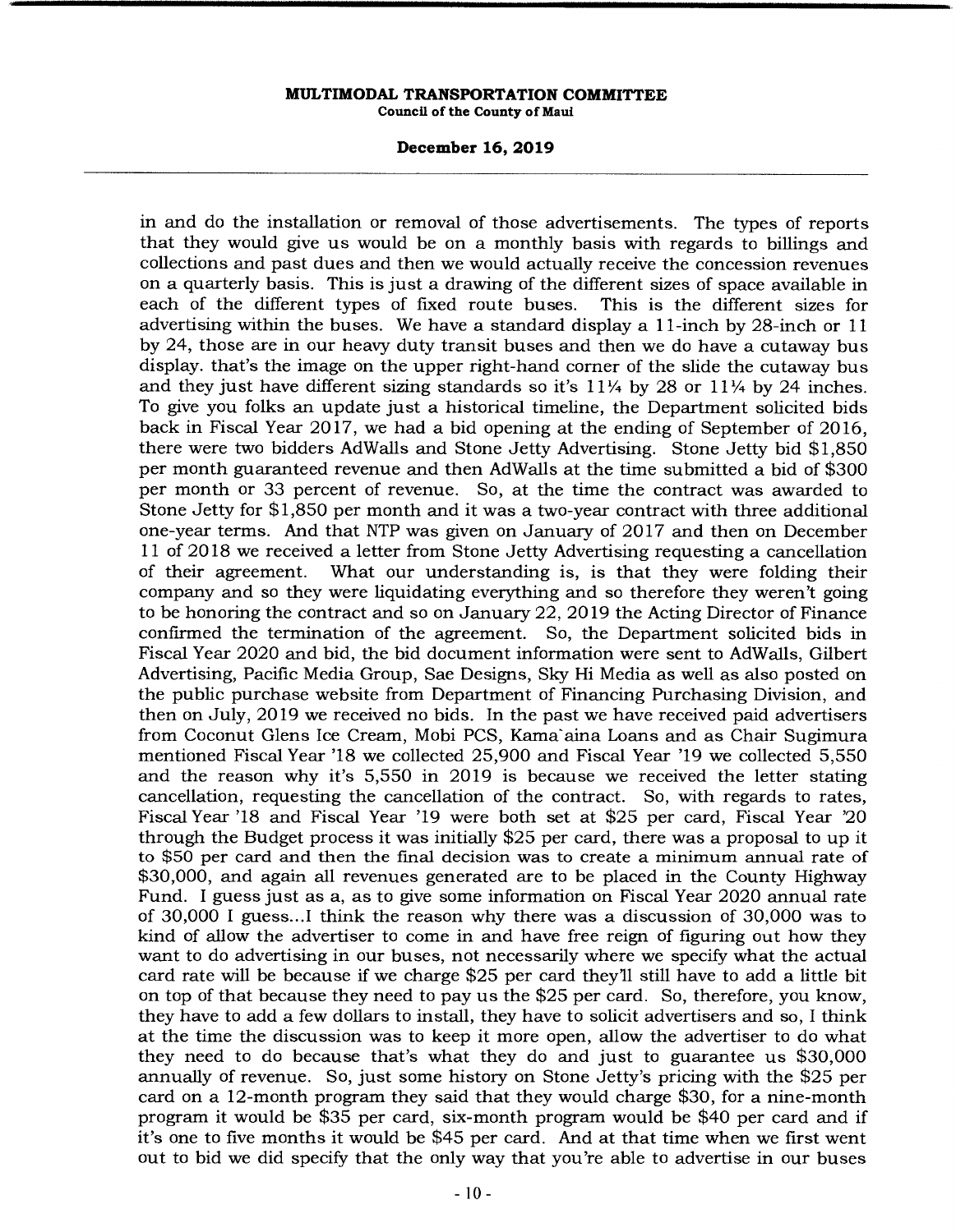in and do the installation or removal of those advertisements. The types of reports that they would give us would be on a monthly basis with regards to billings and collections and past dues and then we would actually receive the concession revenues on a quarterly basis. This is just a drawing of the different sizes of space available in each of the different types of fixed route buses. This is the different sizes for advertising within the buses. We have a standard display a 11-inch by 28-inch or 11 by 24, those are in our heavy duty transit buses and then we do have a cutaway bus display. that's the image on the upper right-hand corner of the slide the cutaway bus and they just have different sizing standards so it's 11¼ by 28 or 11¼ by 24 inches. To give you folks an update just a historical timeline, the Department solicited bids back in Fiscal Year 2017, we had a bid opening at the ending of September of 2016, there were two bidders AdWalls and Stone Jetty Advertising. Stone Jetty bid $1,850 per month guaranteed revenue and then AdWalls at the time submitted a bid of $300 per month or 33 percent of revenue. So, at the time the contract was awarded to Stone Jetty for $1,850 per month and it was a two-year contract with three additional one-year terms. And that NTP was given on January of 2017 and then on December 11 of 2018 we received a letter from Stone Jetty Advertising requesting a cancellation of their agreement. What our understanding is, is that they were folding their company and so they were liquidating everything and so therefore they weren't going to be honoring the contract and so on January 22, 2019 the Acting Director of Finance confirmed the termination of the agreement. So, the Department solicited bids in Fiscal Year 2020 and bid, the bid document information were sent to AdWalls, Gilbert Advertising, Pacific Media Group, Sae Designs, Sky Hi Media as well as also posted on the public purchase website from Department of Financing Purchasing Division, and then on July, 2019 we received no bids. In the past we have received paid advertisers from Coconut Glens Ice Cream, Mobi PCS, Kama`aina Loans and as Chair Sugimura mentioned Fiscal Year '18 we collected 25,900 and Fiscal Year '19 we collected 5,550 and the reason why it's 5,550 in 2019 is because we received the letter stating cancellation, requesting the cancellation of the contract. So, with regards to rates, Fiscal Year '18 and Fiscal Year '19 were both set at $25 per card, Fiscal Year '20 through the Budget process it was initially $25 per card, there was a proposal to up it to $50 per card and then the final decision was to create a minimum annual rate of $30,000, and again all revenues generated are to be placed in the County Highway Fund. I guess just as a, as to give some information on Fiscal Year 2020 annual rate of 30,000 I guess...I think the reason why there was a discussion of 30,000 was to kind of allow the advertiser to come in and have free reign of figuring out how they want to do advertising in our buses, not necessarily where we specify what the actual card rate will be because if we charge $25 per card they'll still have to add a little bit on top of that because they need to pay us the $25 per card. So, therefore, you know, they have to add a few dollars to install, they have to solicit advertisers and so, I think at the time the discussion was to keep it more open, allow the advertiser to do what they need to do because that's what they do and just to guarantee us $30,000 annually of revenue. So, just some history on Stone Jetty's pricing with the $25 per card on a 12-month program they said that they would charge $30, for a nine-month program it would be $35 per card, six-month program would be $40 per card and if it's one to five months it would be $45 per card. And at that time when we first went out to bid we did specify that the only way that you're able to advertise in our buses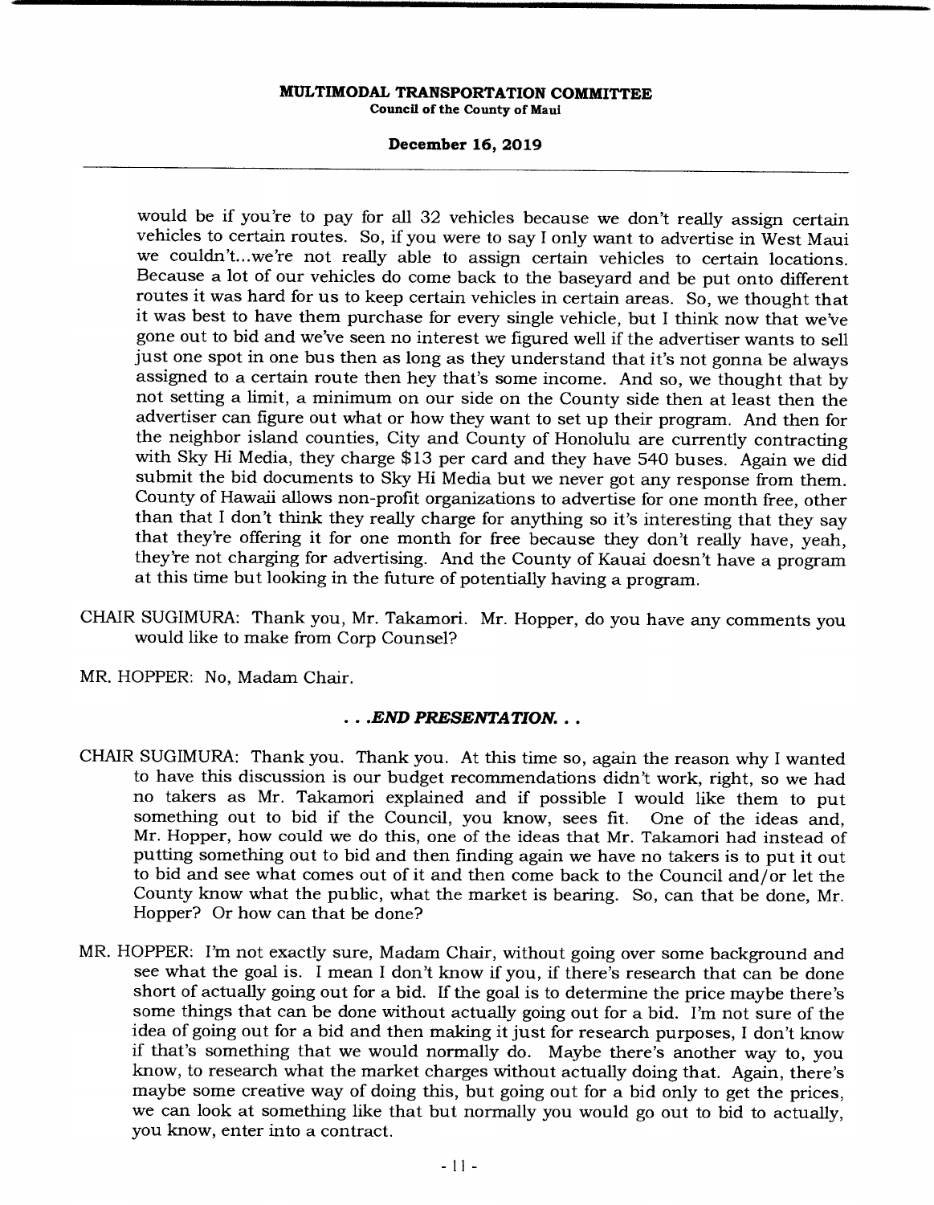would be if you're to pay for all 32 vehicles because we don't really assign certain vehicles to certain routes. So, if you were to say I only want to advertise in West Maui we couldn't...we're not really able to assign certain vehicles to certain locations. Because a lot of our vehicles do come back to the baseyard and be put onto different routes it was hard for us to keep certain vehicles in certain areas. So, we thought that it was best to have them purchase for every single vehicle, but I think now that we've gone out to bid and we've seen no interest we figured well if the advertiser wants to sell just one spot in one bus then as long as they understand that it's not gonna be always assigned to a certain route then hey that's some income. And so, we thought that by not setting a limit, a minimum on our side on the County side then at least then the advertiser can figure out what or how they want to set up their program. And then for the neighbor island counties, City and County of Honolulu are currently contracting with Sky Hi Media, they charge $13 per card and they have 540 buses. Again we did submit the bid documents to Sky Hi Media but we never got any response from them. County of Hawaii allows non-profit organizations to advertise for one month free, other than that I don't think they really charge for anything so it's interesting that they say that they're offering it for one month for free because they don't really have, yeah, they're not charging for advertising. And the County of Kauai doesn't have a program at this time but looking in the future of potentially having a program.

CHAIR SUGIMURA: Thank you, Mr. Takamori. Mr. Hopper, do you have any comments you would like to make from Corp Counsel?

MR. HOPPER: No, Madam Chair.

***. . .END PRESENTATION. . .***

CHAIR SUGIMURA: Thank you. Thank you. At this time so, again the reason why I wanted to have this discussion is our budget recommendations didn't work, right, so we had no takers as Mr. Takamori explained and if possible I would like them to put something out to bid if the Council, you know, sees fit. One of the ideas and, Mr. Hopper, how could we do this, one of the ideas that Mr. Takamori had instead of putting something out to bid and then finding again we have no takers is to put it out to bid and see what comes out of it and then come back to the Council and/or let the County know what the public, what the market is bearing. So, can that be done, Mr. Hopper? Or how can that be done?

MR. HOPPER: I'm not exactly sure, Madam Chair, without going over some background and see what the goal is. I mean I don't know if you, if there's research that can be done short of actually going out for a bid. If the goal is to determine the price maybe there's some things that can be done without actually going out for a bid. I'm not sure of the idea of going out for a bid and then making it just for research purposes, I don't know if that's something that we would normally do. Maybe there's another way to, you know, to research what the market charges without actually doing that. Again, there's maybe some creative way of doing this, but going out for a bid only to get the prices, we can look at something like that but normally you would go out to bid to actually, you know, enter into a contract.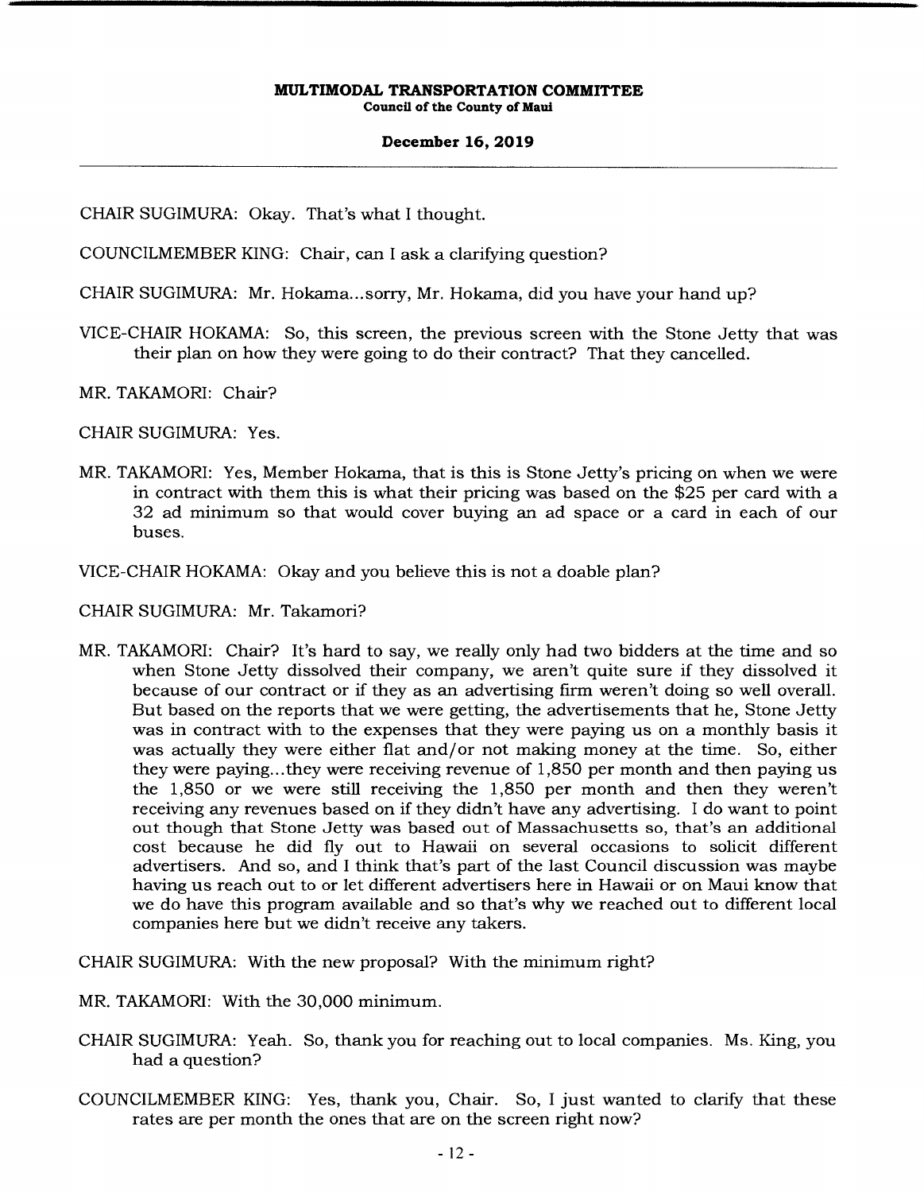CHAIR SUGIMURA: Okay. That's what I thought.

COUNCILMEMBER KING: Chair, can I ask a clarifying question?

CHAIR SUGIMURA: Mr. Hokama...sorry, Mr. Hokama, did you have your hand up?

VICE-CHAIR HOKAMA: So, this screen, the previous screen with the Stone Jetty that was their plan on how they were going to do their contract? That they cancelled.

MR. TAKAMORI: Chair?

CHAIR SUGIMURA: Yes.

MR. TAKAMORI: Yes, Member Hokama, that is this is Stone Jetty's pricing on when we were in contract with them this is what their pricing was based on the $25 per card with a 32 ad minimum so that would cover buying an ad space or a card in each of our buses.

VICE-CHAIR HOKAMA: Okay and you believe this is not a doable plan?

CHAIR SUGIMURA: Mr. Takamori?

MR. TAKAMORI: Chair? It's hard to say, we really only had two bidders at the time and so when Stone Jetty dissolved their company, we aren't quite sure if they dissolved it because of our contract or if they as an advertising firm weren't doing so well overall. But based on the reports that we were getting, the advertisements that he, Stone Jetty was in contract with to the expenses that they were paying us on a monthly basis it was actually they were either flat and/or not making money at the time. So, either they were paying...they were receiving revenue of 1,850 per month and then paying us the 1,850 or we were still receiving the 1,850 per month and then they weren't receiving any revenues based on if they didn't have any advertising. I do want to point out though that Stone Jetty was based out of Massachusetts so, that's an additional cost because he did fly out to Hawaii on several occasions to solicit different advertisers. And so, and I think that's part of the last Council discussion was maybe having us reach out to or let different advertisers here in Hawaii or on Maui know that we do have this program available and so that's why we reached out to different local companies here but we didn't receive any takers.

CHAIR SUGIMURA: With the new proposal? With the minimum right?

MR. TAKAMORI: With the 30,000 minimum.

CHAIR SUGIMURA: Yeah. So, thank you for reaching out to local companies. Ms. King, you had a question?

COUNCILMEMBER KING: Yes, thank you, Chair. So, I just wanted to clarify that these rates are per month the ones that are on the screen right now?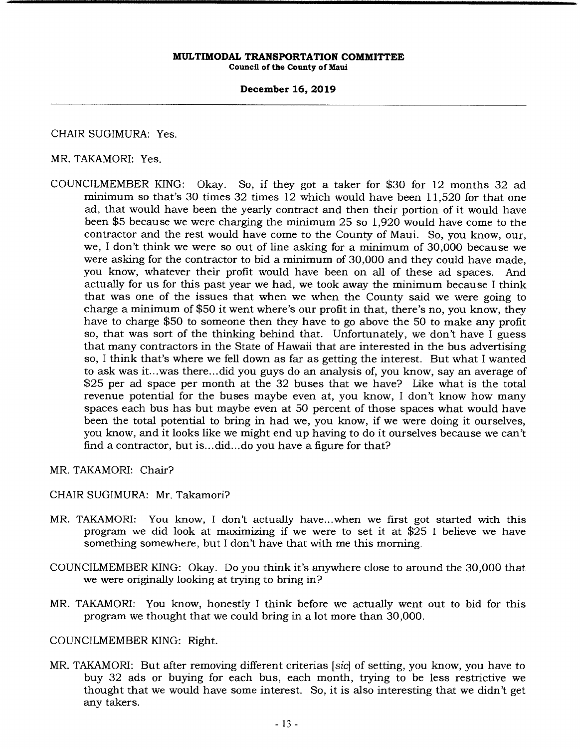CHAIR SUGIMURA: Yes.

MR. TAKAMORI: Yes.

COUNCILMEMBER KING: Okay. So, if they got a taker for $30 for 12 months 32 ad minimum so that's 30 times 32 times 12 which would have been 11,520 for that one ad, that would have been the yearly contract and then their portion of it would have been $5 because we were charging the minimum 25 so 1,920 would have come to the contractor and the rest would have come to the County of Maui. So, you know, our, we, I don't think we were so out of line asking for a minimum of 30,000 because we were asking for the contractor to bid a minimum of 30,000 and they could have made, you know, whatever their profit would have been on all of these ad spaces. And actually for us for this past year we had, we took away the minimum because I think that was one of the issues that when we when the County said we were going to charge a minimum of $50 it went where's our profit in that, there's no, you know, they have to charge $50 to someone then they have to go above the 50 to make any profit so, that was sort of the thinking behind that. Unfortunately, we don't have I guess that many contractors in the State of Hawaii that are interested in the bus advertising so, I think that's where we fell down as far as getting the interest. But what I wanted to ask was it...was there...did you guys do an analysis of, you know, say an average of $25 per ad space per month at the 32 buses that we have? Like what is the total revenue potential for the buses maybe even at, you know, I don't know how many spaces each bus has but maybe even at 50 percent of those spaces what would have been the total potential to bring in had we, you know, if we were doing it ourselves, you know, and it looks like we might end up having to do it ourselves because we can't find a contractor, but is...did...do you have a figure for that?

MR. TAKAMORI: Chair?

CHAIR SUGIMURA: Mr. Takamori?

MR. TAKAMORI: You know, I don't actually have...when we first got started with this program we did look at maximizing if we were to set it at $25 I believe we have something somewhere, but I don't have that with me this morning.

COUNCILMEMBER KING: Okay. Do you think it's anywhere close to around the 30,000 that we were originally looking at trying to bring in?

MR. TAKAMORI: You know, honestly I think before we actually went out to bid for this program we thought that we could bring in a lot more than 30,000.

COUNCILMEMBER KING: Right.

MR. TAKAMORI: But after removing different criterias [*sic*] of setting, you know, you have to buy 32 ads or buying for each bus, each month, trying to be less restrictive we thought that we would have some interest. So, it is also interesting that we didn't get any takers.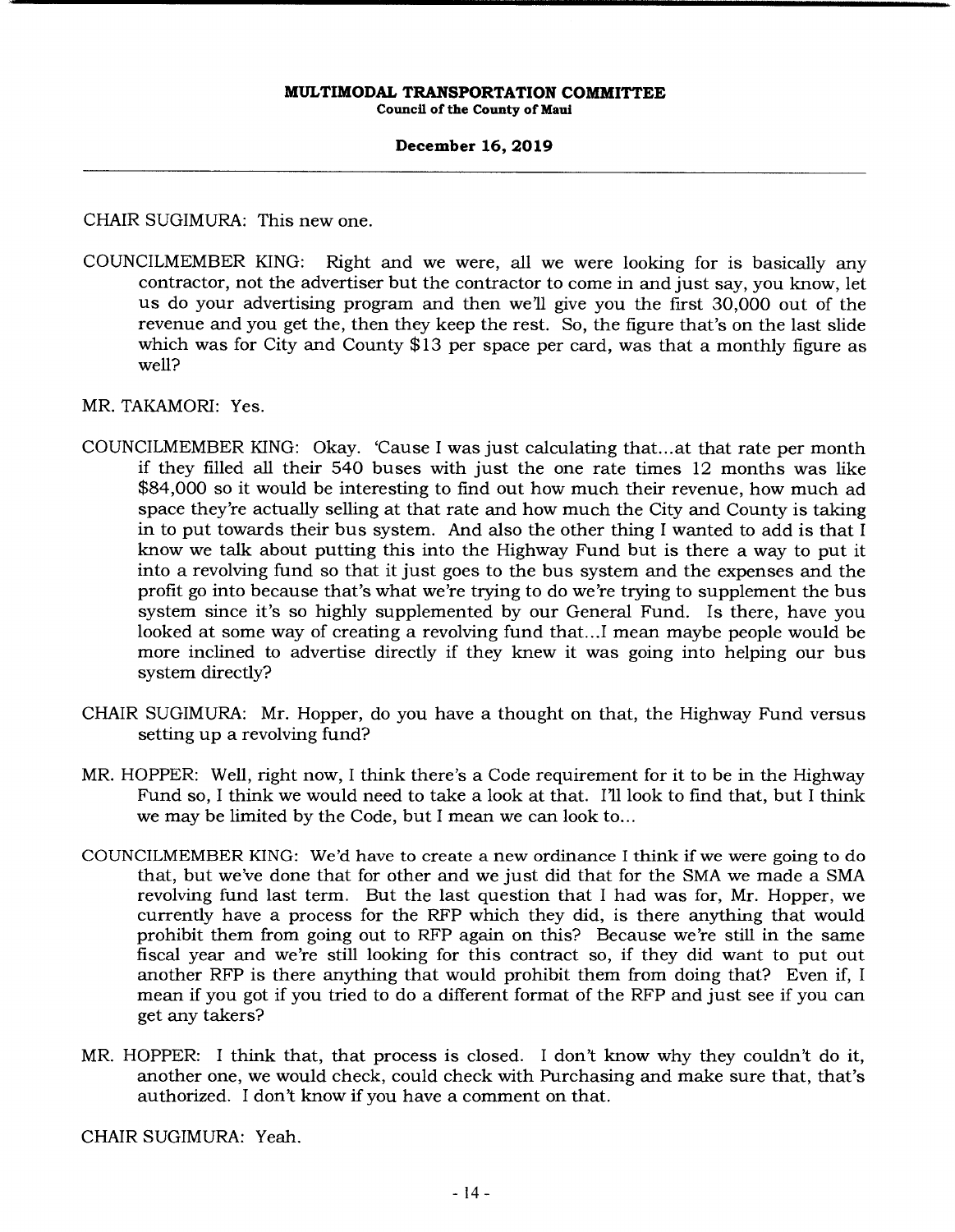CHAIR SUGIMURA: This new one.

COUNCILMEMBER KING: Right and we were, all we were looking for is basically any contractor, not the advertiser but the contractor to come in and just say, you know, let us do your advertising program and then we'll give you the first 30,000 out of the revenue and you get the, then they keep the rest. So, the figure that's on the last slide which was for City and County $13 per space per card, was that a monthly figure as well?

MR. TAKAMORI: Yes.

COUNCILMEMBER KING: Okay. 'Cause I was just calculating that...at that rate per month if they filled all their 540 buses with just the one rate times 12 months was like $84,000 so it would be interesting to find out how much their revenue, how much ad space they're actually selling at that rate and how much the City and County is taking in to put towards their bus system. And also the other thing I wanted to add is that I know we talk about putting this into the Highway Fund but is there a way to put it into a revolving fund so that it just goes to the bus system and the expenses and the profit go into because that's what we're trying to do we're trying to supplement the bus system since it's so highly supplemented by our General Fund. Is there, have you looked at some way of creating a revolving fund that...I mean maybe people would be more inclined to advertise directly if they knew it was going into helping our bus system directly?

CHAIR SUGIMURA: Mr. Hopper, do you have a thought on that, the Highway Fund versus setting up a revolving fund?

MR. HOPPER: Well, right now, I think there's a Code requirement for it to be in the Highway Fund so, I think we would need to take a look at that. I'll look to find that, but I think we may be limited by the Code, but I mean we can look to...

COUNCILMEMBER KING: We'd have to create a new ordinance I think if we were going to do that, but we've done that for other and we just did that for the SMA we made a SMA revolving fund last term. But the last question that I had was for, Mr. Hopper, we currently have a process for the RFP which they did, is there anything that would prohibit them from going out to RFP again on this? Because we're still in the same fiscal year and we're still looking for this contract so, if they did want to put out another RFP is there anything that would prohibit them from doing that? Even if, I mean if you got if you tried to do a different format of the RFP and just see if you can get any takers?

MR. HOPPER: I think that, that process is closed. I don't know why they couldn't do it, another one, we would check, could check with Purchasing and make sure that, that's authorized. I don't know if you have a comment on that.

CHAIR SUGIMURA: Yeah.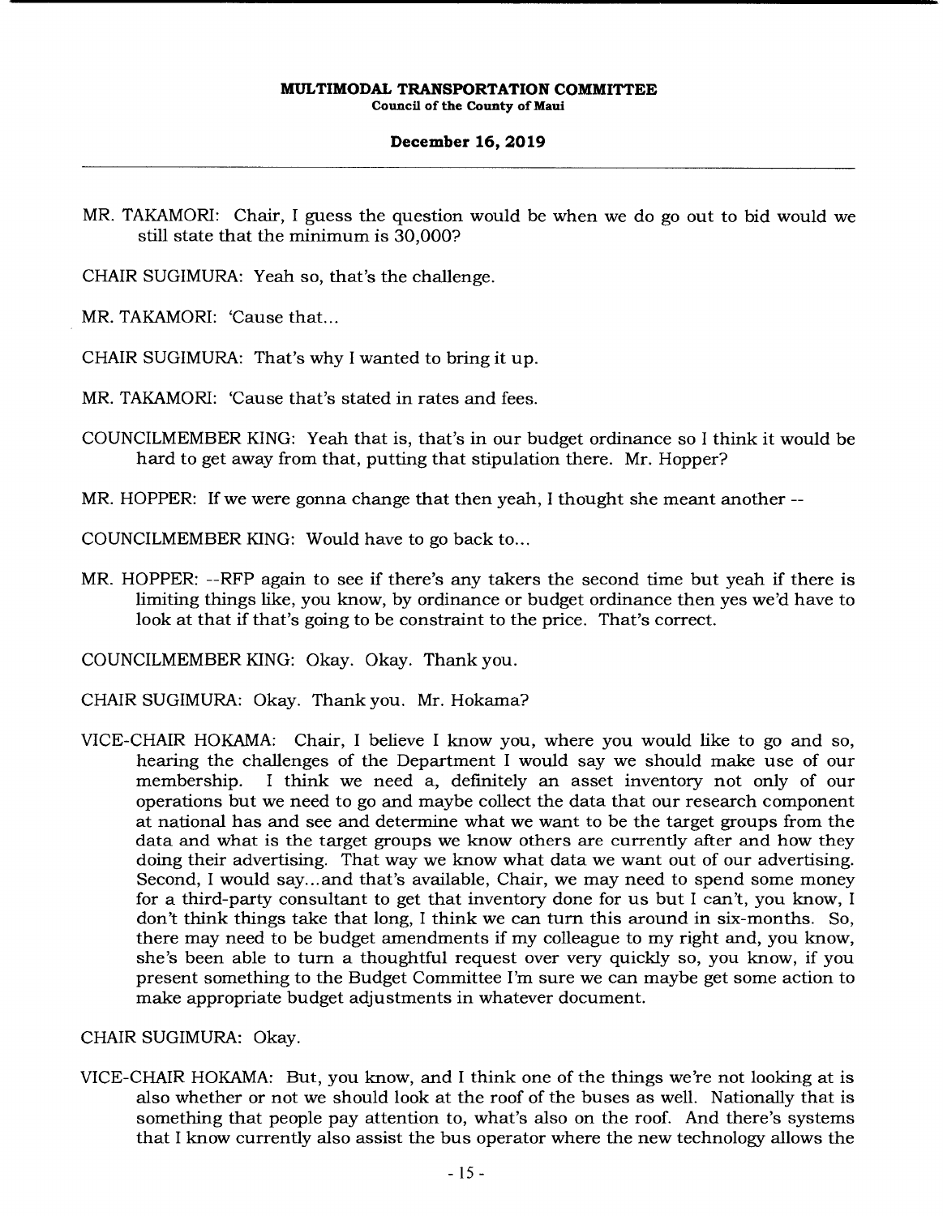MR. TAKAMORI: Chair, I guess the question would be when we do go out to bid would we still state that the minimum is 30,000?

CHAIR SUGIMURA: Yeah so, that's the challenge.

MR. TAKAMORI: 'Cause that...

CHAIR SUGIMURA: That's why I wanted to bring it up.

MR. TAKAMORI: 'Cause that's stated in rates and fees.

COUNCILMEMBER KING: Yeah that is, that's in our budget ordinance so I think it would be hard to get away from that, putting that stipulation there. Mr. Hopper?

MR. HOPPER: If we were gonna change that then yeah, I thought she meant another --

COUNCILMEMBER KING: Would have to go back to...

MR. HOPPER: --RFP again to see if there's any takers the second time but yeah if there is limiting things like, you know, by ordinance or budget ordinance then yes we'd have to look at that if that's going to be constraint to the price. That's correct.

COUNCILMEMBER KING: Okay. Okay. Thank you.

CHAIR SUGIMURA: Okay. Thank you. Mr. Hokama?

VICE-CHAIR HOKAMA: Chair, I believe I know you, where you would like to go and so, hearing the challenges of the Department I would say we should make use of our membership. I think we need a, definitely an asset inventory not only of our operations but we need to go and maybe collect the data that our research component at national has and see and determine what we want to be the target groups from the data and what is the target groups we know others are currently after and how they doing their advertising. That way we know what data we want out of our advertising. Second, I would say...and that's available, Chair, we may need to spend some money for a third-party consultant to get that inventory done for us but I can't, you know, I don't think things take that long, I think we can turn this around in six-months. So, there may need to be budget amendments if my colleague to my right and, you know, she's been able to turn a thoughtful request over very quickly so, you know, if you present something to the Budget Committee I'm sure we can maybe get some action to make appropriate budget adjustments in whatever document.

CHAIR SUGIMURA: Okay.

VICE-CHAIR HOKAMA: But, you know, and I think one of the things we're not looking at is also whether or not we should look at the roof of the buses as well. Nationally that is something that people pay attention to, what's also on the roof. And there's systems that I know currently also assist the bus operator where the new technology allows the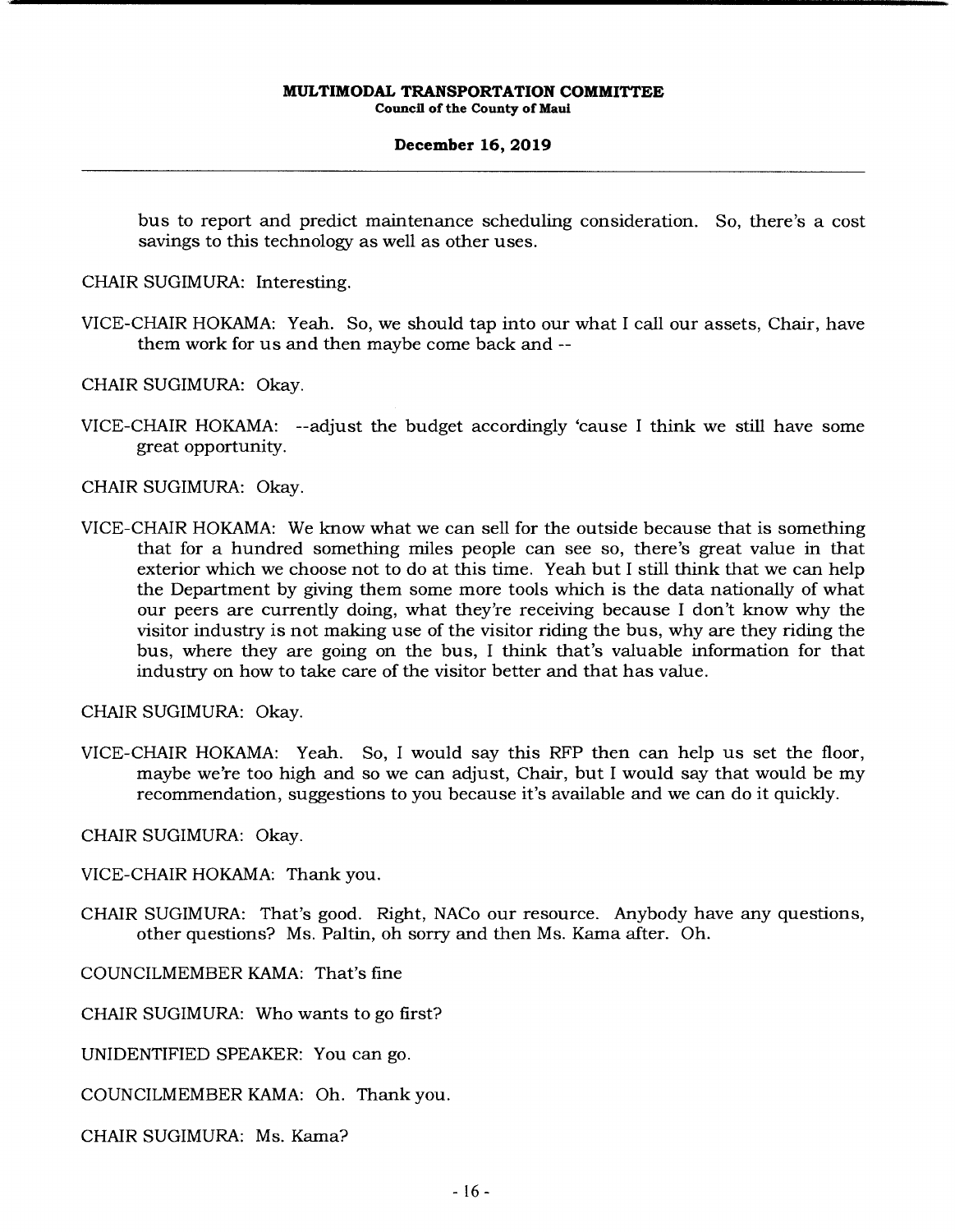bus to report and predict maintenance scheduling consideration. So, there's a cost savings to this technology as well as other uses.

CHAIR SUGIMURA: Interesting.

VICE-CHAIR HOKAMA: Yeah. So, we should tap into our what I call our assets, Chair, have them work for us and then maybe come back and --

CHAIR SUGIMURA: Okay.

VICE-CHAIR HOKAMA: --adjust the budget accordingly 'cause I think we still have some great opportunity.

CHAIR SUGIMURA: Okay.

VICE-CHAIR HOKAMA: We know what we can sell for the outside because that is something that for a hundred something miles people can see so, there's great value in that exterior which we choose not to do at this time. Yeah but I still think that we can help the Department by giving them some more tools which is the data nationally of what our peers are currently doing, what they're receiving because I don't know why the visitor industry is not making use of the visitor riding the bus, why are they riding the bus, where they are going on the bus, I think that's valuable information for that industry on how to take care of the visitor better and that has value.

CHAIR SUGIMURA: Okay.

VICE-CHAIR HOKAMA: Yeah. So, I would say this RFP then can help us set the floor, maybe we're too high and so we can adjust, Chair, but I would say that would be my recommendation, suggestions to you because it's available and we can do it quickly.

CHAIR SUGIMURA: Okay.

VICE-CHAIR HOKAMA: Thank you.

CHAIR SUGIMURA: That's good. Right, NACo our resource. Anybody have any questions, other questions? Ms. Paltin, oh sorry and then Ms. Kama after. Oh.

COUNCILMEMBER KAMA: That's fine

CHAIR SUGIMURA: Who wants to go first?

UNIDENTIFIED SPEAKER: You can go.

COUNCILMEMBER KAMA: Oh. Thank you.

CHAIR SUGIMURA: Ms. Kama?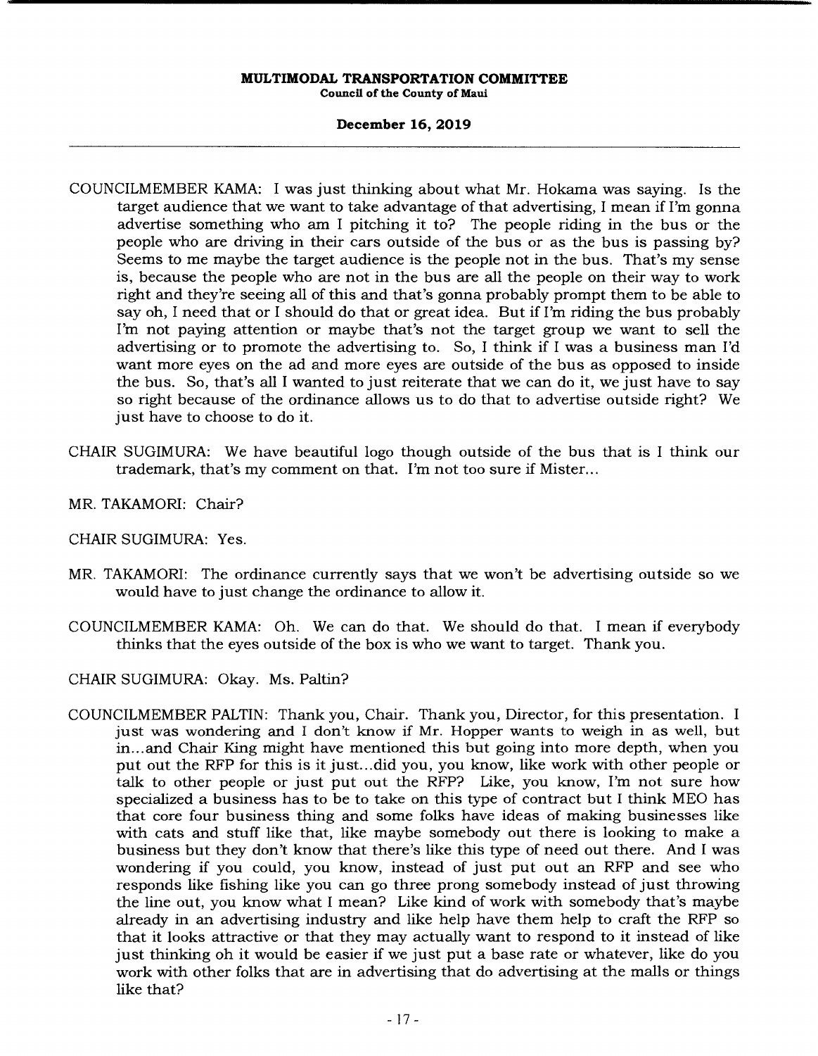COUNCILMEMBER KAMA: I was just thinking about what Mr. Hokama was saying. Is the target audience that we want to take advantage of that advertising, I mean if I'm gonna advertise something who am I pitching it to? The people riding in the bus or the people who are driving in their cars outside of the bus or as the bus is passing by? Seems to me maybe the target audience is the people not in the bus. That's my sense is, because the people who are not in the bus are all the people on their way to work right and they're seeing all of this and that's gonna probably prompt them to be able to say oh, I need that or I should do that or great idea. But if I'm riding the bus probably I'm not paying attention or maybe that's not the target group we want to sell the advertising or to promote the advertising to. So, I think if I was a business man I'd want more eyes on the ad and more eyes are outside of the bus as opposed to inside the bus. So, that's all I wanted to just reiterate that we can do it, we just have to say so right because of the ordinance allows us to do that to advertise outside right? We just have to choose to do it.

CHAIR SUGIMURA: We have beautiful logo though outside of the bus that is I think our trademark, that's my comment on that. I'm not too sure if Mister...

MR. TAKAMORI: Chair?

CHAIR SUGIMURA: Yes.

MR. TAKAMORI: The ordinance currently says that we won't be advertising outside so we would have to just change the ordinance to allow it.

COUNCILMEMBER KAMA: Oh. We can do that. We should do that. I mean if everybody thinks that the eyes outside of the box is who we want to target. Thank you.

CHAIR SUGIMURA: Okay. Ms. Paltin?

COUNCILMEMBER PALTIN: Thank you, Chair. Thank you, Director, for this presentation. I just was wondering and I don't know if Mr. Hopper wants to weigh in as well, but in...and Chair King might have mentioned this but going into more depth, when you put out the RFP for this is it just...did you, you know, like work with other people or talk to other people or just put out the RFP? Like, you know, I'm not sure how specialized a business has to be to take on this type of contract but I think MEO has that core four business thing and some folks have ideas of making businesses like with cats and stuff like that, like maybe somebody out there is looking to make a business but they don't know that there's like this type of need out there. And I was wondering if you could, you know, instead of just put out an RFP and see who responds like fishing like you can go three prong somebody instead of just throwing the line out, you know what I mean? Like kind of work with somebody that's maybe already in an advertising industry and like help have them help to craft the RFP so that it looks attractive or that they may actually want to respond to it instead of like just thinking oh it would be easier if we just put a base rate or whatever, like do you work with other folks that are in advertising that do advertising at the malls or things like that?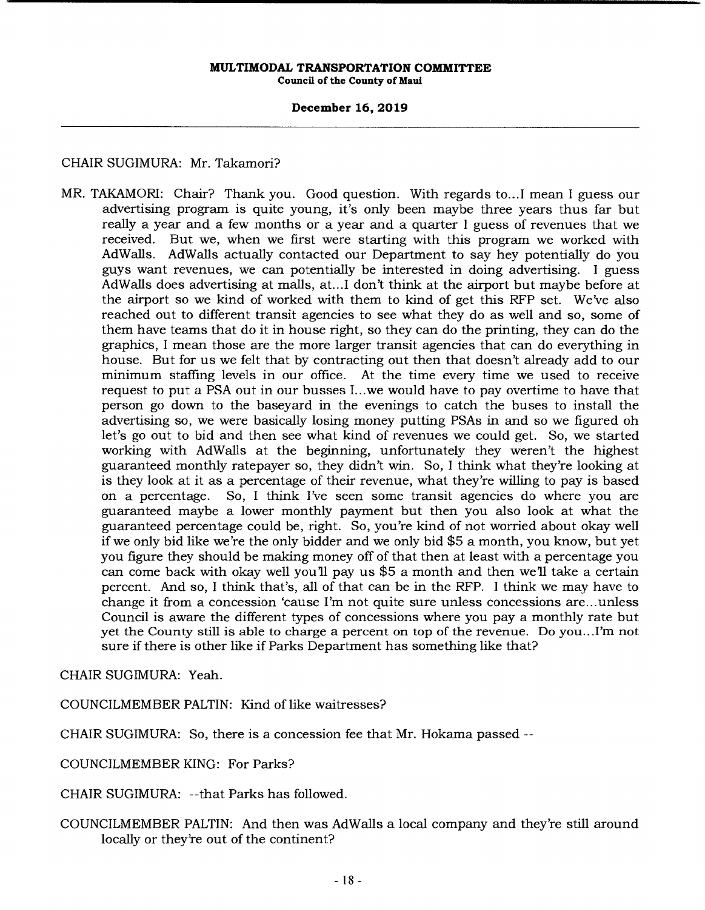CHAIR SUGIMURA: Mr. Takamori?

MR. TAKAMORI: Chair? Thank you. Good question. With regards to...I mean I guess our advertising program is quite young, it's only been maybe three years thus far but really a year and a few months or a year and a quarter I guess of revenues that we received. But we, when we first were starting with this program we worked with AdWalls. AdWalls actually contacted our Department to say hey potentially do you guys want revenues, we can potentially be interested in doing advertising. I guess AdWalls does advertising at malls, at...I don't think at the airport but maybe before at the airport so we kind of worked with them to kind of get this RFP set. We've also reached out to different transit agencies to see what they do as well and so, some of them have teams that do it in house right, so they can do the printing, they can do the graphics, I mean those are the more larger transit agencies that can do everything in house. But for us we felt that by contracting out then that doesn't already add to our minimum staffing levels in our office. At the time every time we used to receive request to put a PSA out in our busses I...we would have to pay overtime to have that person go down to the baseyard in the evenings to catch the buses to install the advertising so, we were basically losing money putting PSAs in and so we figured oh let's go out to bid and then see what kind of revenues we could get. So, we started working with AdWalls at the beginning, unfortunately they weren't the highest guaranteed monthly ratepayer so, they didn't win. So, I think what they're looking at is they look at it as a percentage of their revenue, what they're willing to pay is based on a percentage. So, I think I've seen some transit agencies do where you are guaranteed maybe a lower monthly payment but then you also look at what the guaranteed percentage could be, right. So, you're kind of not worried about okay well if we only bid like we're the only bidder and we only bid $5 a month, you know, but yet you figure they should be making money off of that then at least with a percentage you can come back with okay well you'll pay us $5 a month and then we'll take a certain percent. And so, I think that's, all of that can be in the RFP. I think we may have to change it from a concession 'cause I'm not quite sure unless concessions are...unless Council is aware the different types of concessions where you pay a monthly rate but yet the County still is able to charge a percent on top of the revenue. Do you...I'm not sure if there is other like if Parks Department has something like that?

CHAIR SUGIMURA: Yeah.

COUNCILMEMBER PALTIN: Kind of like waitresses?

CHAIR SUGIMURA: So, there is a concession fee that Mr. Hokama passed --

COUNCILMEMBER KING: For Parks?

CHAIR SUGIMURA: --that Parks has followed.

COUNCILMEMBER PALTIN: And then was AdWalls a local company and they're still around locally or they're out of the continent?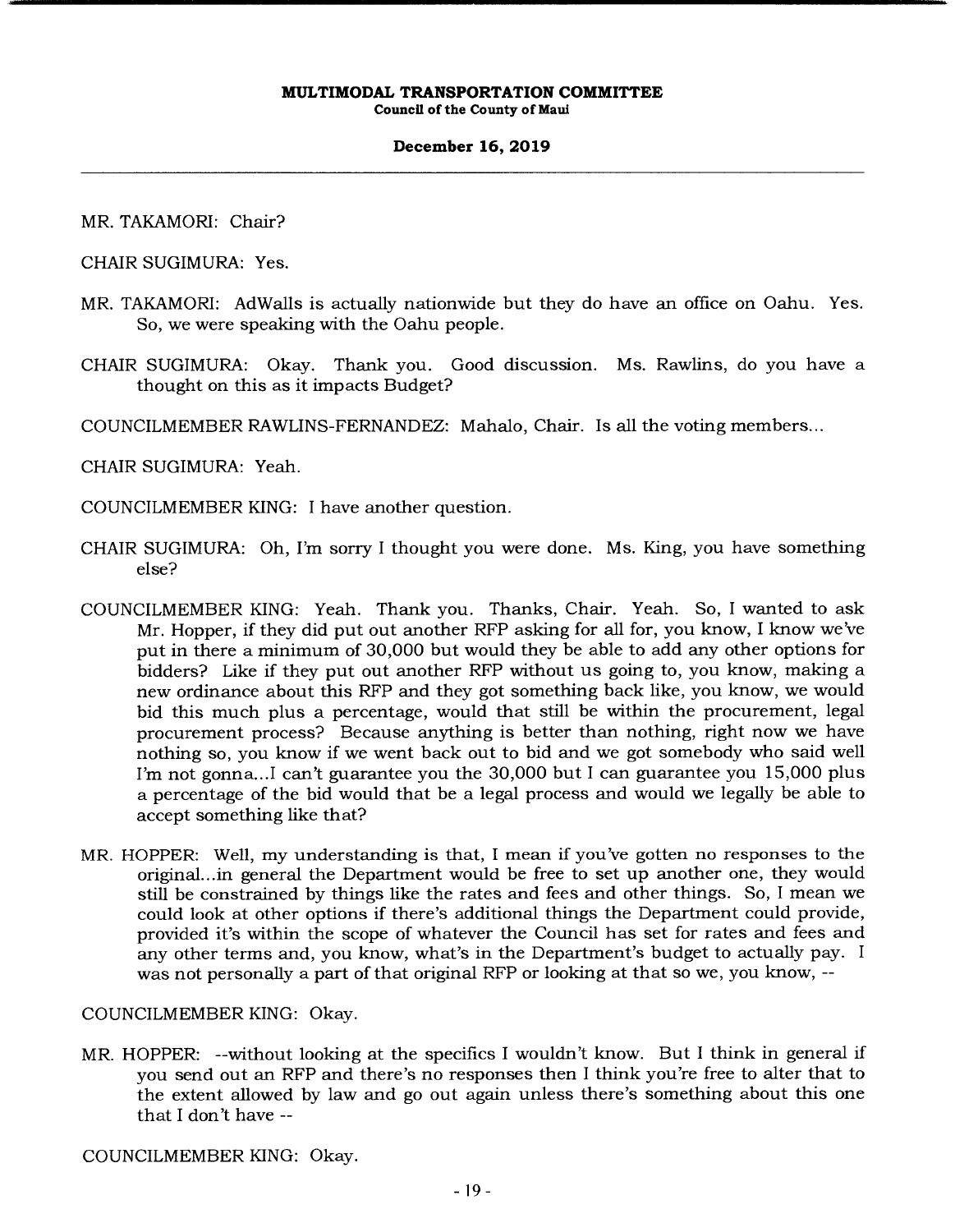MR. TAKAMORI: Chair?

CHAIR SUGIMURA: Yes.

MR. TAKAMORI: AdWalls is actually nationwide but they do have an office on Oahu. Yes. So, we were speaking with the Oahu people.

CHAIR SUGIMURA: Okay. Thank you. Good discussion. Ms. Rawlins, do you have a thought on this as it impacts Budget?

COUNCILMEMBER RAWLINS-FERNANDEZ: Mahalo, Chair. Is all the voting members...

CHAIR SUGIMURA: Yeah.

COUNCILMEMBER KING: I have another question.

CHAIR SUGIMURA: Oh, I'm sorry I thought you were done. Ms. King, you have something else?

COUNCILMEMBER KING: Yeah. Thank you. Thanks, Chair. Yeah. So, I wanted to ask Mr. Hopper, if they did put out another RFP asking for all for, you know, I know we've put in there a minimum of 30,000 but would they be able to add any other options for bidders? Like if they put out another RFP without us going to, you know, making a new ordinance about this RFP and they got something back like, you know, we would bid this much plus a percentage, would that still be within the procurement, legal procurement process? Because anything is better than nothing, right now we have nothing so, you know if we went back out to bid and we got somebody who said well I'm not gonna...I can't guarantee you the 30,000 but I can guarantee you 15,000 plus a percentage of the bid would that be a legal process and would we legally be able to accept something like that?

MR. HOPPER: Well, my understanding is that, I mean if you've gotten no responses to the original...in general the Department would be free to set up another one, they would still be constrained by things like the rates and fees and other things. So, I mean we could look at other options if there's additional things the Department could provide, provided it's within the scope of whatever the Council has set for rates and fees and any other terms and, you know, what's in the Department's budget to actually pay. I was not personally a part of that original RFP or looking at that so we, you know, --

COUNCILMEMBER KING: Okay.

MR. HOPPER: --without looking at the specifics I wouldn't know. But I think in general if you send out an RFP and there's no responses then I think you're free to alter that to the extent allowed by law and go out again unless there's something about this one that I don't have --

COUNCILMEMBER KING: Okay.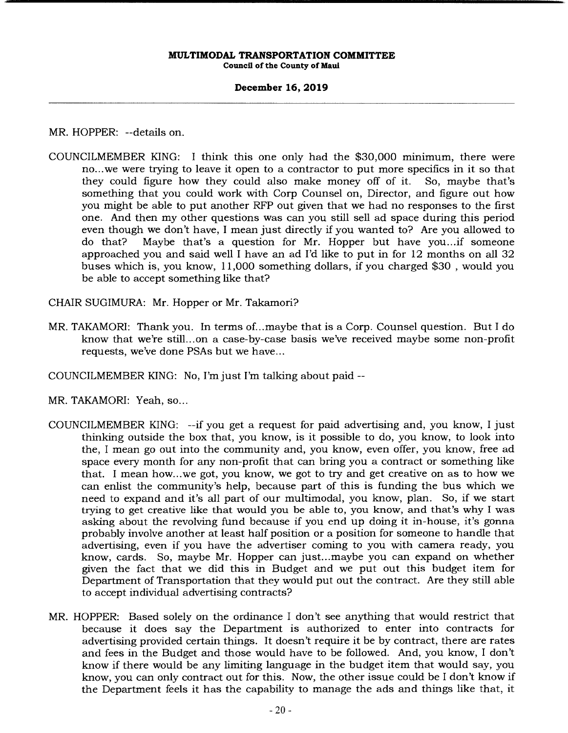MR. HOPPER: --details on.

COUNCILMEMBER KING: I think this one only had the $30,000 minimum, there were no...we were trying to leave it open to a contractor to put more specifics in it so that they could figure how they could also make money off of it. So, maybe that's something that you could work with Corp Counsel on, Director, and figure out how you might be able to put another RFP out given that we had no responses to the first one. And then my other questions was can you still sell ad space during this period even though we don't have, I mean just directly if you wanted to? Are you allowed to do that? Maybe that's a question for Mr. Hopper but have you...if someone approached you and said well I have an ad I'd like to put in for 12 months on all 32 buses which is, you know, 11,000 something dollars, if you charged $30 , would you be able to accept something like that?

CHAIR SUGIMURA: Mr. Hopper or Mr. Takamori?

MR. TAKAMORI: Thank you. In terms of...maybe that is a Corp. Counsel question. But I do know that we're still...on a case-by-case basis we've received maybe some non-profit requests, we've done PSAs but we have...

COUNCILMEMBER KING: No, I'm just I'm talking about paid --

MR. TAKAMORI: Yeah, so...

COUNCILMEMBER KING: --if you get a request for paid advertising and, you know, I just thinking outside the box that, you know, is it possible to do, you know, to look into the, I mean go out into the community and, you know, even offer, you know, free ad space every month for any non-profit that can bring you a contract or something like that. I mean how...we got, you know, we got to try and get creative on as to how we can enlist the community's help, because part of this is funding the bus which we need to expand and it's all part of our multimodal, you know, plan. So, if we start trying to get creative like that would you be able to, you know, and that's why I was asking about the revolving fund because if you end up doing it in-house, it's gonna probably involve another at least half position or a position for someone to handle that advertising, even if you have the advertiser coming to you with camera ready, you know, cards. So, maybe Mr. Hopper can just...maybe you can expand on whether given the fact that we did this in Budget and we put out this budget item for Department of Transportation that they would put out the contract. Are they still able to accept individual advertising contracts?

MR. HOPPER: Based solely on the ordinance I don't see anything that would restrict that because it does say the Department is authorized to enter into contracts for advertising provided certain things. It doesn't require it be by contract, there are rates and fees in the Budget and those would have to be followed. And, you know, I don't know if there would be any limiting language in the budget item that would say, you know, you can only contract out for this. Now, the other issue could be I don't know if the Department feels it has the capability to manage the ads and things like that, it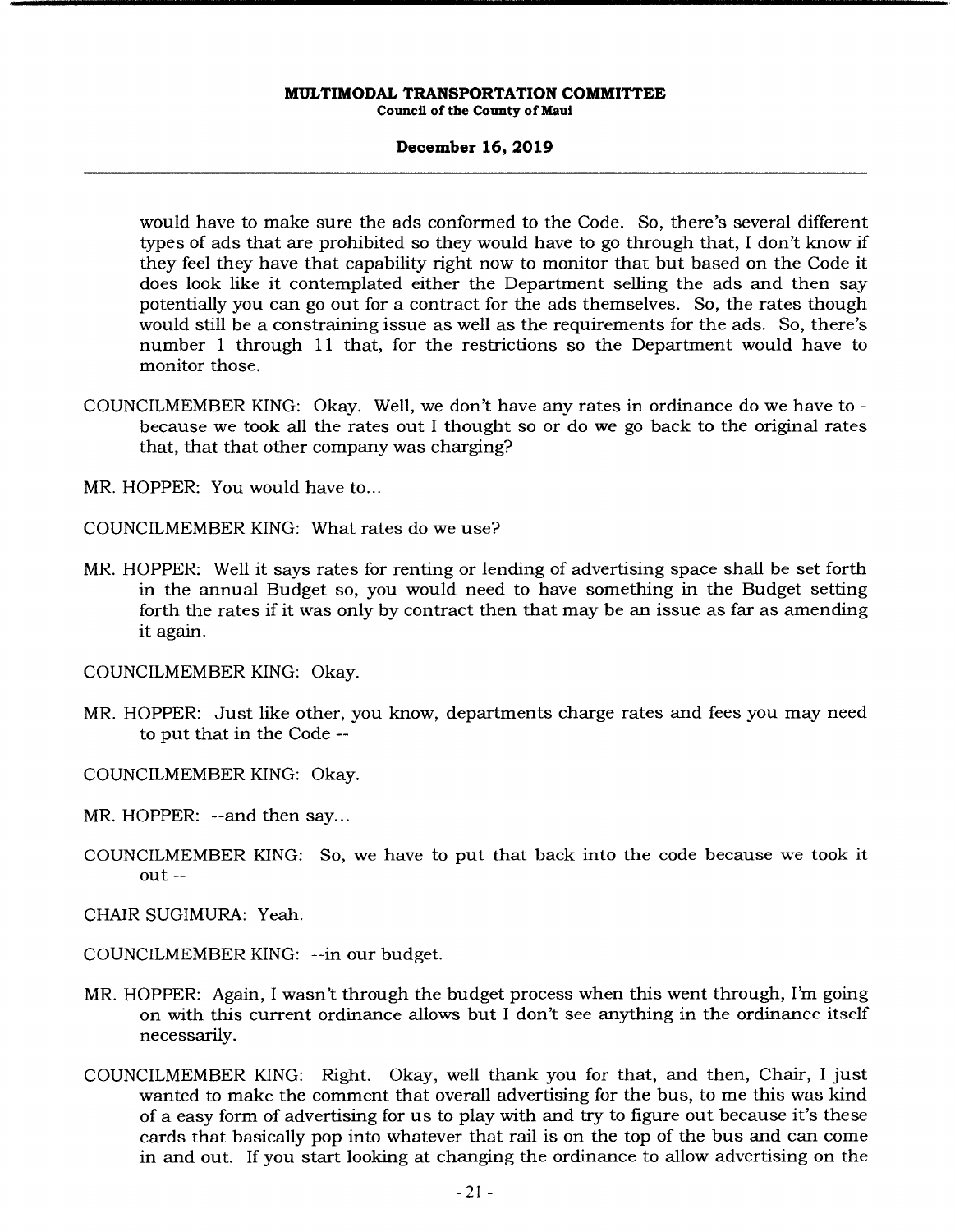would have to make sure the ads conformed to the Code. So, there's several different types of ads that are prohibited so they would have to go through that, I don't know if they feel they have that capability right now to monitor that but based on the Code it does look like it contemplated either the Department selling the ads and then say potentially you can go out for a contract for the ads themselves. So, the rates though would still be a constraining issue as well as the requirements for the ads. So, there's number 1 through 11 that, for the restrictions so the Department would have to monitor those.

COUNCILMEMBER KING: Okay. Well, we don't have any rates in ordinance do we have to - because we took all the rates out I thought so or do we go back to the original rates that, that that other company was charging?

MR. HOPPER: You would have to...

COUNCILMEMBER KING: What rates do we use?

MR. HOPPER: Well it says rates for renting or lending of advertising space shall be set forth in the annual Budget so, you would need to have something in the Budget setting forth the rates if it was only by contract then that may be an issue as far as amending it again.

COUNCILMEMBER KING: Okay.

MR. HOPPER: Just like other, you know, departments charge rates and fees you may need to put that in the Code --

COUNCILMEMBER KING: Okay.

MR. HOPPER: --and then say...

COUNCILMEMBER KING: So, we have to put that back into the code because we took it out --

CHAIR SUGIMURA: Yeah.

COUNCILMEMBER KING: --in our budget.

MR. HOPPER: Again, I wasn't through the budget process when this went through, I'm going on with this current ordinance allows but I don't see anything in the ordinance itself necessarily.

COUNCILMEMBER KING: Right. Okay, well thank you for that, and then, Chair, I just wanted to make the comment that overall advertising for the bus, to me this was kind of a easy form of advertising for us to play with and try to figure out because it's these cards that basically pop into whatever that rail is on the top of the bus and can come in and out. If you start looking at changing the ordinance to allow advertising on the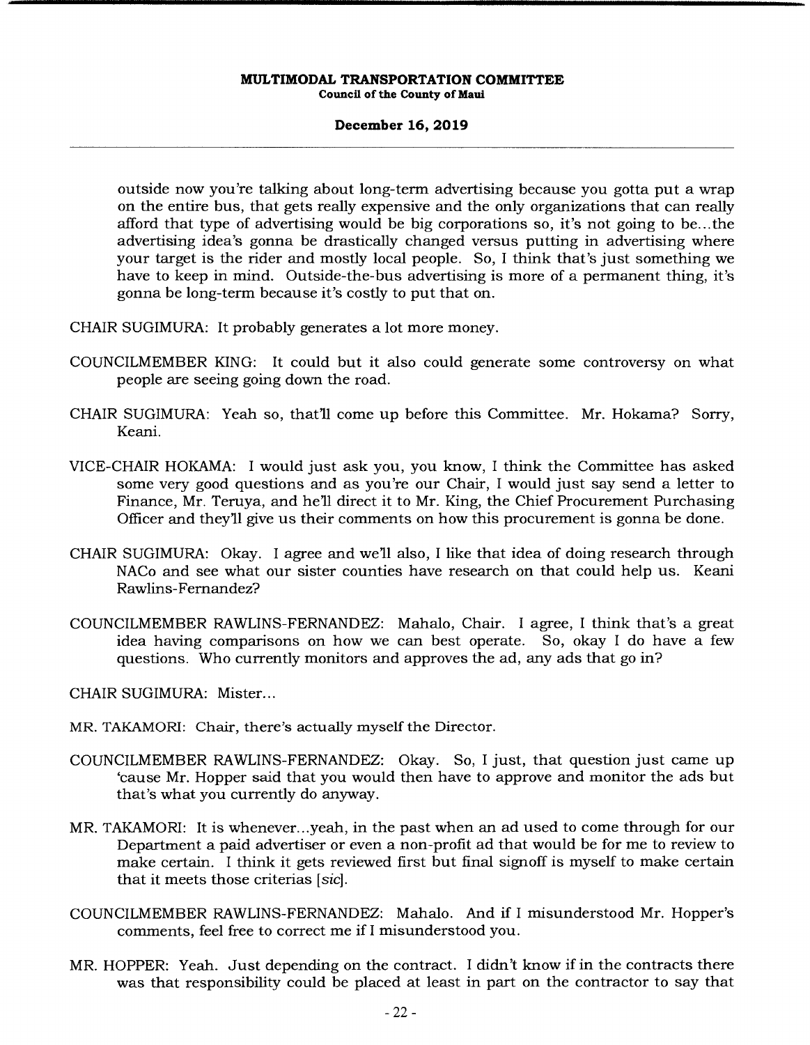outside now you're talking about long-term advertising because you gotta put a wrap on the entire bus, that gets really expensive and the only organizations that can really afford that type of advertising would be big corporations so, it's not going to be...the advertising idea's gonna be drastically changed versus putting in advertising where your target is the rider and mostly local people. So, I think that's just something we have to keep in mind. Outside-the-bus advertising is more of a permanent thing, it's gonna be long-term because it's costly to put that on.

CHAIR SUGIMURA: It probably generates a lot more money.

COUNCILMEMBER KING: It could but it also could generate some controversy on what people are seeing going down the road.

CHAIR SUGIMURA: Yeah so, that'll come up before this Committee. Mr. Hokama? Sorry, Keani.

VICE-CHAIR HOKAMA: I would just ask you, you know, I think the Committee has asked some very good questions and as you're our Chair, I would just say send a letter to Finance, Mr. Teruya, and he'll direct it to Mr. King, the Chief Procurement Purchasing Officer and they'll give us their comments on how this procurement is gonna be done.

CHAIR SUGIMURA: Okay. I agree and we'll also, I like that idea of doing research through NACo and see what our sister counties have research on that could help us. Keani Rawlins-Fernandez?

COUNCILMEMBER RAWLINS-FERNANDEZ: Mahalo, Chair. I agree, I think that's a great idea having comparisons on how we can best operate. So, okay I do have a few questions. Who currently monitors and approves the ad, any ads that go in?

CHAIR SUGIMURA: Mister...

MR. TAKAMORI: Chair, there's actually myself the Director.

COUNCILMEMBER RAWLINS-FERNANDEZ: Okay. So, I just, that question just came up 'cause Mr. Hopper said that you would then have to approve and monitor the ads but that's what you currently do anyway.

MR. TAKAMORI: It is whenever...yeah, in the past when an ad used to come through for our Department a paid advertiser or even a non-profit ad that would be for me to review to make certain. I think it gets reviewed first but final signoff is myself to make certain that it meets those criterias [*sic*].

COUNCILMEMBER RAWLINS-FERNANDEZ: Mahalo. And if I misunderstood Mr. Hopper's comments, feel free to correct me if I misunderstood you.

MR. HOPPER: Yeah. Just depending on the contract. I didn't know if in the contracts there was that responsibility could be placed at least in part on the contractor to say that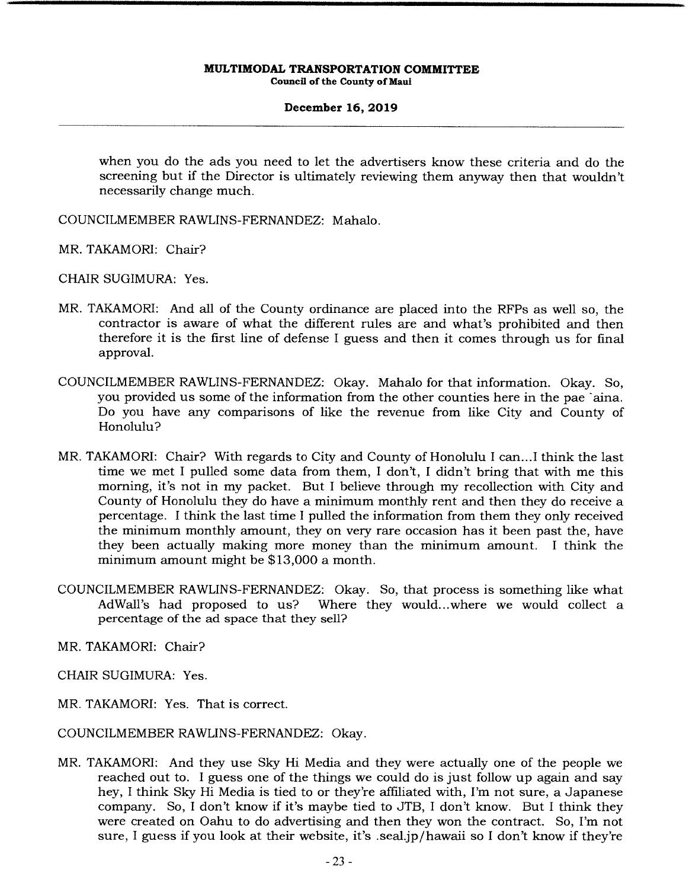when you do the ads you need to let the advertisers know these criteria and do the screening but if the Director is ultimately reviewing them anyway then that wouldn't necessarily change much.

COUNCILMEMBER RAWLINS-FERNANDEZ: Mahalo.

MR. TAKAMORI: Chair?

CHAIR SUGIMURA: Yes.

MR. TAKAMORI: And all of the County ordinance are placed into the RFPs as well so, the contractor is aware of what the different rules are and what's prohibited and then therefore it is the first line of defense I guess and then it comes through us for final approval.

COUNCILMEMBER RAWLINS-FERNANDEZ: Okay. Mahalo for that information. Okay. So, you provided us some of the information from the other counties here in the pae ʻaina. Do you have any comparisons of like the revenue from like City and County of Honolulu?

MR. TAKAMORI: Chair? With regards to City and County of Honolulu I can...I think the last time we met I pulled some data from them, I don't, I didn't bring that with me this morning, it's not in my packet. But I believe through my recollection with City and County of Honolulu they do have a minimum monthly rent and then they do receive a percentage. I think the last time I pulled the information from them they only received the minimum monthly amount, they on very rare occasion has it been past the, have they been actually making more money than the minimum amount. I think the minimum amount might be $13,000 a month.

COUNCILMEMBER RAWLINS-FERNANDEZ: Okay. So, that process is something like what AdWall's had proposed to us? Where they would...where we would collect a percentage of the ad space that they sell?

MR. TAKAMORI: Chair?

CHAIR SUGIMURA: Yes.

MR. TAKAMORI: Yes. That is correct.

COUNCILMEMBER RAWLINS-FERNANDEZ: Okay.

MR. TAKAMORI: And they use Sky Hi Media and they were actually one of the people we reached out to. I guess one of the things we could do is just follow up again and say hey, I think Sky Hi Media is tied to or they're affiliated with, I'm not sure, a Japanese company. So, I don't know if it's maybe tied to JTB, I don't know. But I think they were created on Oahu to do advertising and then they won the contract. So, I'm not sure, I guess if you look at their website, it's .seal.jp/hawaii so I don't know if they're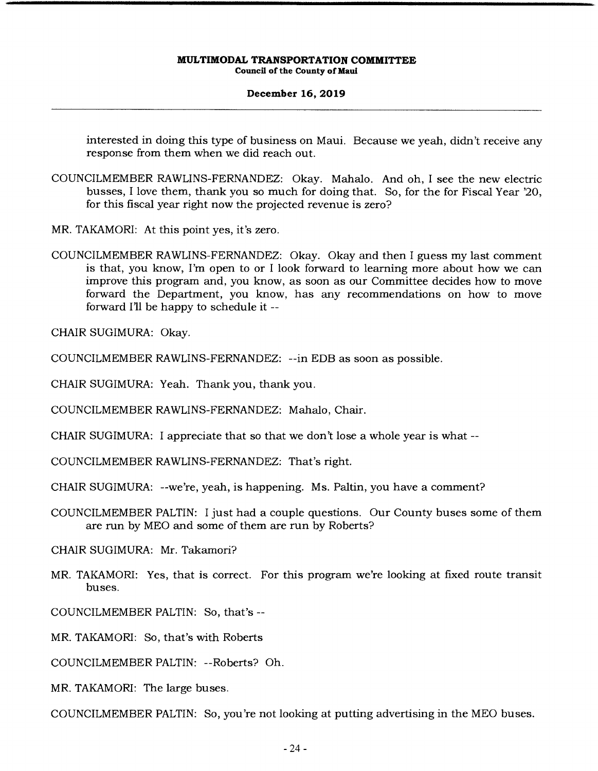interested in doing this type of business on Maui. Because we yeah, didn't receive any response from them when we did reach out.

COUNCILMEMBER RAWLINS-FERNANDEZ: Okay. Mahalo. And oh, I see the new electric busses, I love them, thank you so much for doing that. So, for the for Fiscal Year '20, for this fiscal year right now the projected revenue is zero?

MR. TAKAMORI: At this point yes, it's zero.

COUNCILMEMBER RAWLINS-FERNANDEZ: Okay. Okay and then I guess my last comment is that, you know, I'm open to or I look forward to learning more about how we can improve this program and, you know, as soon as our Committee decides how to move forward the Department, you know, has any recommendations on how to move forward I'll be happy to schedule it --

CHAIR SUGIMURA: Okay.

COUNCILMEMBER RAWLINS-FERNANDEZ: --in EDB as soon as possible.

CHAIR SUGIMURA: Yeah. Thank you, thank you.

COUNCILMEMBER RAWLINS-FERNANDEZ: Mahalo, Chair.

CHAIR SUGIMURA: I appreciate that so that we don't lose a whole year is what --

COUNCILMEMBER RAWLINS-FERNANDEZ: That's right.

CHAIR SUGIMURA: --we're, yeah, is happening. Ms. Paltin, you have a comment?

COUNCILMEMBER PALTIN: I just had a couple questions. Our County buses some of them are run by MEO and some of them are run by Roberts?

CHAIR SUGIMURA: Mr. Takamori?

MR. TAKAMORI: Yes, that is correct. For this program we're looking at fixed route transit buses.

COUNCILMEMBER PALTIN: So, that's --

MR. TAKAMORI: So, that's with Roberts

COUNCILMEMBER PALTIN: --Roberts? Oh.

MR. TAKAMORI: The large buses.

COUNCILMEMBER PALTIN: So, you're not looking at putting advertising in the MEO buses.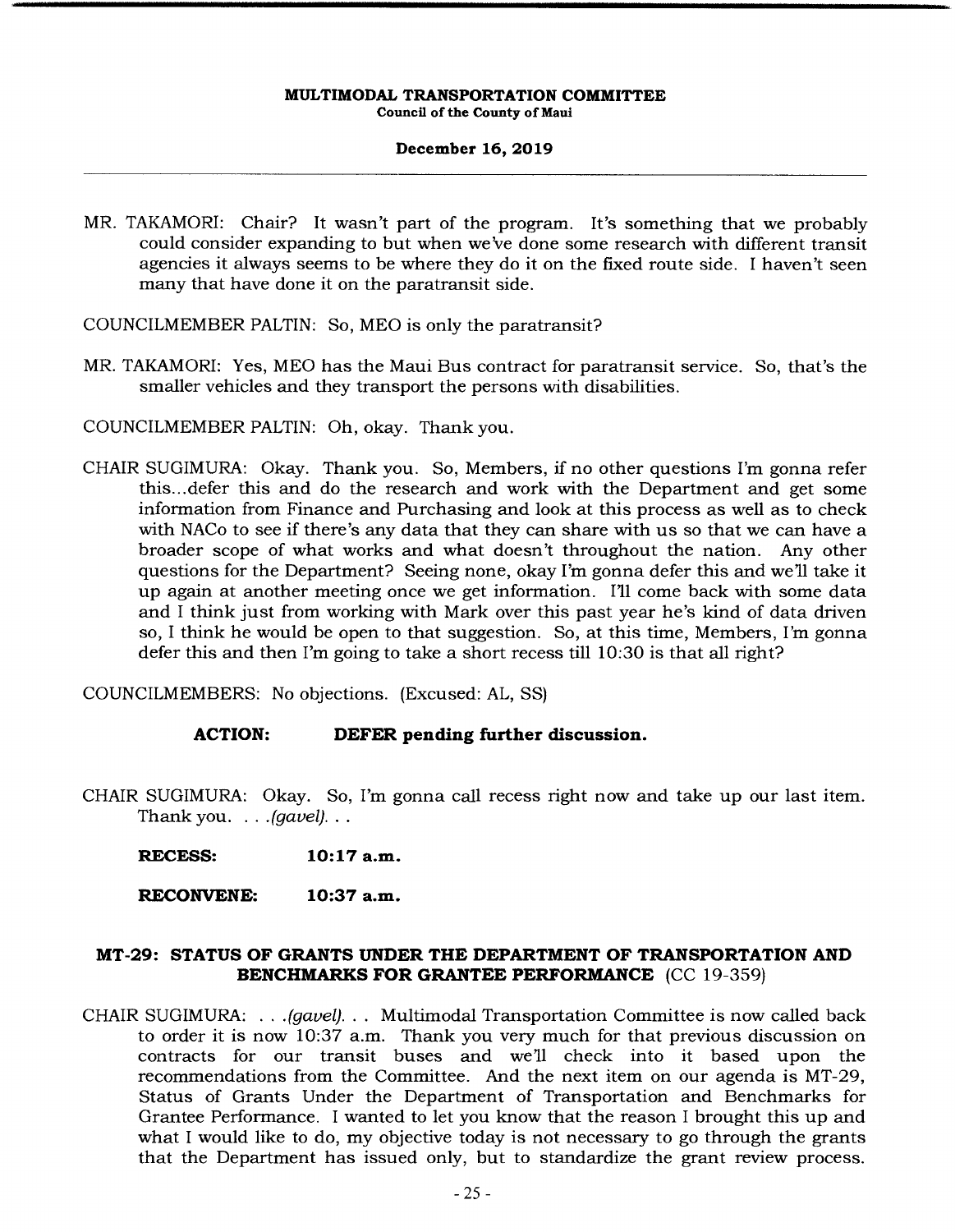MR. TAKAMORI: Chair? It wasn't part of the program. It's something that we probably could consider expanding to but when we've done some research with different transit agencies it always seems to be where they do it on the fixed route side. I haven't seen many that have done it on the paratransit side.

COUNCILMEMBER PALTIN: So, MEO is only the paratransit?

MR. TAKAMORI: Yes, MEO has the Maui Bus contract for paratransit service. So, that's the smaller vehicles and they transport the persons with disabilities.

COUNCILMEMBER PALTIN: Oh, okay. Thank you.

CHAIR SUGIMURA: Okay. Thank you. So, Members, if no other questions I'm gonna refer this...defer this and do the research and work with the Department and get some information from Finance and Purchasing and look at this process as well as to check with NACo to see if there's any data that they can share with us so that we can have a broader scope of what works and what doesn't throughout the nation. Any other questions for the Department? Seeing none, okay I'm gonna defer this and we'll take it up again at another meeting once we get information. I'll come back with some data and I think just from working with Mark over this past year he's kind of data driven so, I think he would be open to that suggestion. So, at this time, Members, I'm gonna defer this and then I'm going to take a short recess till 10:30 is that all right?

COUNCILMEMBERS: No objections. (Excused: AL, SS)

**ACTION: DEFER pending further discussion.**

CHAIR SUGIMURA: Okay. So, I'm gonna call recess right now and take up our last item. Thank you. . . .*(gavel)*. . .

**RECESS: 10:17 a.m.**

**RECONVENE: 10:37 a.m.**

## MT-29: STATUS OF GRANTS UNDER THE DEPARTMENT OF TRANSPORTATION AND BENCHMARKS FOR GRANTEE PERFORMANCE (CC 19-359)

CHAIR SUGIMURA: . . .*(gavel)*. . . Multimodal Transportation Committee is now called back to order it is now 10:37 a.m. Thank you very much for that previous discussion on contracts for our transit buses and we'll check into it based upon the recommendations from the Committee. And the next item on our agenda is MT-29, Status of Grants Under the Department of Transportation and Benchmarks for Grantee Performance. I wanted to let you know that the reason I brought this up and what I would like to do, my objective today is not necessary to go through the grants that the Department has issued only, but to standardize the grant review process.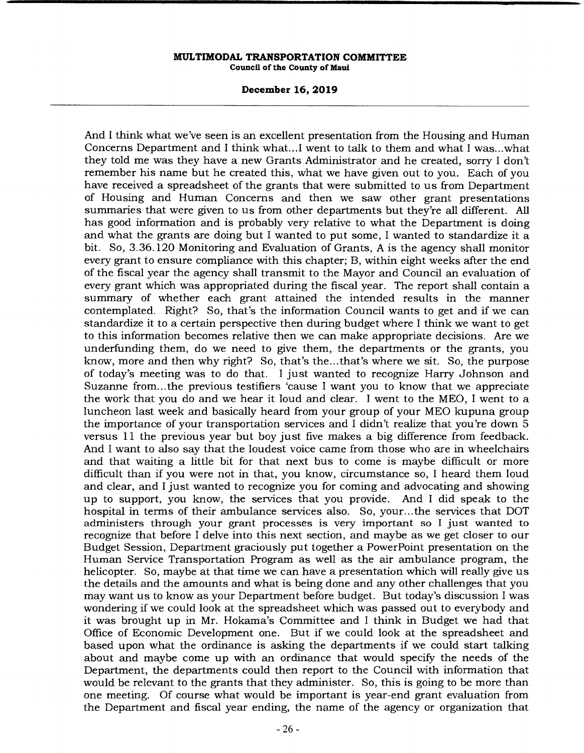And I think what we've seen is an excellent presentation from the Housing and Human Concerns Department and I think what...I went to talk to them and what I was...what they told me was they have a new Grants Administrator and he created, sorry I don't remember his name but he created this, what we have given out to you. Each of you have received a spreadsheet of the grants that were submitted to us from Department of Housing and Human Concerns and then we saw other grant presentations summaries that were given to us from other departments but they're all different. All has good information and is probably very relative to what the Department is doing and what the grants are doing but I wanted to put some, I wanted to standardize it a bit. So, 3.36.120 Monitoring and Evaluation of Grants, A is the agency shall monitor every grant to ensure compliance with this chapter; B, within eight weeks after the end of the fiscal year the agency shall transmit to the Mayor and Council an evaluation of every grant which was appropriated during the fiscal year. The report shall contain a summary of whether each grant attained the intended results in the manner contemplated. Right? So, that's the information Council wants to get and if we can standardize it to a certain perspective then during budget where I think we want to get to this information becomes relative then we can make appropriate decisions. Are we underfunding them, do we need to give them, the departments or the grants, you know, more and then why right? So, that's the...that's where we sit. So, the purpose of today's meeting was to do that. I just wanted to recognize Harry Johnson and Suzanne from...the previous testifiers 'cause I want you to know that we appreciate the work that you do and we hear it loud and clear. I went to the MEO, I went to a luncheon last week and basically heard from your group of your MEO kupuna group the importance of your transportation services and I didn't realize that you're down 5 versus 11 the previous year but boy just five makes a big difference from feedback. And I want to also say that the loudest voice came from those who are in wheelchairs and that waiting a little bit for that next bus to come is maybe difficult or more difficult than if you were not in that, you know, circumstance so, I heard them loud and clear, and I just wanted to recognize you for coming and advocating and showing up to support, you know, the services that you provide. And I did speak to the hospital in terms of their ambulance services also. So, your...the services that DOT administers through your grant processes is very important so I just wanted to recognize that before I delve into this next section, and maybe as we get closer to our Budget Session, Department graciously put together a PowerPoint presentation on the Human Service Transportation Program as well as the air ambulance program, the helicopter. So, maybe at that time we can have a presentation which will really give us the details and the amounts and what is being done and any other challenges that you may want us to know as your Department before budget. But today's discussion I was wondering if we could look at the spreadsheet which was passed out to everybody and it was brought up in Mr. Hokama's Committee and I think in Budget we had that Office of Economic Development one. But if we could look at the spreadsheet and based upon what the ordinance is asking the departments if we could start talking about and maybe come up with an ordinance that would specify the needs of the Department, the departments could then report to the Council with information that would be relevant to the grants that they administer. So, this is going to be more than one meeting. Of course what would be important is year-end grant evaluation from the Department and fiscal year ending, the name of the agency or organization that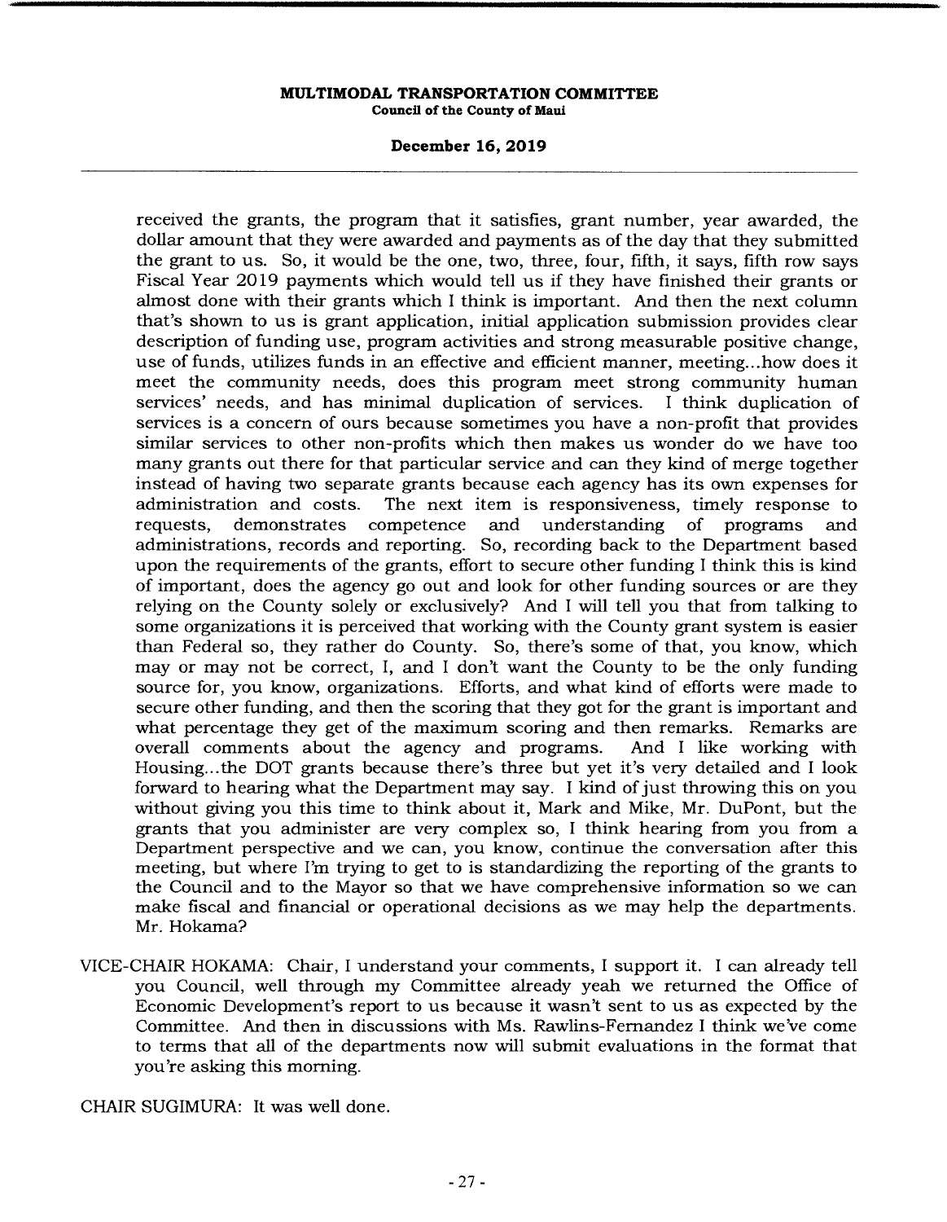received the grants, the program that it satisfies, grant number, year awarded, the dollar amount that they were awarded and payments as of the day that they submitted the grant to us. So, it would be the one, two, three, four, fifth, it says, fifth row says Fiscal Year 2019 payments which would tell us if they have finished their grants or almost done with their grants which I think is important. And then the next column that's shown to us is grant application, initial application submission provides clear description of funding use, program activities and strong measurable positive change, use of funds, utilizes funds in an effective and efficient manner, meeting...how does it meet the community needs, does this program meet strong community human services' needs, and has minimal duplication of services. I think duplication of services is a concern of ours because sometimes you have a non-profit that provides similar services to other non-profits which then makes us wonder do we have too many grants out there for that particular service and can they kind of merge together instead of having two separate grants because each agency has its own expenses for administration and costs. The next item is responsiveness, timely response to requests, demonstrates competence and understanding of programs and administrations, records and reporting. So, recording back to the Department based upon the requirements of the grants, effort to secure other funding I think this is kind of important, does the agency go out and look for other funding sources or are they relying on the County solely or exclusively? And I will tell you that from talking to some organizations it is perceived that working with the County grant system is easier than Federal so, they rather do County. So, there's some of that, you know, which may or may not be correct, I, and I don't want the County to be the only funding source for, you know, organizations. Efforts, and what kind of efforts were made to secure other funding, and then the scoring that they got for the grant is important and what percentage they get of the maximum scoring and then remarks. Remarks are overall comments about the agency and programs. And I like working with Housing...the DOT grants because there's three but yet it's very detailed and I look forward to hearing what the Department may say. I kind of just throwing this on you without giving you this time to think about it, Mark and Mike, Mr. DuPont, but the grants that you administer are very complex so, I think hearing from you from a Department perspective and we can, you know, continue the conversation after this meeting, but where I'm trying to get to is standardizing the reporting of the grants to the Council and to the Mayor so that we have comprehensive information so we can make fiscal and financial or operational decisions as we may help the departments. Mr. Hokama?

VICE-CHAIR HOKAMA: Chair, I understand your comments, I support it. I can already tell you Council, well through my Committee already yeah we returned the Office of Economic Development's report to us because it wasn't sent to us as expected by the Committee. And then in discussions with Ms. Rawlins-Fernandez I think we've come to terms that all of the departments now will submit evaluations in the format that you're asking this morning.

CHAIR SUGIMURA: It was well done.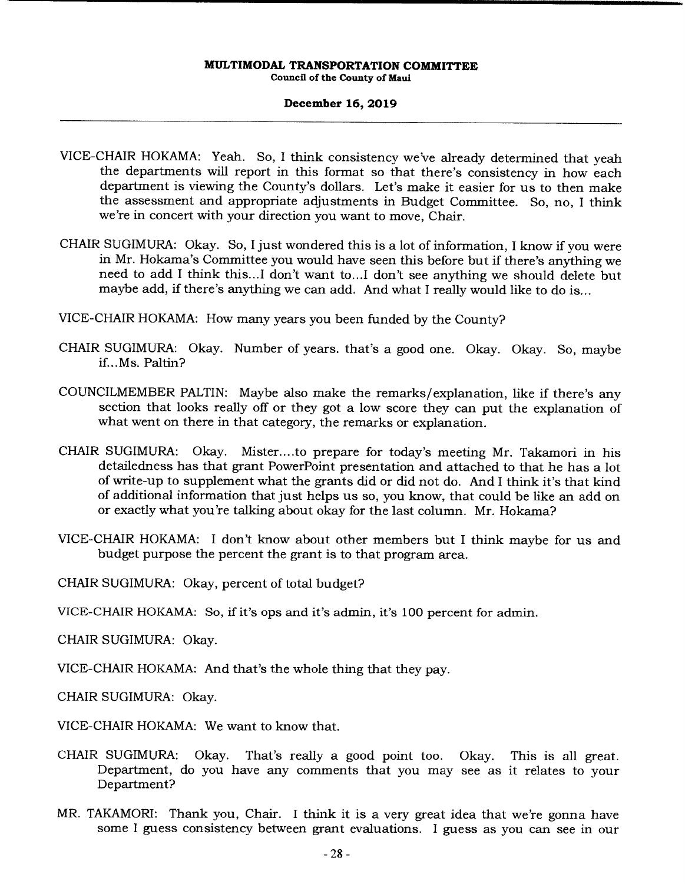VICE-CHAIR HOKAMA: Yeah. So, I think consistency we've already determined that yeah the departments will report in this format so that there's consistency in how each department is viewing the County's dollars. Let's make it easier for us to then make the assessment and appropriate adjustments in Budget Committee. So, no, I think we're in concert with your direction you want to move, Chair.

CHAIR SUGIMURA: Okay. So, I just wondered this is a lot of information, I know if you were in Mr. Hokama's Committee you would have seen this before but if there's anything we need to add I think this...I don't want to...I don't see anything we should delete but maybe add, if there's anything we can add. And what I really would like to do is...

VICE-CHAIR HOKAMA: How many years you been funded by the County?

CHAIR SUGIMURA: Okay. Number of years. that's a good one. Okay. Okay. So, maybe if...Ms. Paltin?

COUNCILMEMBER PALTIN: Maybe also make the remarks/explanation, like if there's any section that looks really off or they got a low score they can put the explanation of what went on there in that category, the remarks or explanation.

CHAIR SUGIMURA: Okay. Mister....to prepare for today's meeting Mr. Takamori in his detailedness has that grant PowerPoint presentation and attached to that he has a lot of write-up to supplement what the grants did or did not do. And I think it's that kind of additional information that just helps us so, you know, that could be like an add on or exactly what you're talking about okay for the last column. Mr. Hokama?

VICE-CHAIR HOKAMA: I don't know about other members but I think maybe for us and budget purpose the percent the grant is to that program area.

CHAIR SUGIMURA: Okay, percent of total budget?

VICE-CHAIR HOKAMA: So, if it's ops and it's admin, it's 100 percent for admin.

CHAIR SUGIMURA: Okay.

VICE-CHAIR HOKAMA: And that's the whole thing that they pay.

CHAIR SUGIMURA: Okay.

VICE-CHAIR HOKAMA: We want to know that.

CHAIR SUGIMURA: Okay. That's really a good point too. Okay. This is all great. Department, do you have any comments that you may see as it relates to your Department?

MR. TAKAMORI: Thank you, Chair. I think it is a very great idea that we're gonna have some I guess consistency between grant evaluations. I guess as you can see in our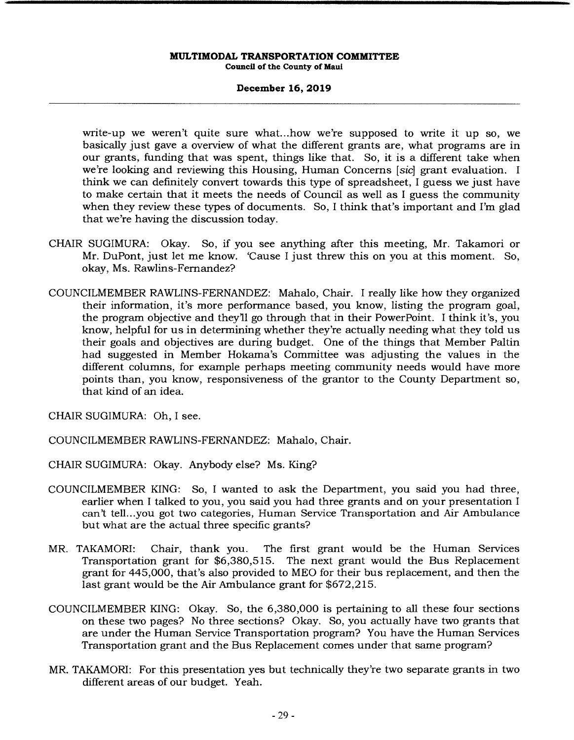write-up we weren't quite sure what...how we're supposed to write it up so, we basically just gave a overview of what the different grants are, what programs are in our grants, funding that was spent, things like that. So, it is a different take when we're looking and reviewing this Housing, Human Concerns [*sic*] grant evaluation. I think we can definitely convert towards this type of spreadsheet, I guess we just have to make certain that it meets the needs of Council as well as I guess the community when they review these types of documents. So, I think that's important and I'm glad that we're having the discussion today.

CHAIR SUGIMURA: Okay. So, if you see anything after this meeting, Mr. Takamori or Mr. DuPont, just let me know. 'Cause I just threw this on you at this moment. So, okay, Ms. Rawlins-Fernandez?

COUNCILMEMBER RAWLINS-FERNANDEZ: Mahalo, Chair. I really like how they organized their information, it's more performance based, you know, listing the program goal, the program objective and they'll go through that in their PowerPoint. I think it's, you know, helpful for us in determining whether they're actually needing what they told us their goals and objectives are during budget. One of the things that Member Paltin had suggested in Member Hokama's Committee was adjusting the values in the different columns, for example perhaps meeting community needs would have more points than, you know, responsiveness of the grantor to the County Department so, that kind of an idea.

CHAIR SUGIMURA: Oh, I see.

COUNCILMEMBER RAWLINS-FERNANDEZ: Mahalo, Chair.

CHAIR SUGIMURA: Okay. Anybody else? Ms. King?

COUNCILMEMBER KING: So, I wanted to ask the Department, you said you had three, earlier when I talked to you, you said you had three grants and on your presentation I can't tell...you got two categories, Human Service Transportation and Air Ambulance but what are the actual three specific grants?

MR. TAKAMORI: Chair, thank you. The first grant would be the Human Services Transportation grant for $6,380,515. The next grant would the Bus Replacement grant for 445,000, that's also provided to MEO for their bus replacement, and then the last grant would be the Air Ambulance grant for $672,215.

COUNCILMEMBER KING: Okay. So, the 6,380,000 is pertaining to all these four sections on these two pages? No three sections? Okay. So, you actually have two grants that are under the Human Service Transportation program? You have the Human Services Transportation grant and the Bus Replacement comes under that same program?

MR. TAKAMORI: For this presentation yes but technically they're two separate grants in two different areas of our budget. Yeah.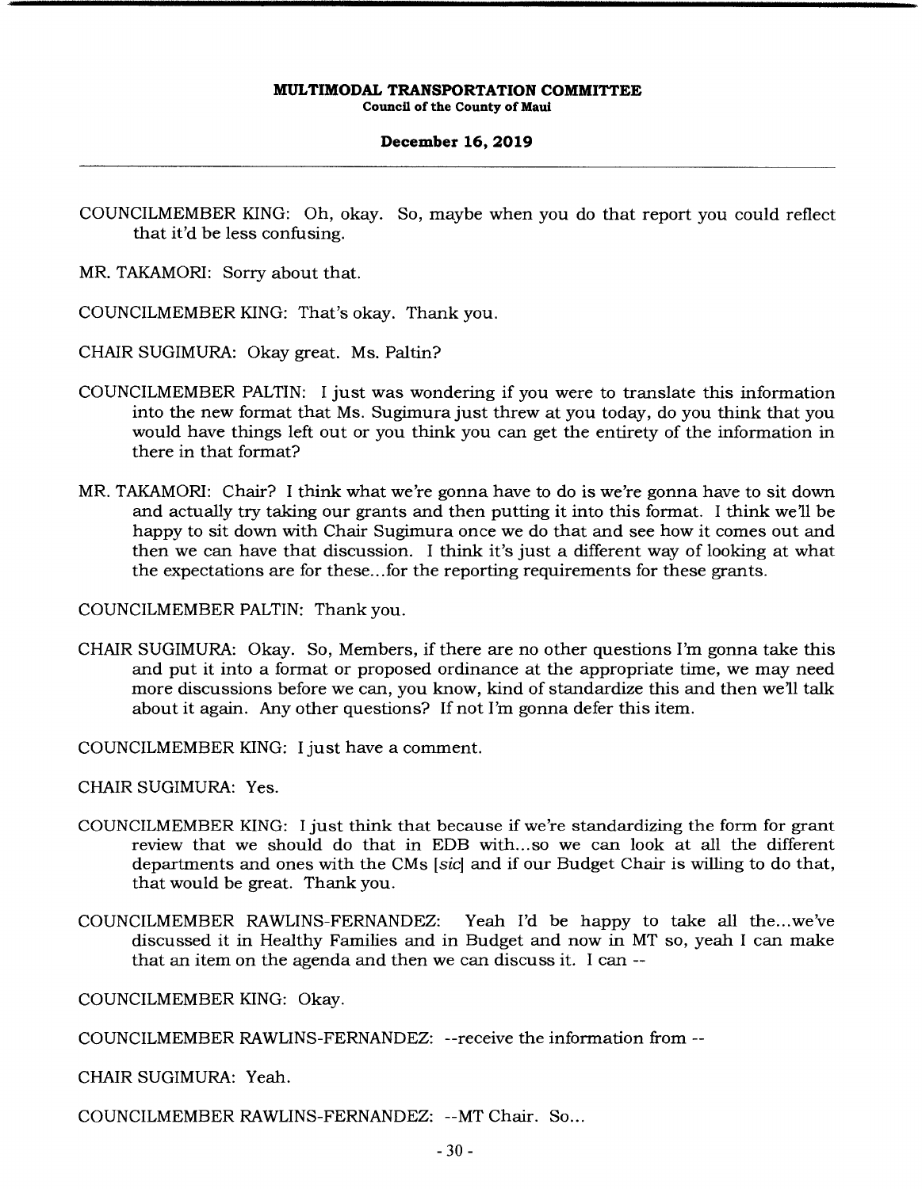COUNCILMEMBER KING: Oh, okay. So, maybe when you do that report you could reflect that it'd be less confusing.

MR. TAKAMORI: Sorry about that.

COUNCILMEMBER KING: That's okay. Thank you.

CHAIR SUGIMURA: Okay great. Ms. Paltin?

COUNCILMEMBER PALTIN: I just was wondering if you were to translate this information into the new format that Ms. Sugimura just threw at you today, do you think that you would have things left out or you think you can get the entirety of the information in there in that format?

MR. TAKAMORI: Chair? I think what we're gonna have to do is we're gonna have to sit down and actually try taking our grants and then putting it into this format. I think we'll be happy to sit down with Chair Sugimura once we do that and see how it comes out and then we can have that discussion. I think it's just a different way of looking at what the expectations are for these...for the reporting requirements for these grants.

COUNCILMEMBER PALTIN: Thank you.

CHAIR SUGIMURA: Okay. So, Members, if there are no other questions I'm gonna take this and put it into a format or proposed ordinance at the appropriate time, we may need more discussions before we can, you know, kind of standardize this and then we'll talk about it again. Any other questions? If not I'm gonna defer this item.

COUNCILMEMBER KING: I just have a comment.

CHAIR SUGIMURA: Yes.

COUNCILMEMBER KING: I just think that because if we're standardizing the form for grant review that we should do that in EDB with...so we can look at all the different departments and ones with the CMs [*sic*] and if our Budget Chair is willing to do that, that would be great. Thank you.

COUNCILMEMBER RAWLINS-FERNANDEZ: Yeah I'd be happy to take all the...we've discussed it in Healthy Families and in Budget and now in MT so, yeah I can make that an item on the agenda and then we can discuss it. I can --

COUNCILMEMBER KING: Okay.

COUNCILMEMBER RAWLINS-FERNANDEZ: --receive the information from --

CHAIR SUGIMURA: Yeah.

COUNCILMEMBER RAWLINS-FERNANDEZ: --MT Chair. So...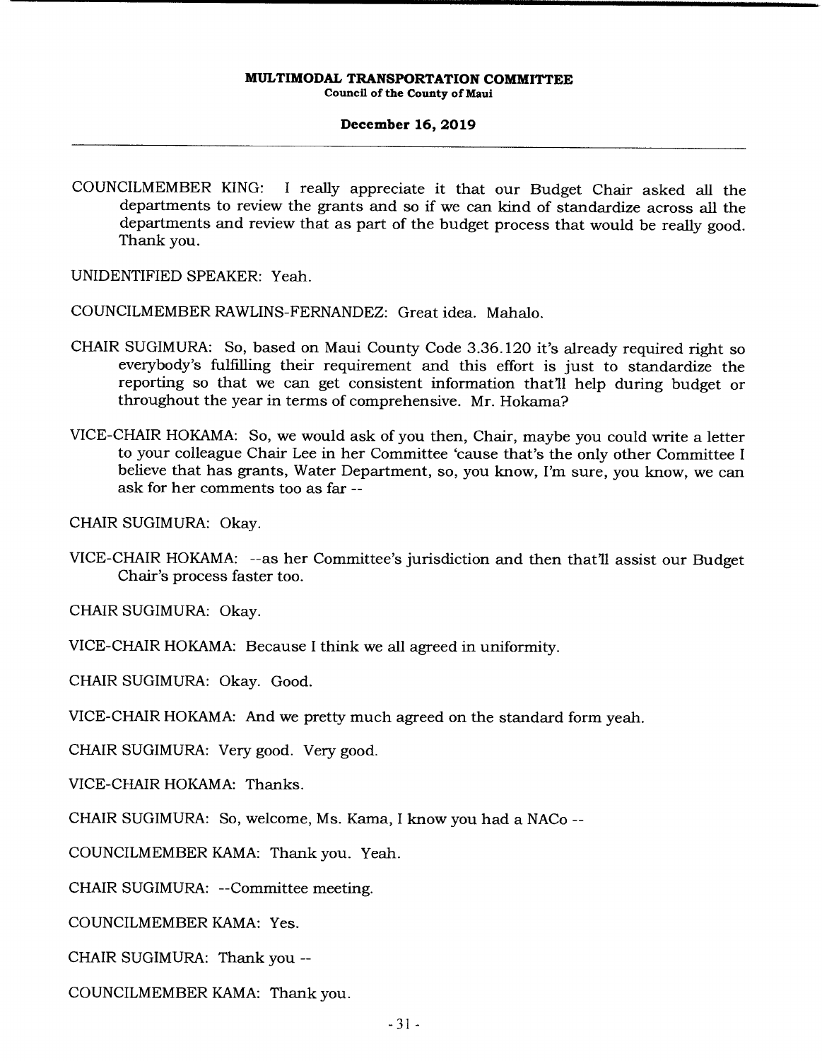COUNCILMEMBER KING: I really appreciate it that our Budget Chair asked all the departments to review the grants and so if we can kind of standardize across all the departments and review that as part of the budget process that would be really good. Thank you.

UNIDENTIFIED SPEAKER: Yeah.

COUNCILMEMBER RAWLINS-FERNANDEZ: Great idea. Mahalo.

CHAIR SUGIMURA: So, based on Maui County Code 3.36.120 it's already required right so everybody's fulfilling their requirement and this effort is just to standardize the reporting so that we can get consistent information that'll help during budget or throughout the year in terms of comprehensive. Mr. Hokama?

VICE-CHAIR HOKAMA: So, we would ask of you then, Chair, maybe you could write a letter to your colleague Chair Lee in her Committee 'cause that's the only other Committee I believe that has grants, Water Department, so, you know, I'm sure, you know, we can ask for her comments too as far --

CHAIR SUGIMURA: Okay.

VICE-CHAIR HOKAMA: --as her Committee's jurisdiction and then that'll assist our Budget Chair's process faster too.

CHAIR SUGIMURA: Okay.

VICE-CHAIR HOKAMA: Because I think we all agreed in uniformity.

CHAIR SUGIMURA: Okay. Good.

VICE-CHAIR HOKAMA: And we pretty much agreed on the standard form yeah.

CHAIR SUGIMURA: Very good. Very good.

VICE-CHAIR HOKAMA: Thanks.

CHAIR SUGIMURA: So, welcome, Ms. Kama, I know you had a NACo --

COUNCILMEMBER KAMA: Thank you. Yeah.

CHAIR SUGIMURA: --Committee meeting.

COUNCILMEMBER KAMA: Yes.

CHAIR SUGIMURA: Thank you --

COUNCILMEMBER KAMA: Thank you.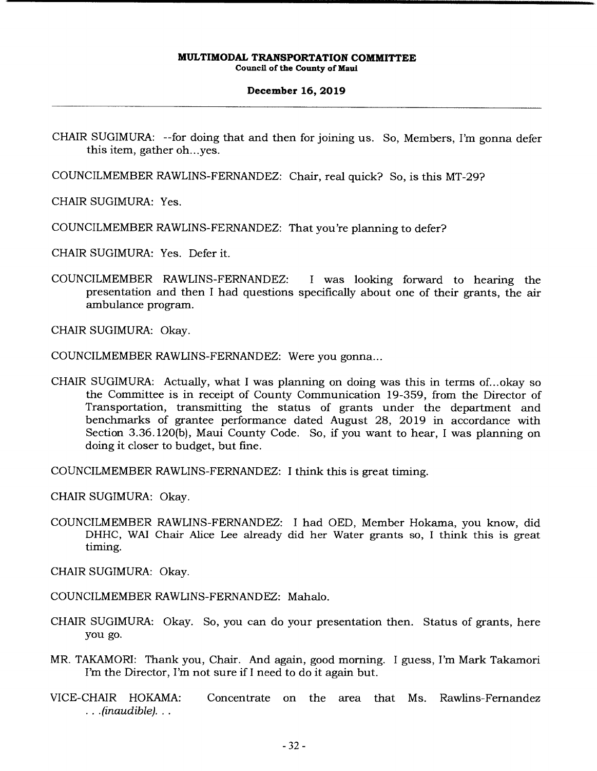CHAIR SUGIMURA: --for doing that and then for joining us. So, Members, I'm gonna defer this item, gather oh...yes.

COUNCILMEMBER RAWLINS-FERNANDEZ: Chair, real quick? So, is this MT-29?

CHAIR SUGIMURA: Yes.

COUNCILMEMBER RAWLINS-FERNANDEZ: That you're planning to defer?

CHAIR SUGIMURA: Yes. Defer it.

COUNCILMEMBER RAWLINS-FERNANDEZ: I was looking forward to hearing the presentation and then I had questions specifically about one of their grants, the air ambulance program.

CHAIR SUGIMURA: Okay.

COUNCILMEMBER RAWLINS-FERNANDEZ: Were you gonna...

CHAIR SUGIMURA: Actually, what I was planning on doing was this in terms of...okay so the Committee is in receipt of County Communication 19-359, from the Director of Transportation, transmitting the status of grants under the department and benchmarks of grantee performance dated August 28, 2019 in accordance with Section 3.36.120(b), Maui County Code. So, if you want to hear, I was planning on doing it closer to budget, but fine.

COUNCILMEMBER RAWLINS-FERNANDEZ: I think this is great timing.

CHAIR SUGIMURA: Okay.

COUNCILMEMBER RAWLINS-FERNANDEZ: I had OED, Member Hokama, you know, did DHHC, WAI Chair Alice Lee already did her Water grants so, I think this is great timing.

CHAIR SUGIMURA: Okay.

COUNCILMEMBER RAWLINS-FERNANDEZ: Mahalo.

CHAIR SUGIMURA: Okay. So, you can do your presentation then. Status of grants, here you go.

MR. TAKAMORI: Thank you, Chair. And again, good morning. I guess, I'm Mark Takamori I'm the Director, I'm not sure if I need to do it again but.

VICE-CHAIR HOKAMA: Concentrate on the area that Ms. Rawlins-Fernandez *...(inaudible)...*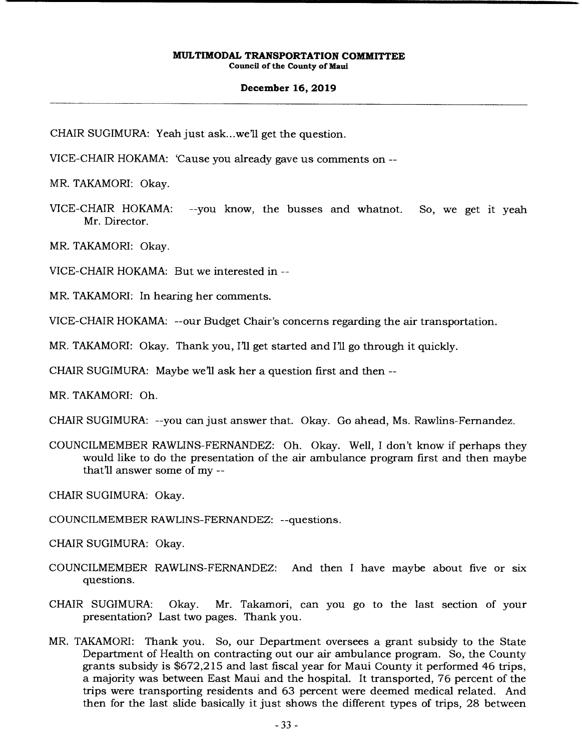CHAIR SUGIMURA: Yeah just ask...we'll get the question.

VICE-CHAIR HOKAMA: 'Cause you already gave us comments on --

MR. TAKAMORI: Okay.

VICE-CHAIR HOKAMA: --you know, the busses and whatnot. So, we get it yeah Mr. Director.

MR. TAKAMORI: Okay.

VICE-CHAIR HOKAMA: But we interested in --

MR. TAKAMORI: In hearing her comments.

VICE-CHAIR HOKAMA: --our Budget Chair's concerns regarding the air transportation.

MR. TAKAMORI: Okay. Thank you, I'll get started and I'll go through it quickly.

CHAIR SUGIMURA: Maybe we'll ask her a question first and then --

MR. TAKAMORI: Oh.

CHAIR SUGIMURA: --you can just answer that. Okay. Go ahead, Ms. Rawlins-Fernandez.

COUNCILMEMBER RAWLINS-FERNANDEZ: Oh. Okay. Well, I don't know if perhaps they would like to do the presentation of the air ambulance program first and then maybe that'll answer some of my --

CHAIR SUGIMURA: Okay.

COUNCILMEMBER RAWLINS-FERNANDEZ: --questions.

CHAIR SUGIMURA: Okay.

COUNCILMEMBER RAWLINS-FERNANDEZ: And then I have maybe about five or six questions.

CHAIR SUGIMURA: Okay. Mr. Takamori, can you go to the last section of your presentation? Last two pages. Thank you.

MR. TAKAMORI: Thank you. So, our Department oversees a grant subsidy to the State Department of Health on contracting out our air ambulance program. So, the County grants subsidy is $672,215 and last fiscal year for Maui County it performed 46 trips, a majority was between East Maui and the hospital. It transported, 76 percent of the trips were transporting residents and 63 percent were deemed medical related. And then for the last slide basically it just shows the different types of trips, 28 between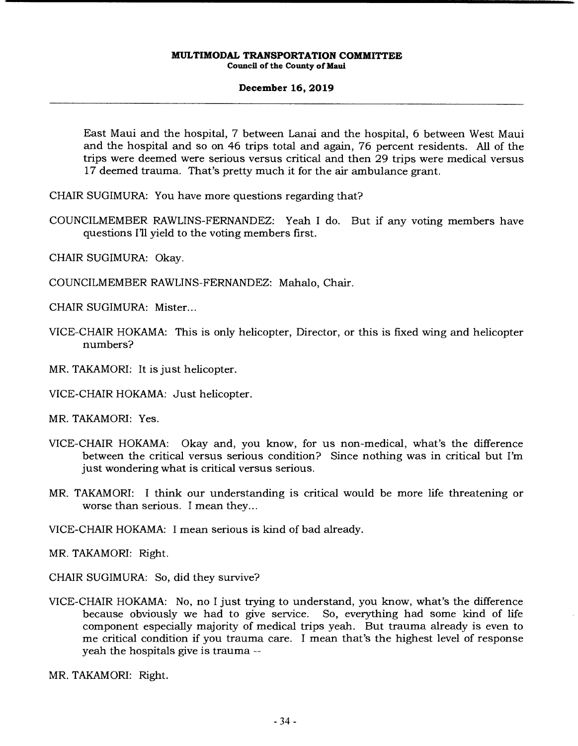East Maui and the hospital, 7 between Lanai and the hospital, 6 between West Maui and the hospital and so on 46 trips total and again, 76 percent residents. All of the trips were deemed were serious versus critical and then 29 trips were medical versus 17 deemed trauma. That's pretty much it for the air ambulance grant.

CHAIR SUGIMURA: You have more questions regarding that?

COUNCILMEMBER RAWLINS-FERNANDEZ: Yeah I do. But if any voting members have questions I'll yield to the voting members first.

CHAIR SUGIMURA: Okay.

COUNCILMEMBER RAWLINS-FERNANDEZ: Mahalo, Chair.

CHAIR SUGIMURA: Mister...

VICE-CHAIR HOKAMA: This is only helicopter, Director, or this is fixed wing and helicopter numbers?

MR. TAKAMORI: It is just helicopter.

VICE-CHAIR HOKAMA: Just helicopter.

MR. TAKAMORI: Yes.

VICE-CHAIR HOKAMA: Okay and, you know, for us non-medical, what's the difference between the critical versus serious condition? Since nothing was in critical but I'm just wondering what is critical versus serious.

MR. TAKAMORI: I think our understanding is critical would be more life threatening or worse than serious. I mean they...

VICE-CHAIR HOKAMA: I mean serious is kind of bad already.

MR. TAKAMORI: Right.

CHAIR SUGIMURA: So, did they survive?

VICE-CHAIR HOKAMA: No, no I just trying to understand, you know, what's the difference because obviously we had to give service. So, everything had some kind of life component especially majority of medical trips yeah. But trauma already is even to me critical condition if you trauma care. I mean that's the highest level of response yeah the hospitals give is trauma --

MR. TAKAMORI: Right.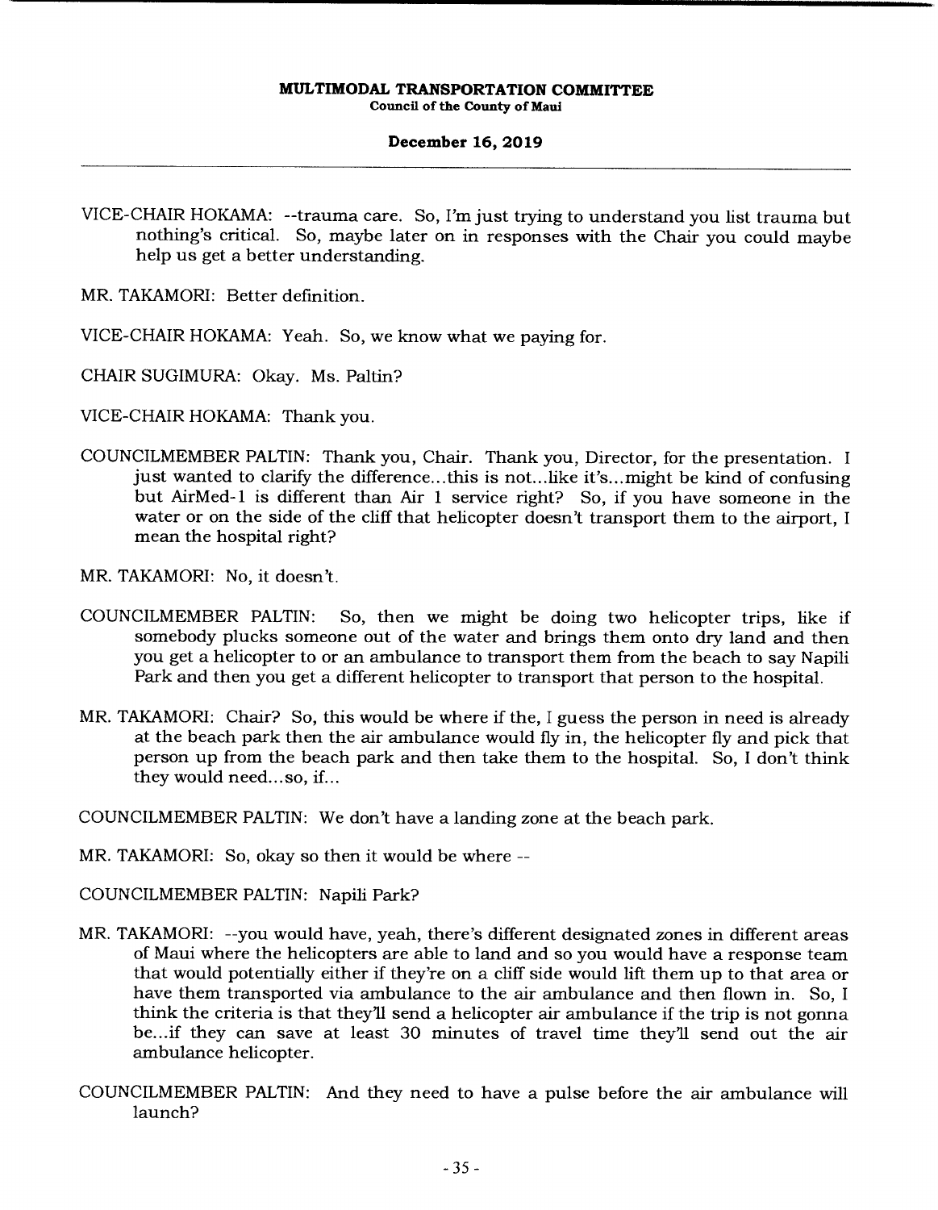VICE-CHAIR HOKAMA: --trauma care. So, I'm just trying to understand you list trauma but nothing's critical. So, maybe later on in responses with the Chair you could maybe help us get a better understanding.

MR. TAKAMORI: Better definition.

VICE-CHAIR HOKAMA: Yeah. So, we know what we paying for.

CHAIR SUGIMURA: Okay. Ms. Paltin?

VICE-CHAIR HOKAMA: Thank you.

COUNCILMEMBER PALTIN: Thank you, Chair. Thank you, Director, for the presentation. I just wanted to clarify the difference...this is not...like it's...might be kind of confusing but AirMed-1 is different than Air 1 service right? So, if you have someone in the water or on the side of the cliff that helicopter doesn't transport them to the airport, I mean the hospital right?

MR. TAKAMORI: No, it doesn't.

COUNCILMEMBER PALTIN: So, then we might be doing two helicopter trips, like if somebody plucks someone out of the water and brings them onto dry land and then you get a helicopter to or an ambulance to transport them from the beach to say Napili Park and then you get a different helicopter to transport that person to the hospital.

MR. TAKAMORI: Chair? So, this would be where if the, I guess the person in need is already at the beach park then the air ambulance would fly in, the helicopter fly and pick that person up from the beach park and then take them to the hospital. So, I don't think they would need...so, if...

COUNCILMEMBER PALTIN: We don't have a landing zone at the beach park.

MR. TAKAMORI: So, okay so then it would be where --

COUNCILMEMBER PALTIN: Napili Park?

MR. TAKAMORI: --you would have, yeah, there's different designated zones in different areas of Maui where the helicopters are able to land and so you would have a response team that would potentially either if they're on a cliff side would lift them up to that area or have them transported via ambulance to the air ambulance and then flown in. So, I think the criteria is that they'll send a helicopter air ambulance if the trip is not gonna be...if they can save at least 30 minutes of travel time they'll send out the air ambulance helicopter.

COUNCILMEMBER PALTIN: And they need to have a pulse before the air ambulance will launch?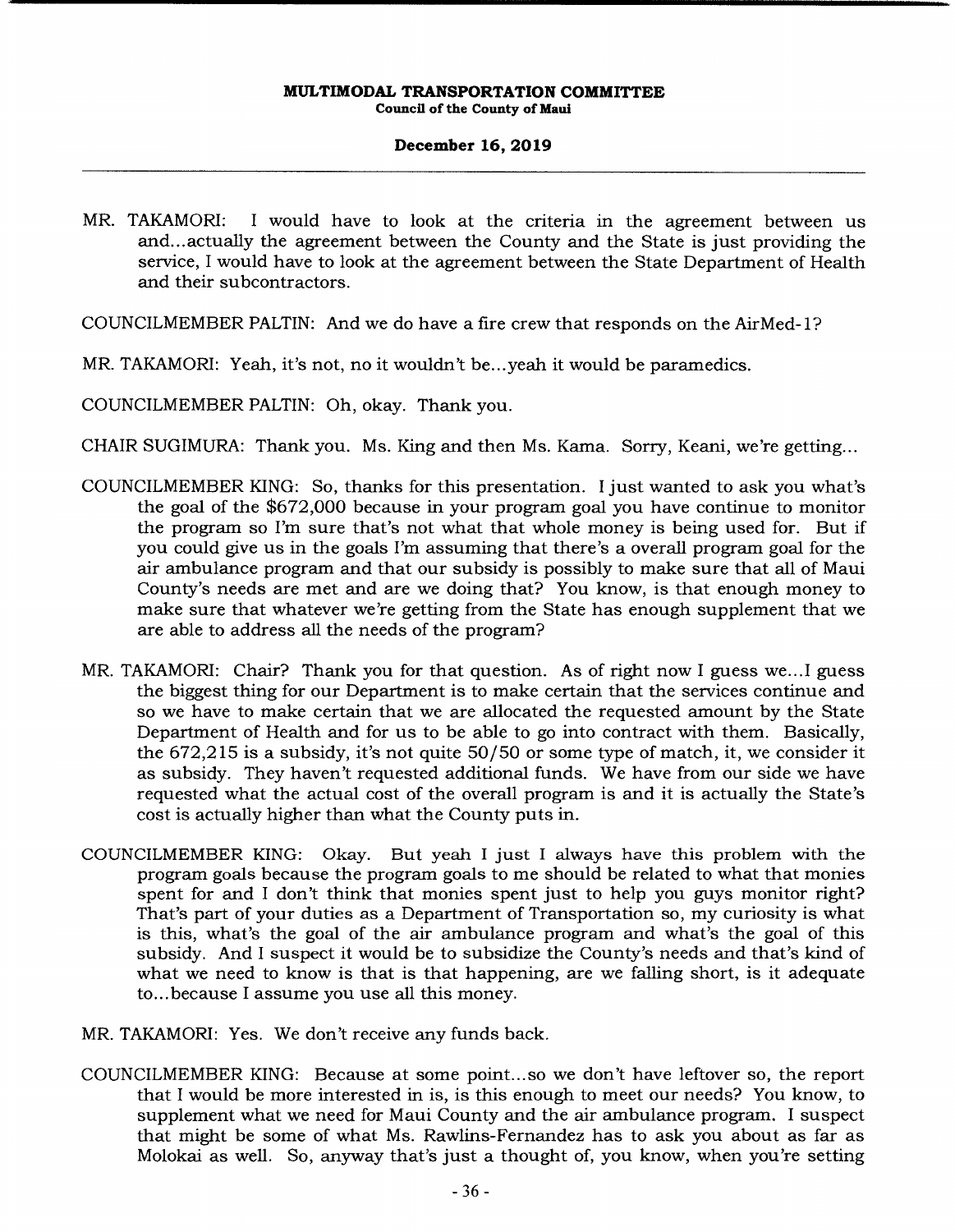MR. TAKAMORI: I would have to look at the criteria in the agreement between us and...actually the agreement between the County and the State is just providing the service, I would have to look at the agreement between the State Department of Health and their subcontractors.

COUNCILMEMBER PALTIN: And we do have a fire crew that responds on the AirMed-1?

MR. TAKAMORI: Yeah, it's not, no it wouldn't be...yeah it would be paramedics.

COUNCILMEMBER PALTIN: Oh, okay. Thank you.

CHAIR SUGIMURA: Thank you. Ms. King and then Ms. Kama. Sorry, Keani, we're getting...

COUNCILMEMBER KING: So, thanks for this presentation. I just wanted to ask you what's the goal of the $672,000 because in your program goal you have continue to monitor the program so I'm sure that's not what that whole money is being used for. But if you could give us in the goals I'm assuming that there's a overall program goal for the air ambulance program and that our subsidy is possibly to make sure that all of Maui County's needs are met and are we doing that? You know, is that enough money to make sure that whatever we're getting from the State has enough supplement that we are able to address all the needs of the program?

MR. TAKAMORI: Chair? Thank you for that question. As of right now I guess we...I guess the biggest thing for our Department is to make certain that the services continue and so we have to make certain that we are allocated the requested amount by the State Department of Health and for us to be able to go into contract with them. Basically, the 672,215 is a subsidy, it's not quite 50/50 or some type of match, it, we consider it as subsidy. They haven't requested additional funds. We have from our side we have requested what the actual cost of the overall program is and it is actually the State's cost is actually higher than what the County puts in.

COUNCILMEMBER KING: Okay. But yeah I just I always have this problem with the program goals because the program goals to me should be related to what that monies spent for and I don't think that monies spent just to help you guys monitor right? That's part of your duties as a Department of Transportation so, my curiosity is what is this, what's the goal of the air ambulance program and what's the goal of this subsidy. And I suspect it would be to subsidize the County's needs and that's kind of what we need to know is that is that happening, are we falling short, is it adequate to...because I assume you use all this money.

MR. TAKAMORI: Yes. We don't receive any funds back.

COUNCILMEMBER KING: Because at some point...so we don't have leftover so, the report that I would be more interested in is, is this enough to meet our needs? You know, to supplement what we need for Maui County and the air ambulance program. I suspect that might be some of what Ms. Rawlins-Fernandez has to ask you about as far as Molokai as well. So, anyway that's just a thought of, you know, when you're setting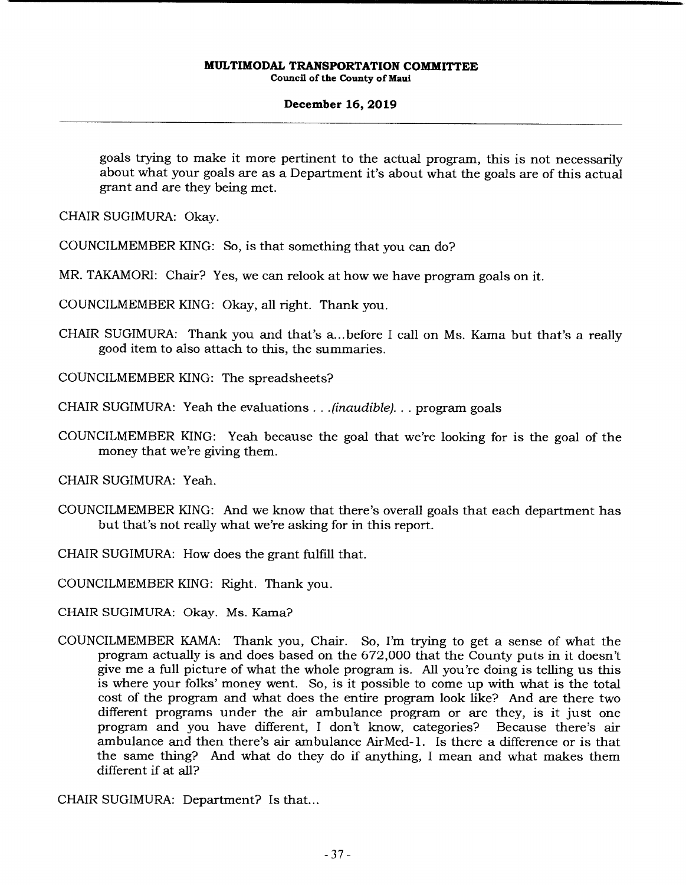goals trying to make it more pertinent to the actual program, this is not necessarily about what your goals are as a Department it's about what the goals are of this actual grant and are they being met.

CHAIR SUGIMURA: Okay.

COUNCILMEMBER KING: So, is that something that you can do?

MR. TAKAMORI: Chair? Yes, we can relook at how we have program goals on it.

COUNCILMEMBER KING: Okay, all right. Thank you.

CHAIR SUGIMURA: Thank you and that's a...before I call on Ms. Kama but that's a really good item to also attach to this, the summaries.

COUNCILMEMBER KING: The spreadsheets?

CHAIR SUGIMURA: Yeah the evaluations *. . .(inaudible). . .* program goals

COUNCILMEMBER KING: Yeah because the goal that we're looking for is the goal of the money that we're giving them.

CHAIR SUGIMURA: Yeah.

COUNCILMEMBER KING: And we know that there's overall goals that each department has but that's not really what we're asking for in this report.

CHAIR SUGIMURA: How does the grant fulfill that.

COUNCILMEMBER KING: Right. Thank you.

CHAIR SUGIMURA: Okay. Ms. Kama?

COUNCILMEMBER KAMA: Thank you, Chair. So, I'm trying to get a sense of what the program actually is and does based on the 672,000 that the County puts in it doesn't give me a full picture of what the whole program is. All you're doing is telling us this is where your folks' money went. So, is it possible to come up with what is the total cost of the program and what does the entire program look like? And are there two different programs under the air ambulance program or are they, is it just one program and you have different, I don't know, categories? Because there's air ambulance and then there's air ambulance AirMed-1. Is there a difference or is that the same thing? And what do they do if anything, I mean and what makes them different if at all?

CHAIR SUGIMURA: Department? Is that...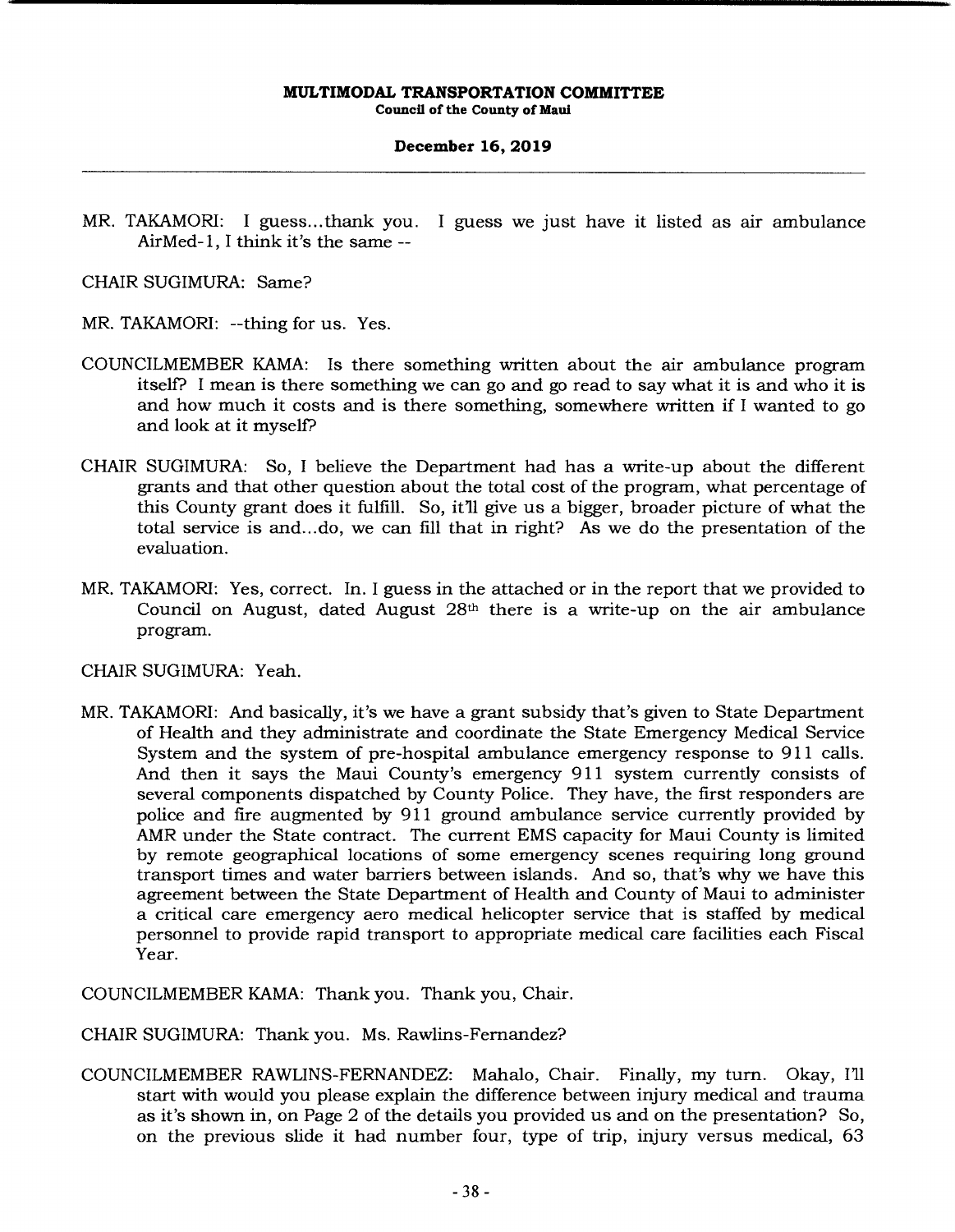MR. TAKAMORI: I guess...thank you. I guess we just have it listed as air ambulance AirMed-1, I think it's the same --

CHAIR SUGIMURA: Same?

MR. TAKAMORI: --thing for us. Yes.

COUNCILMEMBER KAMA: Is there something written about the air ambulance program itself? I mean is there something we can go and go read to say what it is and who it is and how much it costs and is there something, somewhere written if I wanted to go and look at it myself?

CHAIR SUGIMURA: So, I believe the Department had has a write-up about the different grants and that other question about the total cost of the program, what percentage of this County grant does it fulfill. So, it'll give us a bigger, broader picture of what the total service is and...do, we can fill that in right? As we do the presentation of the evaluation.

MR. TAKAMORI: Yes, correct. In. I guess in the attached or in the report that we provided to Council on August, dated August 28th there is a write-up on the air ambulance program.

CHAIR SUGIMURA: Yeah.

MR. TAKAMORI: And basically, it's we have a grant subsidy that's given to State Department of Health and they administrate and coordinate the State Emergency Medical Service System and the system of pre-hospital ambulance emergency response to 911 calls. And then it says the Maui County's emergency 911 system currently consists of several components dispatched by County Police. They have, the first responders are police and fire augmented by 911 ground ambulance service currently provided by AMR under the State contract. The current EMS capacity for Maui County is limited by remote geographical locations of some emergency scenes requiring long ground transport times and water barriers between islands. And so, that's why we have this agreement between the State Department of Health and County of Maui to administer a critical care emergency aero medical helicopter service that is staffed by medical personnel to provide rapid transport to appropriate medical care facilities each Fiscal Year.

COUNCILMEMBER KAMA: Thank you. Thank you, Chair.

CHAIR SUGIMURA: Thank you. Ms. Rawlins-Fernandez?

COUNCILMEMBER RAWLINS-FERNANDEZ: Mahalo, Chair. Finally, my turn. Okay, I'll start with would you please explain the difference between injury medical and trauma as it's shown in, on Page 2 of the details you provided us and on the presentation? So, on the previous slide it had number four, type of trip, injury versus medical, 63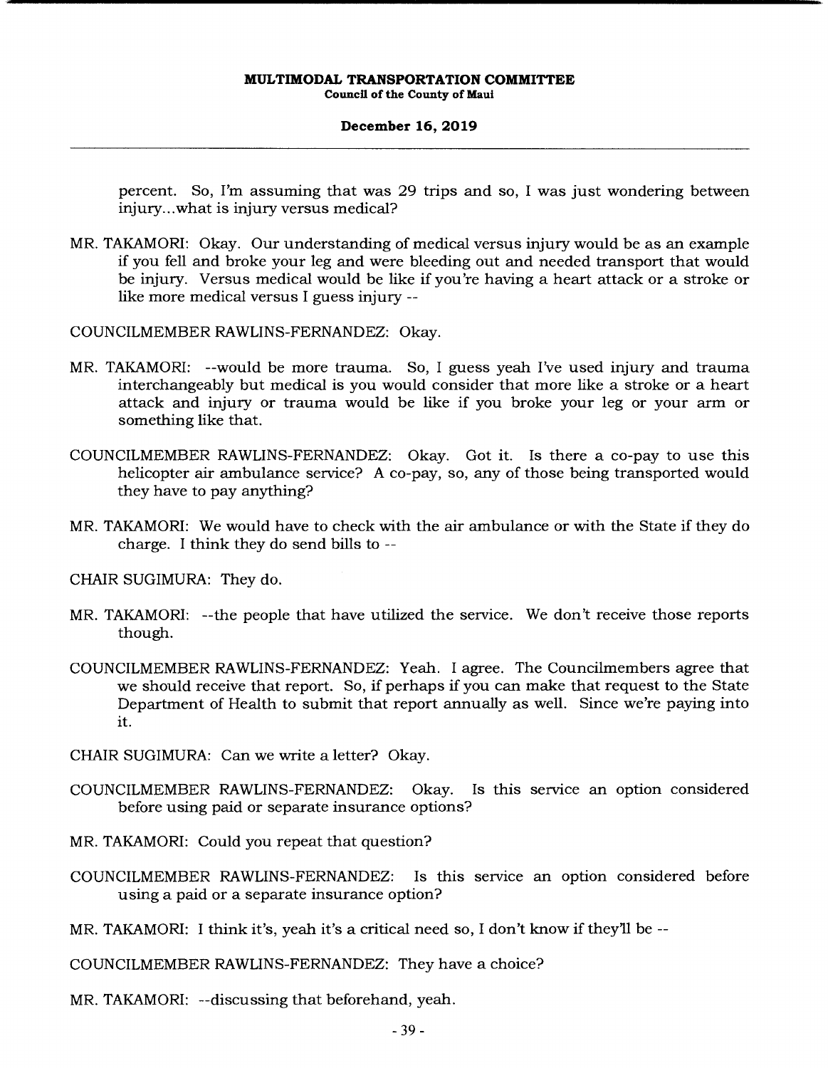percent. So, I'm assuming that was 29 trips and so, I was just wondering between injury...what is injury versus medical?

MR. TAKAMORI: Okay. Our understanding of medical versus injury would be as an example if you fell and broke your leg and were bleeding out and needed transport that would be injury. Versus medical would be like if you're having a heart attack or a stroke or like more medical versus I guess injury --

COUNCILMEMBER RAWLINS-FERNANDEZ: Okay.

MR. TAKAMORI: --would be more trauma. So, I guess yeah I've used injury and trauma interchangeably but medical is you would consider that more like a stroke or a heart attack and injury or trauma would be like if you broke your leg or your arm or something like that.

COUNCILMEMBER RAWLINS-FERNANDEZ: Okay. Got it. Is there a co-pay to use this helicopter air ambulance service? A co-pay, so, any of those being transported would they have to pay anything?

MR. TAKAMORI: We would have to check with the air ambulance or with the State if they do charge. I think they do send bills to --

CHAIR SUGIMURA: They do.

MR. TAKAMORI: --the people that have utilized the service. We don't receive those reports though.

COUNCILMEMBER RAWLINS-FERNANDEZ: Yeah. I agree. The Councilmembers agree that we should receive that report. So, if perhaps if you can make that request to the State Department of Health to submit that report annually as well. Since we're paying into it.

CHAIR SUGIMURA: Can we write a letter? Okay.

COUNCILMEMBER RAWLINS-FERNANDEZ: Okay. Is this service an option considered before using paid or separate insurance options?

MR. TAKAMORI: Could you repeat that question?

COUNCILMEMBER RAWLINS-FERNANDEZ: Is this service an option considered before using a paid or a separate insurance option?

MR. TAKAMORI: I think it's, yeah it's a critical need so, I don't know if they'll be --

COUNCILMEMBER RAWLINS-FERNANDEZ: They have a choice?

MR. TAKAMORI: --discussing that beforehand, yeah.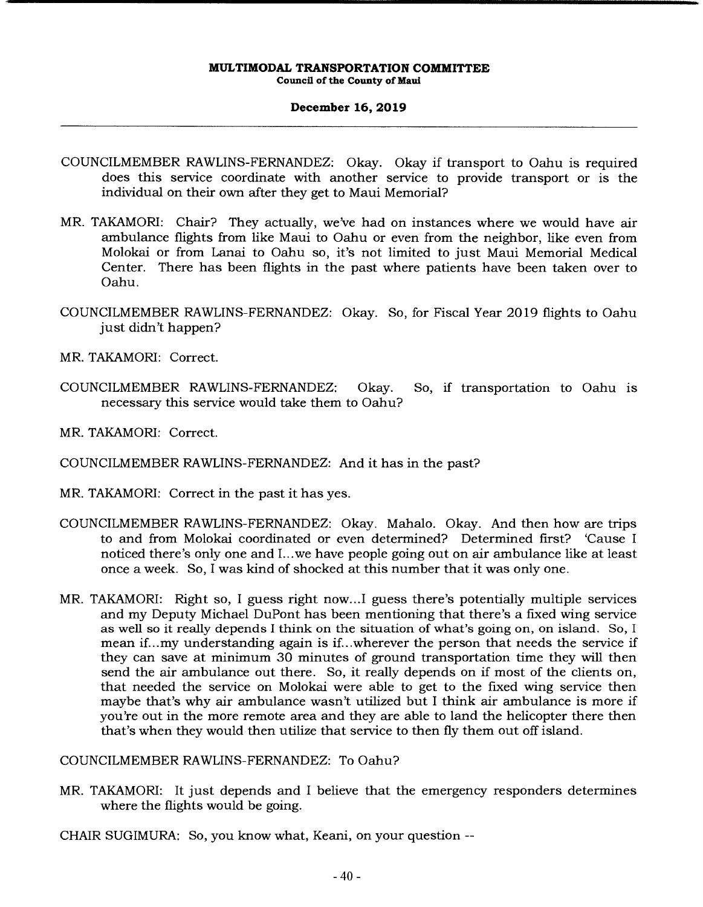COUNCILMEMBER RAWLINS-FERNANDEZ: Okay. Okay if transport to Oahu is required does this service coordinate with another service to provide transport or is the individual on their own after they get to Maui Memorial?

MR. TAKAMORI: Chair? They actually, we've had on instances where we would have air ambulance flights from like Maui to Oahu or even from the neighbor, like even from Molokai or from Lanai to Oahu so, it's not limited to just Maui Memorial Medical Center. There has been flights in the past where patients have been taken over to Oahu.

COUNCILMEMBER RAWLINS-FERNANDEZ: Okay. So, for Fiscal Year 2019 flights to Oahu just didn't happen?

MR. TAKAMORI: Correct.

COUNCILMEMBER RAWLINS-FERNANDEZ: Okay. So, if transportation to Oahu is necessary this service would take them to Oahu?

MR. TAKAMORI: Correct.

COUNCILMEMBER RAWLINS-FERNANDEZ: And it has in the past?

MR. TAKAMORI: Correct in the past it has yes.

COUNCILMEMBER RAWLINS-FERNANDEZ: Okay. Mahalo. Okay. And then how are trips to and from Molokai coordinated or even determined? Determined first? 'Cause I noticed there's only one and I...we have people going out on air ambulance like at least once a week. So, I was kind of shocked at this number that it was only one.

MR. TAKAMORI: Right so, I guess right now...I guess there's potentially multiple services and my Deputy Michael DuPont has been mentioning that there's a fixed wing service as well so it really depends I think on the situation of what's going on, on island. So, I mean if...my understanding again is if...wherever the person that needs the service if they can save at minimum 30 minutes of ground transportation time they will then send the air ambulance out there. So, it really depends on if most of the clients on, that needed the service on Molokai were able to get to the fixed wing service then maybe that's why air ambulance wasn't utilized but I think air ambulance is more if you're out in the more remote area and they are able to land the helicopter there then that's when they would then utilize that service to then fly them out off island.

COUNCILMEMBER RAWLINS-FERNANDEZ: To Oahu?

MR. TAKAMORI: It just depends and I believe that the emergency responders determines where the flights would be going.

CHAIR SUGIMURA: So, you know what, Keani, on your question --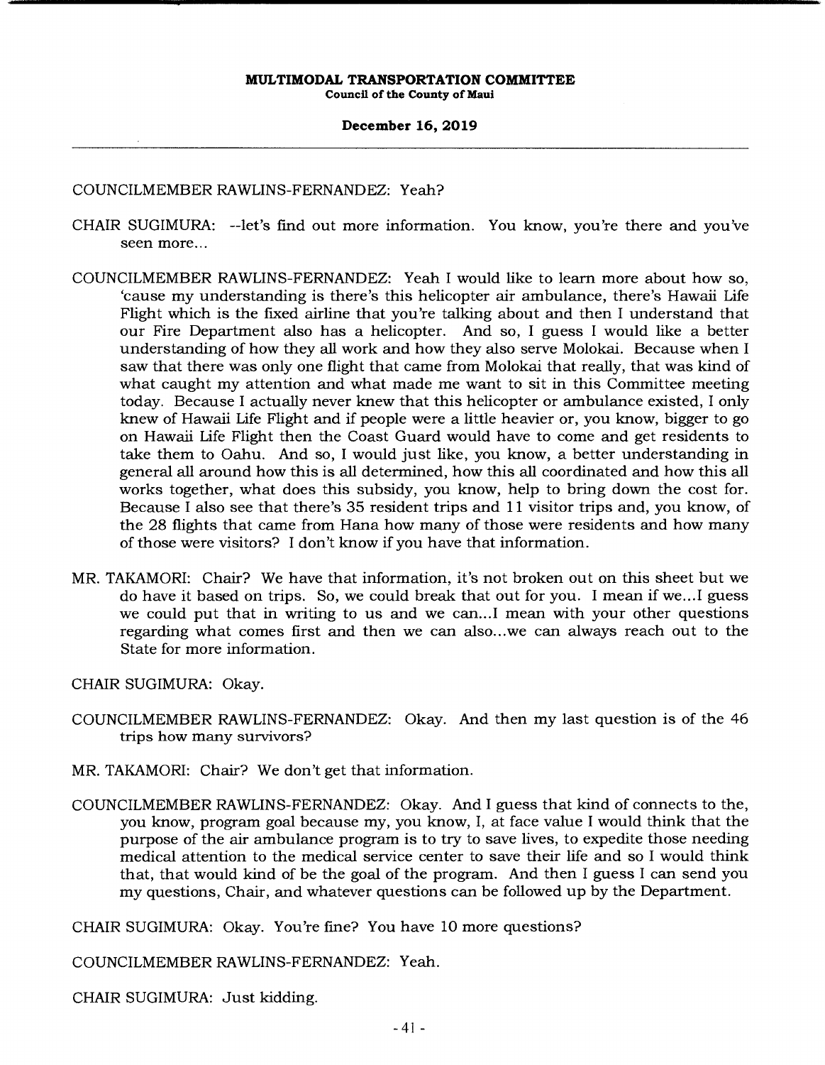COUNCILMEMBER RAWLINS-FERNANDEZ: Yeah?

CHAIR SUGIMURA: --let's find out more information. You know, you're there and you've seen more...

COUNCILMEMBER RAWLINS-FERNANDEZ: Yeah I would like to learn more about how so, 'cause my understanding is there's this helicopter air ambulance, there's Hawaii Life Flight which is the fixed airline that you're talking about and then I understand that our Fire Department also has a helicopter. And so, I guess I would like a better understanding of how they all work and how they also serve Molokai. Because when I saw that there was only one flight that came from Molokai that really, that was kind of what caught my attention and what made me want to sit in this Committee meeting today. Because I actually never knew that this helicopter or ambulance existed, I only knew of Hawaii Life Flight and if people were a little heavier or, you know, bigger to go on Hawaii Life Flight then the Coast Guard would have to come and get residents to take them to Oahu. And so, I would just like, you know, a better understanding in general all around how this is all determined, how this all coordinated and how this all works together, what does this subsidy, you know, help to bring down the cost for. Because I also see that there's 35 resident trips and 11 visitor trips and, you know, of the 28 flights that came from Hana how many of those were residents and how many of those were visitors? I don't know if you have that information.

MR. TAKAMORI: Chair? We have that information, it's not broken out on this sheet but we do have it based on trips. So, we could break that out for you. I mean if we...I guess we could put that in writing to us and we can...I mean with your other questions regarding what comes first and then we can also...we can always reach out to the State for more information.

CHAIR SUGIMURA: Okay.

COUNCILMEMBER RAWLINS-FERNANDEZ: Okay. And then my last question is of the 46 trips how many survivors?

MR. TAKAMORI: Chair? We don't get that information.

COUNCILMEMBER RAWLINS-FERNANDEZ: Okay. And I guess that kind of connects to the, you know, program goal because my, you know, I, at face value I would think that the purpose of the air ambulance program is to try to save lives, to expedite those needing medical attention to the medical service center to save their life and so I would think that, that would kind of be the goal of the program. And then I guess I can send you my questions, Chair, and whatever questions can be followed up by the Department.

CHAIR SUGIMURA: Okay. You're fine? You have 10 more questions?

COUNCILMEMBER RAWLINS-FERNANDEZ: Yeah.

CHAIR SUGIMURA: Just kidding.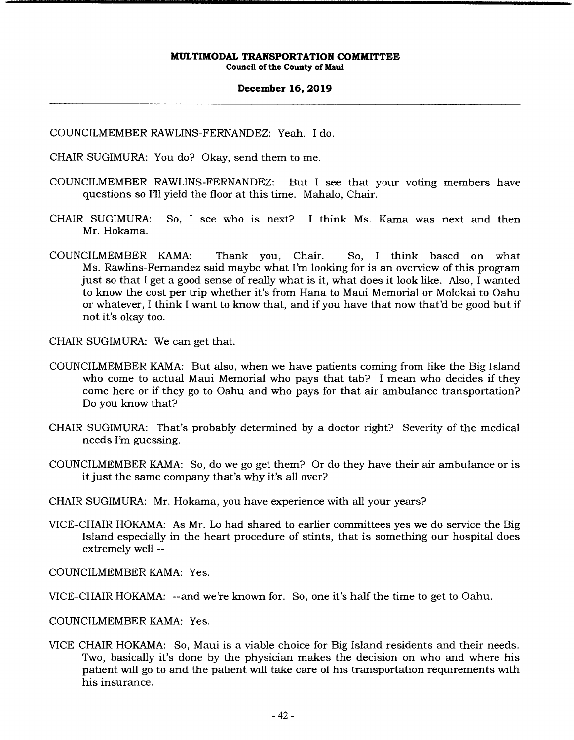COUNCILMEMBER RAWLINS-FERNANDEZ: Yeah. I do.

CHAIR SUGIMURA: You do? Okay, send them to me.

COUNCILMEMBER RAWLINS-FERNANDEZ: But I see that your voting members have questions so I'll yield the floor at this time. Mahalo, Chair.

CHAIR SUGIMURA: So, I see who is next? I think Ms. Kama was next and then Mr. Hokama.

COUNCILMEMBER KAMA: Thank you, Chair. So, I think based on what Ms. Rawlins-Fernandez said maybe what I'm looking for is an overview of this program just so that I get a good sense of really what is it, what does it look like. Also, I wanted to know the cost per trip whether it's from Hana to Maui Memorial or Molokai to Oahu or whatever, I think I want to know that, and if you have that now that'd be good but if not it's okay too.

CHAIR SUGIMURA: We can get that.

COUNCILMEMBER KAMA: But also, when we have patients coming from like the Big Island who come to actual Maui Memorial who pays that tab? I mean who decides if they come here or if they go to Oahu and who pays for that air ambulance transportation? Do you know that?

CHAIR SUGIMURA: That's probably determined by a doctor right? Severity of the medical needs I'm guessing.

COUNCILMEMBER KAMA: So, do we go get them? Or do they have their air ambulance or is it just the same company that's why it's all over?

CHAIR SUGIMURA: Mr. Hokama, you have experience with all your years?

VICE-CHAIR HOKAMA: As Mr. Lo had shared to earlier committees yes we do service the Big Island especially in the heart procedure of stints, that is something our hospital does extremely well --

COUNCILMEMBER KAMA: Yes.

VICE-CHAIR HOKAMA: --and we're known for. So, one it's half the time to get to Oahu.

COUNCILMEMBER KAMA: Yes.

VICE-CHAIR HOKAMA: So, Maui is a viable choice for Big Island residents and their needs. Two, basically it's done by the physician makes the decision on who and where his patient will go to and the patient will take care of his transportation requirements with his insurance.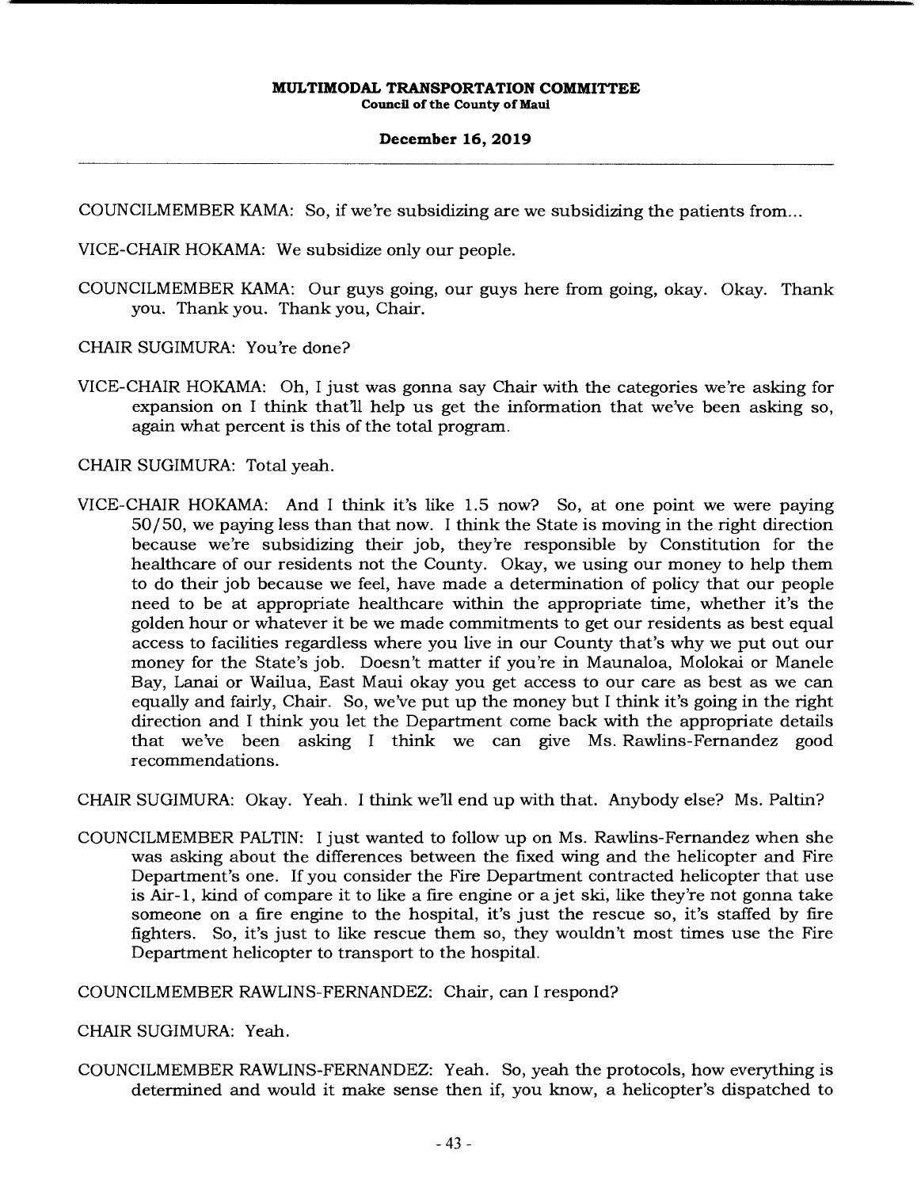COUNCILMEMBER KAMA: So, if we're subsidizing are we subsidizing the patients from...

VICE-CHAIR HOKAMA: We subsidize only our people.

COUNCILMEMBER KAMA: Our guys going, our guys here from going, okay. Okay. Thank you. Thank you. Thank you, Chair.

CHAIR SUGIMURA: You're done?

VICE-CHAIR HOKAMA: Oh, I just was gonna say Chair with the categories we're asking for expansion on I think that'll help us get the information that we've been asking so, again what percent is this of the total program.

CHAIR SUGIMURA: Total yeah.

VICE-CHAIR HOKAMA: And I think it's like 1.5 now? So, at one point we were paying 50/50, we paying less than that now. I think the State is moving in the right direction because we're subsidizing their job, they're responsible by Constitution for the healthcare of our residents not the County. Okay, we using our money to help them to do their job because we feel, have made a determination of policy that our people need to be at appropriate healthcare within the appropriate time, whether it's the golden hour or whatever it be we made commitments to get our residents as best equal access to facilities regardless where you live in our County that's why we put out our money for the State's job. Doesn't matter if you're in Maunaloa, Molokai or Manele Bay, Lanai or Wailua, East Maui okay you get access to our care as best as we can equally and fairly, Chair. So, we've put up the money but I think it's going in the right direction and I think you let the Department come back with the appropriate details that we've been asking I think we can give Ms. Rawlins-Fernandez good recommendations.

CHAIR SUGIMURA: Okay. Yeah. I think we'll end up with that. Anybody else? Ms. Paltin?

COUNCILMEMBER PALTIN: I just wanted to follow up on Ms. Rawlins-Fernandez when she was asking about the differences between the fixed wing and the helicopter and Fire Department's one. If you consider the Fire Department contracted helicopter that use is Air-1, kind of compare it to like a fire engine or a jet ski, like they're not gonna take someone on a fire engine to the hospital, it's just the rescue so, it's staffed by fire fighters. So, it's just to like rescue them so, they wouldn't most times use the Fire Department helicopter to transport to the hospital.

COUNCILMEMBER RAWLINS-FERNANDEZ: Chair, can I respond?

CHAIR SUGIMURA: Yeah.

COUNCILMEMBER RAWLINS-FERNANDEZ: Yeah. So, yeah the protocols, how everything is determined and would it make sense then if, you know, a helicopter's dispatched to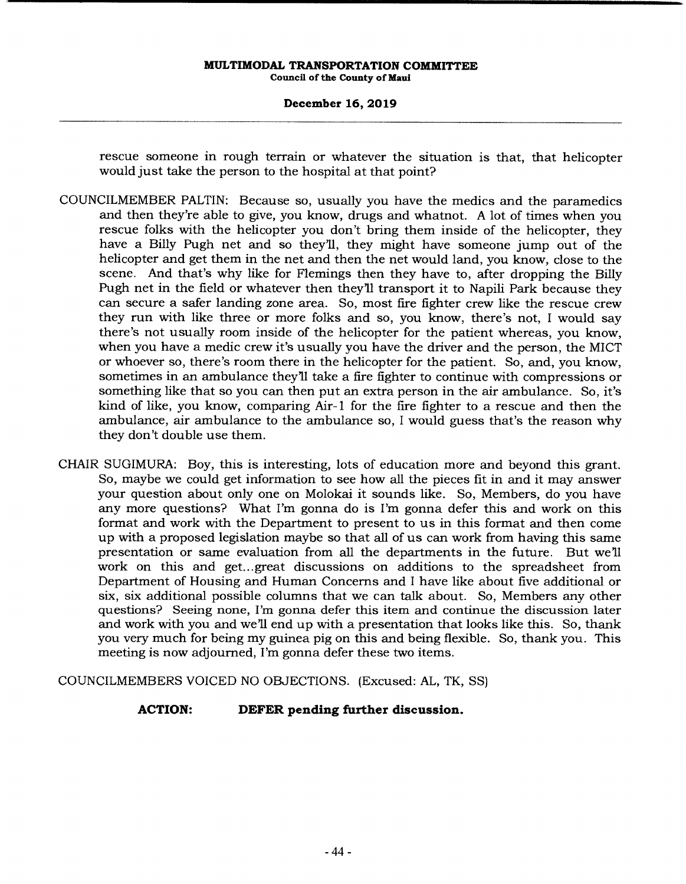rescue someone in rough terrain or whatever the situation is that, that helicopter would just take the person to the hospital at that point?

COUNCILMEMBER PALTIN: Because so, usually you have the medics and the paramedics and then they're able to give, you know, drugs and whatnot. A lot of times when you rescue folks with the helicopter you don't bring them inside of the helicopter, they have a Billy Pugh net and so they'll, they might have someone jump out of the helicopter and get them in the net and then the net would land, you know, close to the scene. And that's why like for Flemings then they have to, after dropping the Billy Pugh net in the field or whatever then they'll transport it to Napili Park because they can secure a safer landing zone area. So, most fire fighter crew like the rescue crew they run with like three or more folks and so, you know, there's not, I would say there's not usually room inside of the helicopter for the patient whereas, you know, when you have a medic crew it's usually you have the driver and the person, the MICT or whoever so, there's room there in the helicopter for the patient. So, and, you know, sometimes in an ambulance they'll take a fire fighter to continue with compressions or something like that so you can then put an extra person in the air ambulance. So, it's kind of like, you know, comparing Air-1 for the fire fighter to a rescue and then the ambulance, air ambulance to the ambulance so, I would guess that's the reason why they don't double use them.

CHAIR SUGIMURA: Boy, this is interesting, lots of education more and beyond this grant. So, maybe we could get information to see how all the pieces fit in and it may answer your question about only one on Molokai it sounds like. So, Members, do you have any more questions? What I'm gonna do is I'm gonna defer this and work on this format and work with the Department to present to us in this format and then come up with a proposed legislation maybe so that all of us can work from having this same presentation or same evaluation from all the departments in the future. But we'll work on this and get...great discussions on additions to the spreadsheet from Department of Housing and Human Concerns and I have like about five additional or six, six additional possible columns that we can talk about. So, Members any other questions? Seeing none, I'm gonna defer this item and continue the discussion later and work with you and we'll end up with a presentation that looks like this. So, thank you very much for being my guinea pig on this and being flexible. So, thank you. This meeting is now adjourned, I'm gonna defer these two items.

COUNCILMEMBERS VOICED NO OBJECTIONS. (Excused: AL, TK, SS)

**ACTION: DEFER pending further discussion.**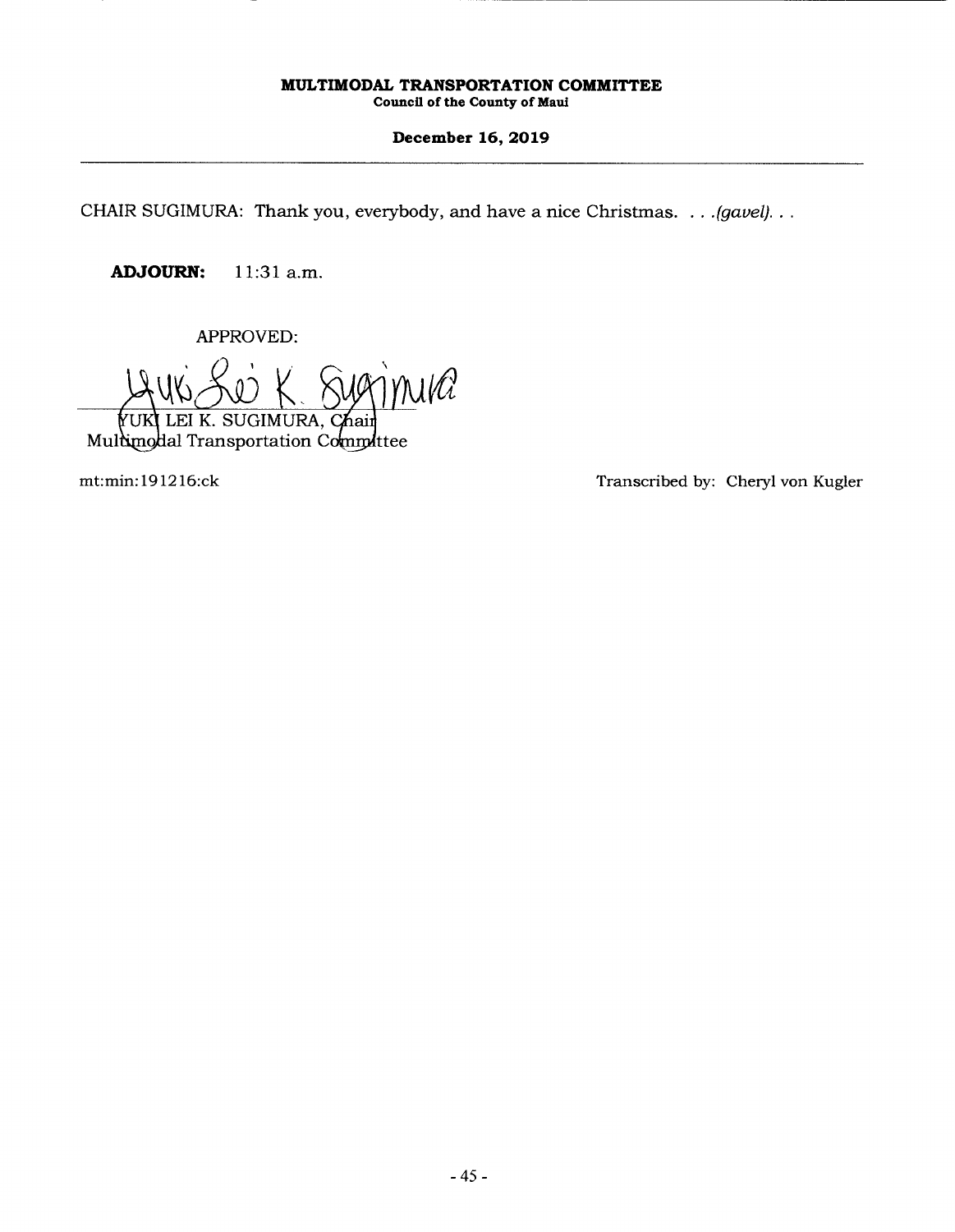CHAIR SUGIMURA: Thank you, everybody, and have a nice Christmas. . . .*(gavel)*. . .

**ADJOURN:** 11:31 a.m.

APPROVED:

YUKI LEI K. SUGIMURA, Chair
Multimodal Transportation Committee

mt:min:191216:ck

Transcribed by: Cheryl von Kugler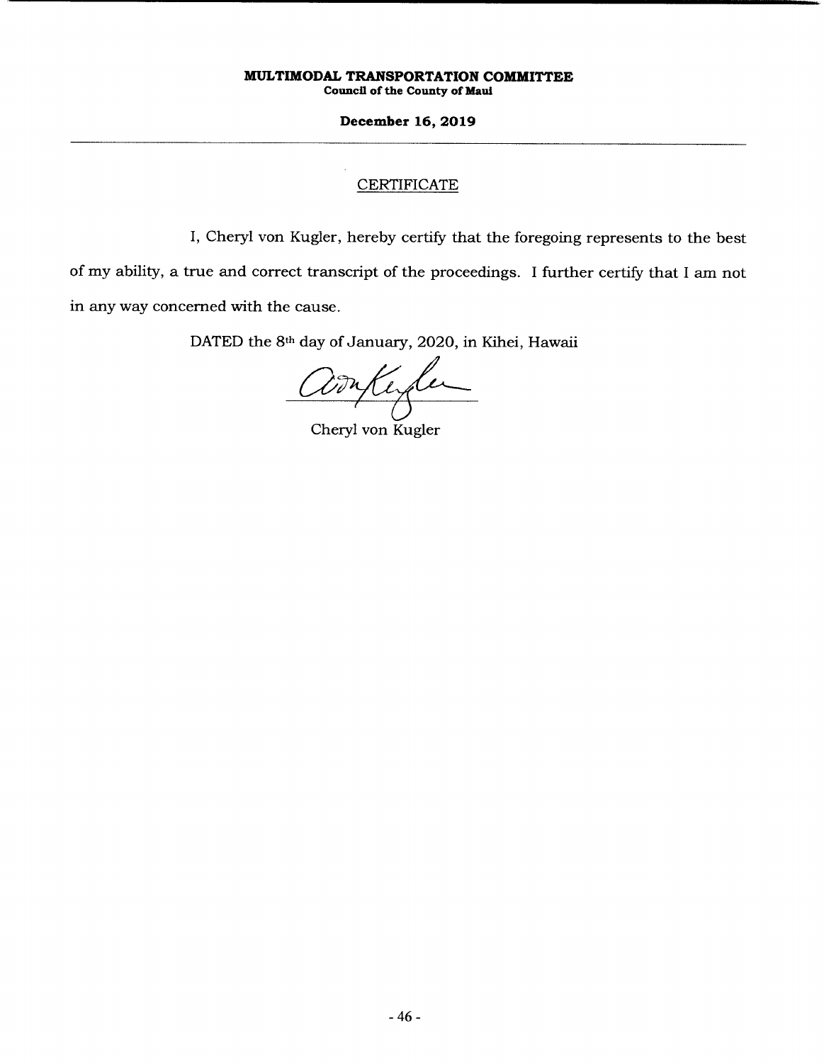**MULTIMODAL TRANSPORTATION COMMITTEE**
**Council of the County of Maui**

**December 16, 2019**

---

## CERTIFICATE

I, Cheryl von Kugler, hereby certify that the foregoing represents to the best of my ability, a true and correct transcript of the proceedings. I further certify that I am not in any way concerned with the cause.

DATED the 8th day of January, 2020, in Kihei, Hawaii

Cheryl von Kugler